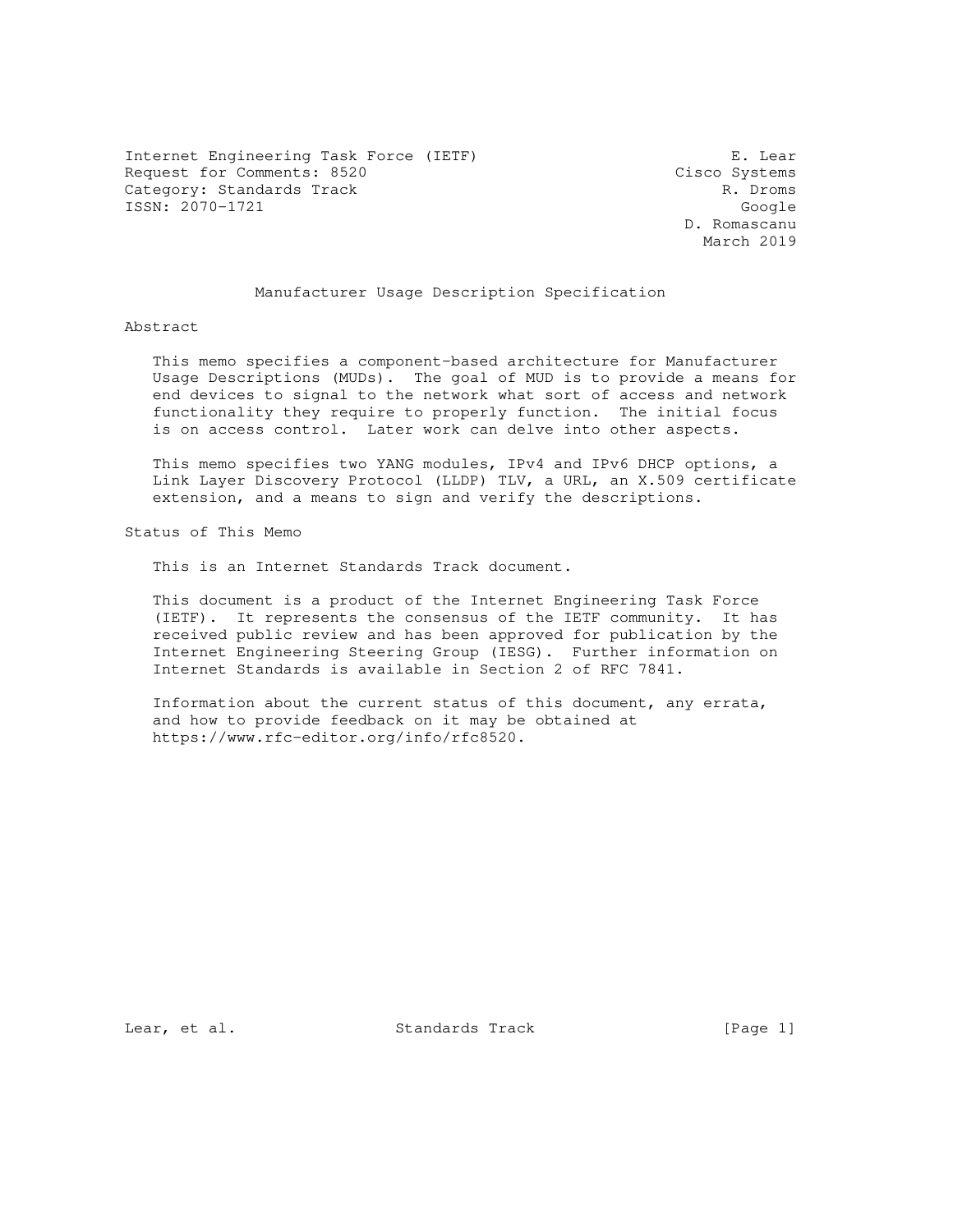Internet Engineering Task Force (IETF)                           E. Lear
Request for Comments: 8520                                 Cisco Systems
Category: Standards Track                                       R. Droms
ISSN: 2070-1721                                                   Google
                                                            D. Romascanu
                                                              March 2019

# Manufacturer Usage Description Specification

## Abstract

This memo specifies a component-based architecture for Manufacturer Usage Descriptions (MUDs). The goal of MUD is to provide a means for end devices to signal to the network what sort of access and network functionality they require to properly function. The initial focus is on access control. Later work can delve into other aspects.

This memo specifies two YANG modules, IPv4 and IPv6 DHCP options, a Link Layer Discovery Protocol (LLDP) TLV, a URL, an X.509 certificate extension, and a means to sign and verify the descriptions.

## Status of This Memo

This is an Internet Standards Track document.

This document is a product of the Internet Engineering Task Force (IETF). It represents the consensus of the IETF community. It has received public review and has been approved for publication by the Internet Engineering Steering Group (IESG). Further information on Internet Standards is available in Section 2 of RFC 7841.

Information about the current status of this document, any errata, and how to provide feedback on it may be obtained at https://www.rfc-editor.org/info/rfc8520.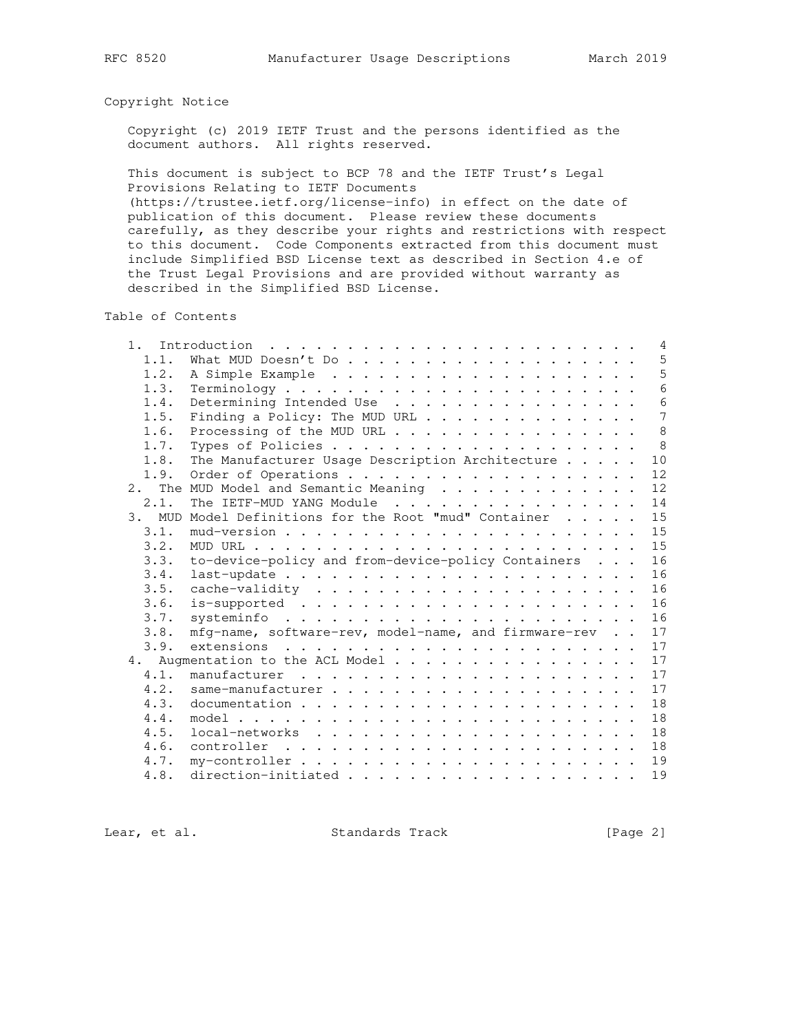## Copyright Notice

Copyright (c) 2019 IETF Trust and the persons identified as the document authors. All rights reserved.

This document is subject to BCP 78 and the IETF Trust's Legal Provisions Relating to IETF Documents (https://trustee.ietf.org/license-info) in effect on the date of publication of this document. Please review these documents carefully, as they describe your rights and restrictions with respect to this document. Code Components extracted from this document must include Simplified BSD License text as described in Section 4.e of the Trust Legal Provisions and are provided without warranty as described in the Simplified BSD License.

## Table of Contents

```
   1.  Introduction  . . . . . . . . . . . . . . . . . . . . . . . .   4
     1.1.  What MUD Doesn't Do . . . . . . . . . . . . . . . . . . .   5
     1.2.  A Simple Example  . . . . . . . . . . . . . . . . . . . .   5
     1.3.  Terminology . . . . . . . . . . . . . . . . . . . . . . .   6
     1.4.  Determining Intended Use  . . . . . . . . . . . . . . . .   6
     1.5.  Finding a Policy: The MUD URL . . . . . . . . . . . . . .   7
     1.6.  Processing of the MUD URL . . . . . . . . . . . . . . . .   8
     1.7.  Types of Policies . . . . . . . . . . . . . . . . . . . .   8
     1.8.  The Manufacturer Usage Description Architecture . . . . .  10
     1.9.  Order of Operations . . . . . . . . . . . . . . . . . . .  12
   2.  The MUD Model and Semantic Meaning  . . . . . . . . . . . . .  12
     2.1.  The IETF-MUD YANG Module  . . . . . . . . . . . . . . . .  14
   3.  MUD Model Definitions for the Root "mud" Container  . . . . .  15
     3.1.  mud-version . . . . . . . . . . . . . . . . . . . . . . .  15
     3.2.  MUD URL . . . . . . . . . . . . . . . . . . . . . . . . .  15
     3.3.  to-device-policy and from-device-policy Containers  . . .  16
     3.4.  last-update . . . . . . . . . . . . . . . . . . . . . . .  16
     3.5.  cache-validity  . . . . . . . . . . . . . . . . . . . . .  16
     3.6.  is-supported  . . . . . . . . . . . . . . . . . . . . . .  16
     3.7.  systeminfo  . . . . . . . . . . . . . . . . . . . . . . .  16
     3.8.  mfg-name, software-rev, model-name, and firmware-rev  . .  17
     3.9.  extensions  . . . . . . . . . . . . . . . . . . . . . . .  17
   4.  Augmentation to the ACL Model . . . . . . . . . . . . . . . .  17
     4.1.  manufacturer  . . . . . . . . . . . . . . . . . . . . . .  17
     4.2.  same-manufacturer . . . . . . . . . . . . . . . . . . . .  17
     4.3.  documentation . . . . . . . . . . . . . . . . . . . . . .  18
     4.4.  model . . . . . . . . . . . . . . . . . . . . . . . . . .  18
     4.5.  local-networks  . . . . . . . . . . . . . . . . . . . . .  18
     4.6.  controller  . . . . . . . . . . . . . . . . . . . . . . .  18
     4.7.  my-controller . . . . . . . . . . . . . . . . . . . . . .  19
     4.8.  direction-initiated . . . . . . . . . . . . . . . . . . .  19
```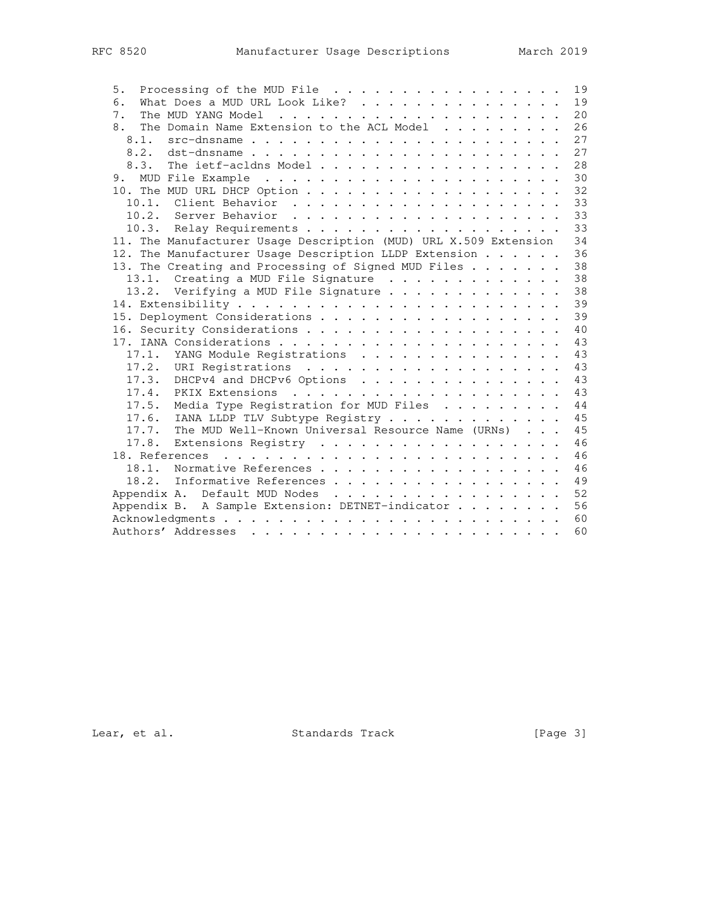```
   5.  Processing of the MUD File  . . . . . . . . . . . . . . . . .  19
   6.  What Does a MUD URL Look Like?  . . . . . . . . . . . . . . .  19
   7.  The MUD YANG Model  . . . . . . . . . . . . . . . . . . . . .  20
   8.  The Domain Name Extension to the ACL Model  . . . . . . . . .  26
     8.1.  src-dnsname . . . . . . . . . . . . . . . . . . . . . . .  27
     8.2.  dst-dnsname . . . . . . . . . . . . . . . . . . . . . . .  27
     8.3.  The ietf-acldns Model . . . . . . . . . . . . . . . . . .  28
   9.  MUD File Example  . . . . . . . . . . . . . . . . . . . . . .  30
   10. The MUD URL DHCP Option . . . . . . . . . . . . . . . . . . .  32
     10.1.  Client Behavior  . . . . . . . . . . . . . . . . . . . .  33
     10.2.  Server Behavior  . . . . . . . . . . . . . . . . . . . .  33
     10.3.  Relay Requirements . . . . . . . . . . . . . . . . . . .  33
   11. The Manufacturer Usage Description (MUD) URL X.509 Extension   34
   12. The Manufacturer Usage Description LLDP Extension . . . . . .  36
   13. The Creating and Processing of Signed MUD Files . . . . . . .  38
     13.1.  Creating a MUD File Signature  . . . . . . . . . . . . .  38
     13.2.  Verifying a MUD File Signature . . . . . . . . . . . . .  38
   14. Extensibility . . . . . . . . . . . . . . . . . . . . . . . .  39
   15. Deployment Considerations . . . . . . . . . . . . . . . . . .  39
   16. Security Considerations . . . . . . . . . . . . . . . . . . .  40
   17. IANA Considerations . . . . . . . . . . . . . . . . . . . . .  43
     17.1.  YANG Module Registrations  . . . . . . . . . . . . . . .  43
     17.2.  URI Registrations  . . . . . . . . . . . . . . . . . . .  43
     17.3.  DHCPv4 and DHCPv6 Options  . . . . . . . . . . . . . . .  43
     17.4.  PKIX Extensions  . . . . . . . . . . . . . . . . . . . .  43
     17.5.  Media Type Registration for MUD Files  . . . . . . . . .  44
     17.6.  IANA LLDP TLV Subtype Registry . . . . . . . . . . . . .  45
     17.7.  The MUD Well-Known Universal Resource Name (URNs)  . . .  45
     17.8.  Extensions Registry  . . . . . . . . . . . . . . . . . .  46
   18. References  . . . . . . . . . . . . . . . . . . . . . . . . .  46
     18.1.  Normative References . . . . . . . . . . . . . . . . . .  46
     18.2.  Informative References . . . . . . . . . . . . . . . . .  49
   Appendix A.  Default MUD Nodes  . . . . . . . . . . . . . . . . .  52
   Appendix B.  A Sample Extension: DETNET-indicator . . . . . . . .  56
   Acknowledgments . . . . . . . . . . . . . . . . . . . . . . . . .  60
   Authors' Addresses  . . . . . . . . . . . . . . . . . . . . . . .  60
```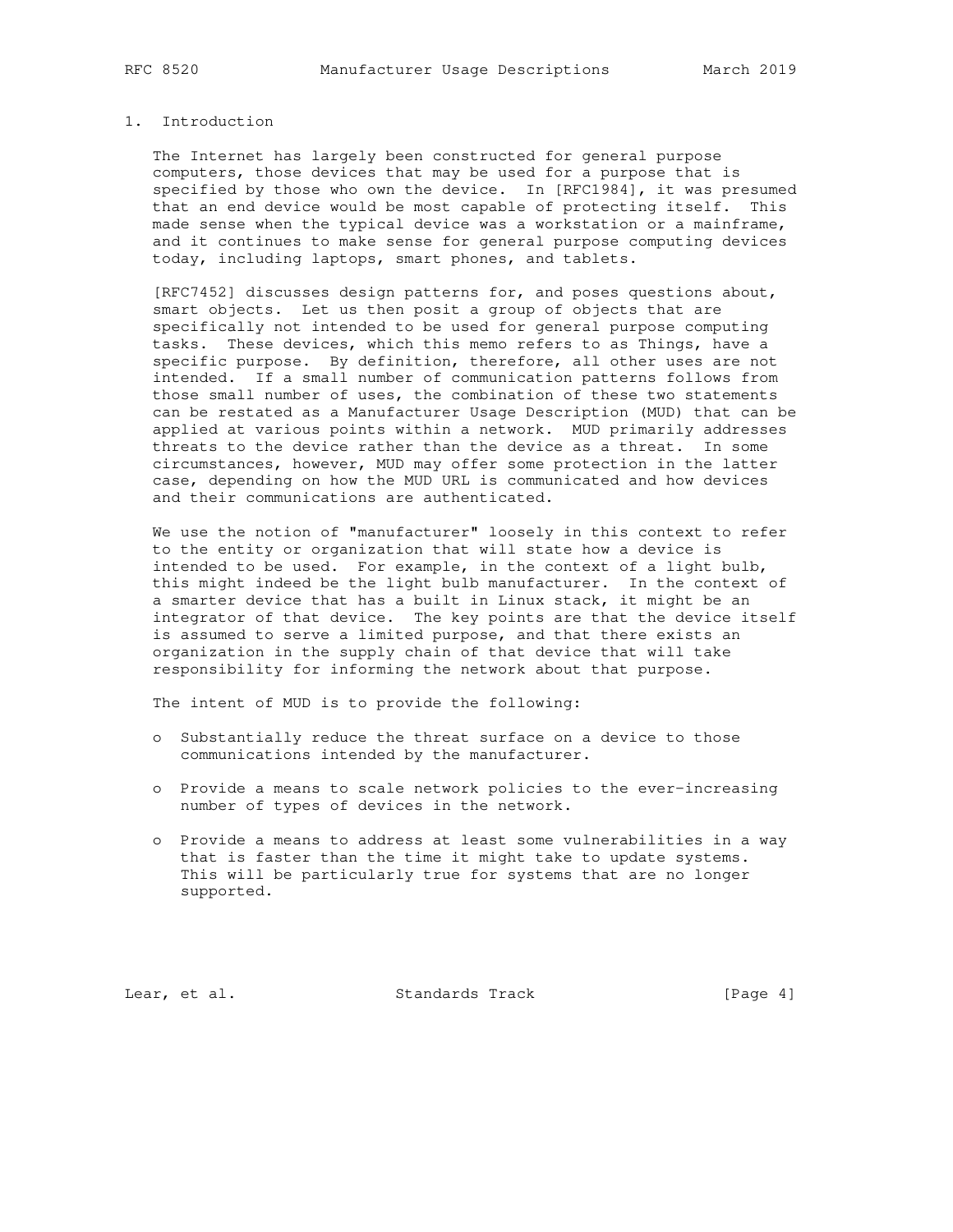# 1. Introduction

The Internet has largely been constructed for general purpose computers, those devices that may be used for a purpose that is specified by those who own the device. In [RFC1984], it was presumed that an end device would be most capable of protecting itself. This made sense when the typical device was a workstation or a mainframe, and it continues to make sense for general purpose computing devices today, including laptops, smart phones, and tablets.

[RFC7452] discusses design patterns for, and poses questions about, smart objects. Let us then posit a group of objects that are specifically not intended to be used for general purpose computing tasks. These devices, which this memo refers to as Things, have a specific purpose. By definition, therefore, all other uses are not intended. If a small number of communication patterns follows from those small number of uses, the combination of these two statements can be restated as a Manufacturer Usage Description (MUD) that can be applied at various points within a network. MUD primarily addresses threats to the device rather than the device as a threat. In some circumstances, however, MUD may offer some protection in the latter case, depending on how the MUD URL is communicated and how devices and their communications are authenticated.

We use the notion of "manufacturer" loosely in this context to refer to the entity or organization that will state how a device is intended to be used. For example, in the context of a light bulb, this might indeed be the light bulb manufacturer. In the context of a smarter device that has a built in Linux stack, it might be an integrator of that device. The key points are that the device itself is assumed to serve a limited purpose, and that there exists an organization in the supply chain of that device that will take responsibility for informing the network about that purpose.

The intent of MUD is to provide the following:

- Substantially reduce the threat surface on a device to those communications intended by the manufacturer.
- Provide a means to scale network policies to the ever-increasing number of types of devices in the network.
- Provide a means to address at least some vulnerabilities in a way that is faster than the time it might take to update systems. This will be particularly true for systems that are no longer supported.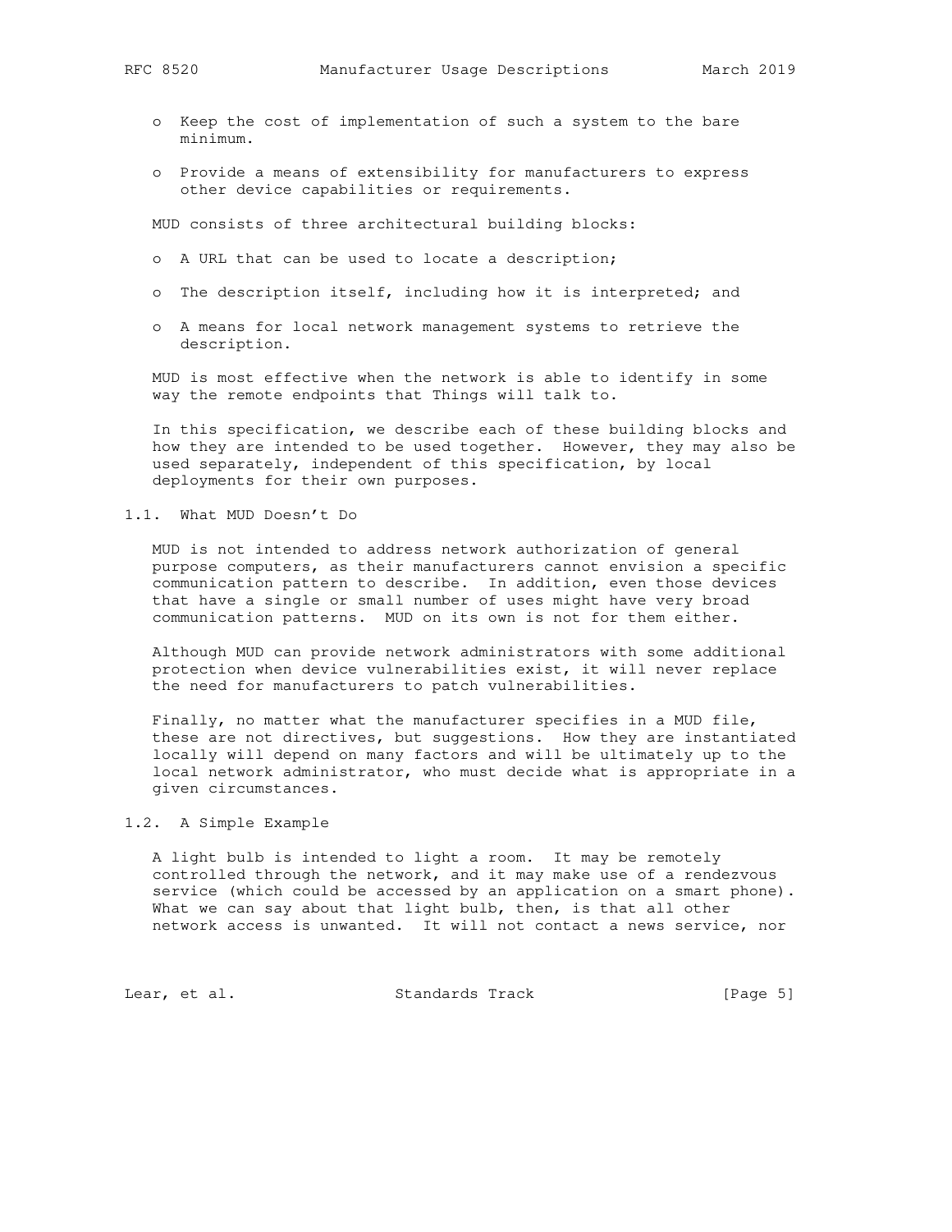- Keep the cost of implementation of such a system to the bare minimum.
- Provide a means of extensibility for manufacturers to express other device capabilities or requirements.

MUD consists of three architectural building blocks:

- A URL that can be used to locate a description;
- The description itself, including how it is interpreted; and
- A means for local network management systems to retrieve the description.

MUD is most effective when the network is able to identify in some way the remote endpoints that Things will talk to.

In this specification, we describe each of these building blocks and how they are intended to be used together. However, they may also be used separately, independent of this specification, by local deployments for their own purposes.

### 1.1. What MUD Doesn't Do

MUD is not intended to address network authorization of general purpose computers, as their manufacturers cannot envision a specific communication pattern to describe. In addition, even those devices that have a single or small number of uses might have very broad communication patterns. MUD on its own is not for them either.

Although MUD can provide network administrators with some additional protection when device vulnerabilities exist, it will never replace the need for manufacturers to patch vulnerabilities.

Finally, no matter what the manufacturer specifies in a MUD file, these are not directives, but suggestions. How they are instantiated locally will depend on many factors and will be ultimately up to the local network administrator, who must decide what is appropriate in a given circumstances.

### 1.2. A Simple Example

A light bulb is intended to light a room. It may be remotely controlled through the network, and it may make use of a rendezvous service (which could be accessed by an application on a smart phone). What we can say about that light bulb, then, is that all other network access is unwanted. It will not contact a news service, nor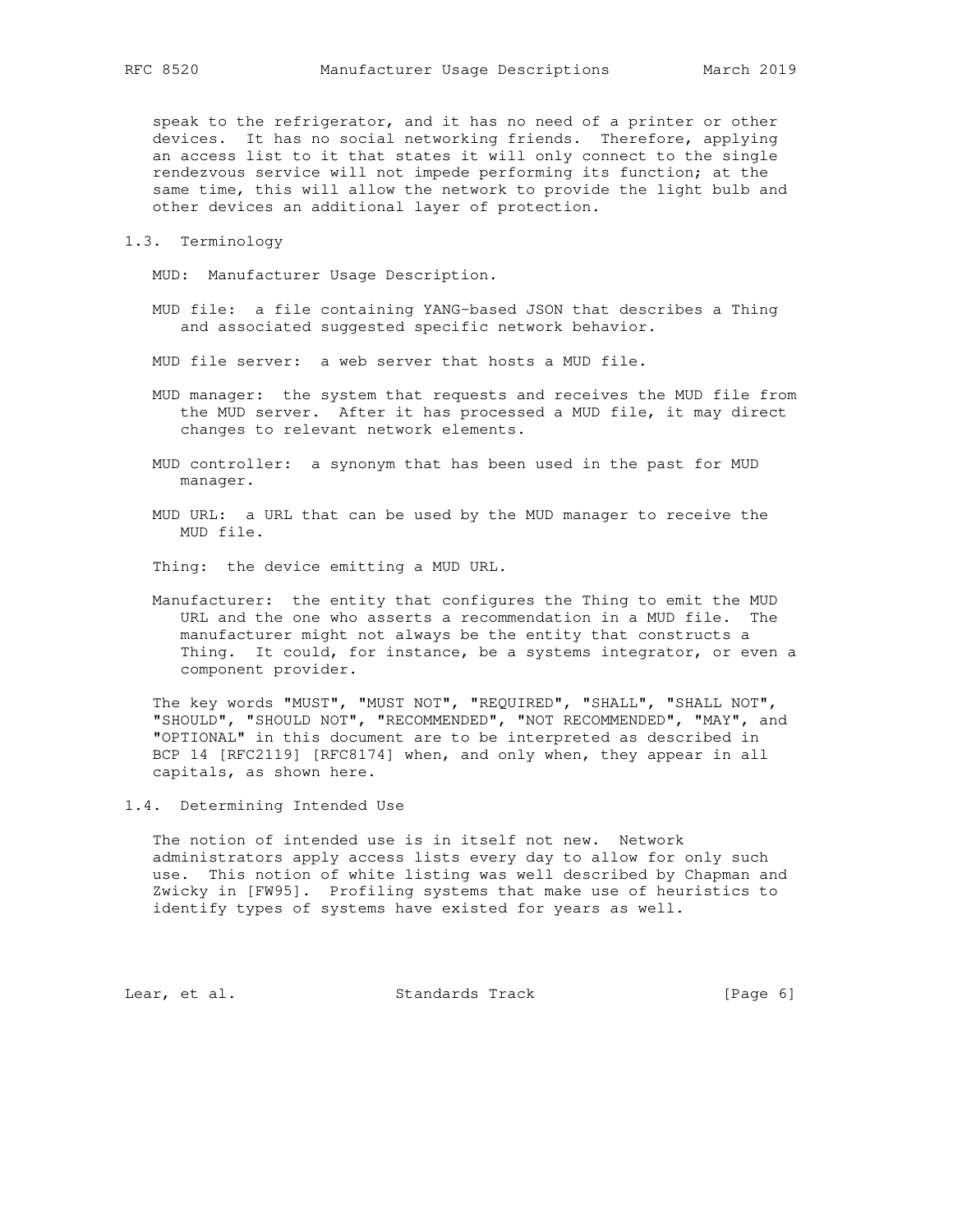speak to the refrigerator, and it has no need of a printer or other devices. It has no social networking friends. Therefore, applying an access list to it that states it will only connect to the single rendezvous service will not impede performing its function; at the same time, this will allow the network to provide the light bulb and other devices an additional layer of protection.

## 1.3. Terminology

MUD: Manufacturer Usage Description.

MUD file: a file containing YANG-based JSON that describes a Thing and associated suggested specific network behavior.

MUD file server: a web server that hosts a MUD file.

MUD manager: the system that requests and receives the MUD file from the MUD server. After it has processed a MUD file, it may direct changes to relevant network elements.

MUD controller: a synonym that has been used in the past for MUD manager.

MUD URL: a URL that can be used by the MUD manager to receive the MUD file.

Thing: the device emitting a MUD URL.

Manufacturer: the entity that configures the Thing to emit the MUD URL and the one who asserts a recommendation in a MUD file. The manufacturer might not always be the entity that constructs a Thing. It could, for instance, be a systems integrator, or even a component provider.

The key words "MUST", "MUST NOT", "REQUIRED", "SHALL", "SHALL NOT", "SHOULD", "SHOULD NOT", "RECOMMENDED", "NOT RECOMMENDED", "MAY", and "OPTIONAL" in this document are to be interpreted as described in BCP 14 [RFC2119] [RFC8174] when, and only when, they appear in all capitals, as shown here.

## 1.4. Determining Intended Use

The notion of intended use is in itself not new. Network administrators apply access lists every day to allow for only such use. This notion of white listing was well described by Chapman and Zwicky in [FW95]. Profiling systems that make use of heuristics to identify types of systems have existed for years as well.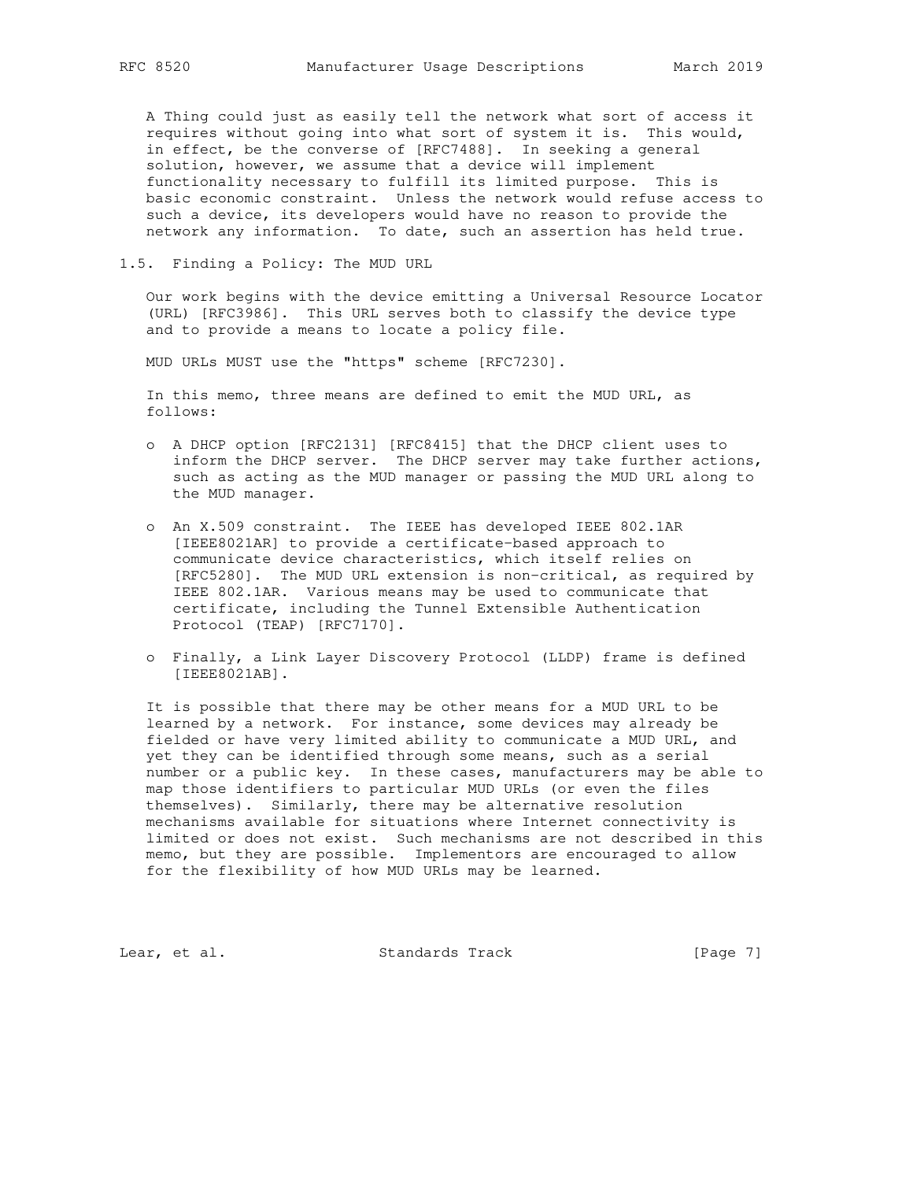A Thing could just as easily tell the network what sort of access it requires without going into what sort of system it is. This would, in effect, be the converse of [RFC7488]. In seeking a general solution, however, we assume that a device will implement functionality necessary to fulfill its limited purpose. This is basic economic constraint. Unless the network would refuse access to such a device, its developers would have no reason to provide the network any information. To date, such an assertion has held true.

## 1.5. Finding a Policy: The MUD URL

Our work begins with the device emitting a Universal Resource Locator (URL) [RFC3986]. This URL serves both to classify the device type and to provide a means to locate a policy file.

MUD URLs MUST use the "https" scheme [RFC7230].

In this memo, three means are defined to emit the MUD URL, as follows:

- A DHCP option [RFC2131] [RFC8415] that the DHCP client uses to inform the DHCP server. The DHCP server may take further actions, such as acting as the MUD manager or passing the MUD URL along to the MUD manager.
- An X.509 constraint. The IEEE has developed IEEE 802.1AR [IEEE8021AR] to provide a certificate-based approach to communicate device characteristics, which itself relies on [RFC5280]. The MUD URL extension is non-critical, as required by IEEE 802.1AR. Various means may be used to communicate that certificate, including the Tunnel Extensible Authentication Protocol (TEAP) [RFC7170].
- Finally, a Link Layer Discovery Protocol (LLDP) frame is defined [IEEE8021AB].

It is possible that there may be other means for a MUD URL to be learned by a network. For instance, some devices may already be fielded or have very limited ability to communicate a MUD URL, and yet they can be identified through some means, such as a serial number or a public key. In these cases, manufacturers may be able to map those identifiers to particular MUD URLs (or even the files themselves). Similarly, there may be alternative resolution mechanisms available for situations where Internet connectivity is limited or does not exist. Such mechanisms are not described in this memo, but they are possible. Implementors are encouraged to allow for the flexibility of how MUD URLs may be learned.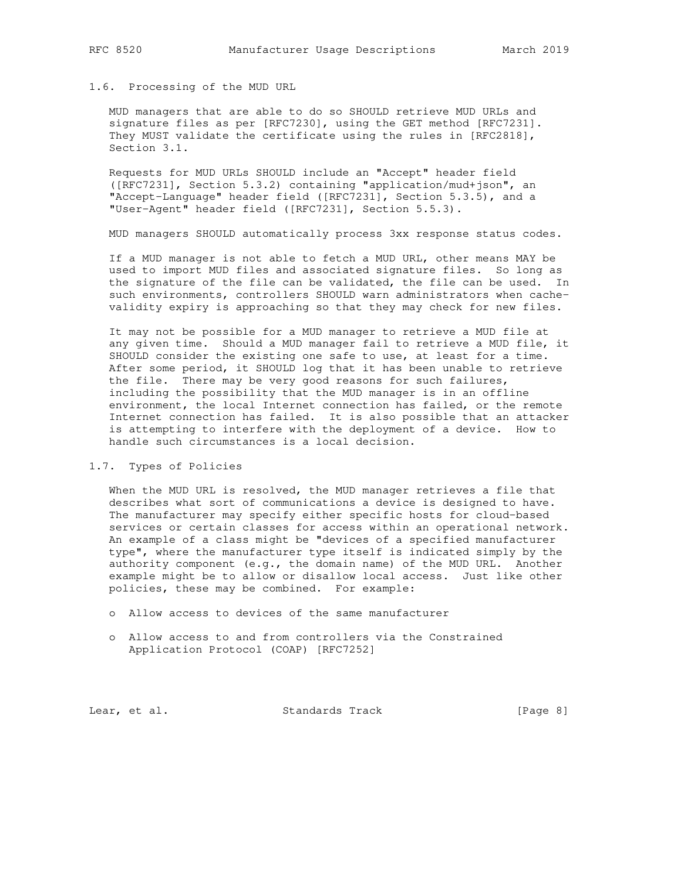## 1.6. Processing of the MUD URL

MUD managers that are able to do so SHOULD retrieve MUD URLs and signature files as per [RFC7230], using the GET method [RFC7231]. They MUST validate the certificate using the rules in [RFC2818], Section 3.1.

Requests for MUD URLs SHOULD include an "Accept" header field ([RFC7231], Section 5.3.2) containing "application/mud+json", an "Accept-Language" header field ([RFC7231], Section 5.3.5), and a "User-Agent" header field ([RFC7231], Section 5.5.3).

MUD managers SHOULD automatically process 3xx response status codes.

If a MUD manager is not able to fetch a MUD URL, other means MAY be used to import MUD files and associated signature files. So long as the signature of the file can be validated, the file can be used. In such environments, controllers SHOULD warn administrators when cache-validity expiry is approaching so that they may check for new files.

It may not be possible for a MUD manager to retrieve a MUD file at any given time. Should a MUD manager fail to retrieve a MUD file, it SHOULD consider the existing one safe to use, at least for a time. After some period, it SHOULD log that it has been unable to retrieve the file. There may be very good reasons for such failures, including the possibility that the MUD manager is in an offline environment, the local Internet connection has failed, or the remote Internet connection has failed. It is also possible that an attacker is attempting to interfere with the deployment of a device. How to handle such circumstances is a local decision.

## 1.7. Types of Policies

When the MUD URL is resolved, the MUD manager retrieves a file that describes what sort of communications a device is designed to have. The manufacturer may specify either specific hosts for cloud-based services or certain classes for access within an operational network. An example of a class might be "devices of a specified manufacturer type", where the manufacturer type itself is indicated simply by the authority component (e.g., the domain name) of the MUD URL. Another example might be to allow or disallow local access. Just like other policies, these may be combined. For example:

- Allow access to devices of the same manufacturer
- Allow access to and from controllers via the Constrained Application Protocol (COAP) [RFC7252]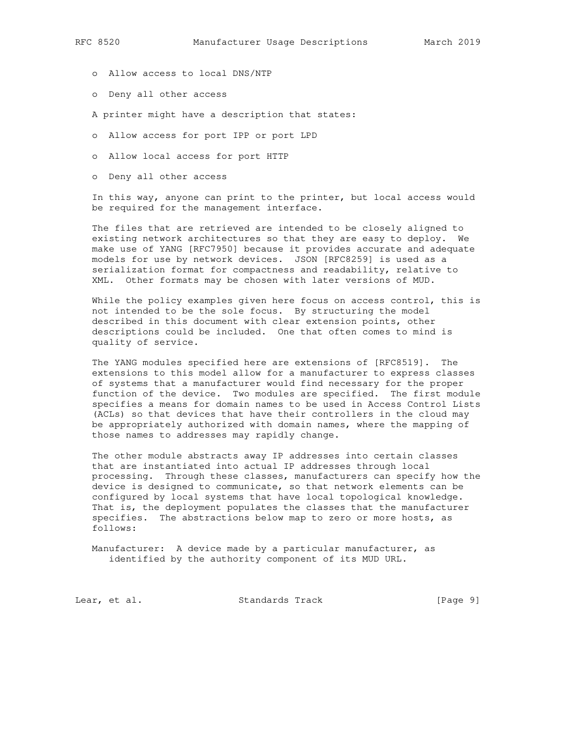- Allow access to local DNS/NTP
- Deny all other access

A printer might have a description that states:

- Allow access for port IPP or port LPD
- Allow local access for port HTTP
- Deny all other access

In this way, anyone can print to the printer, but local access would be required for the management interface.

The files that are retrieved are intended to be closely aligned to existing network architectures so that they are easy to deploy. We make use of YANG [RFC7950] because it provides accurate and adequate models for use by network devices. JSON [RFC8259] is used as a serialization format for compactness and readability, relative to XML. Other formats may be chosen with later versions of MUD.

While the policy examples given here focus on access control, this is not intended to be the sole focus. By structuring the model described in this document with clear extension points, other descriptions could be included. One that often comes to mind is quality of service.

The YANG modules specified here are extensions of [RFC8519]. The extensions to this model allow for a manufacturer to express classes of systems that a manufacturer would find necessary for the proper function of the device. Two modules are specified. The first module specifies a means for domain names to be used in Access Control Lists (ACLs) so that devices that have their controllers in the cloud may be appropriately authorized with domain names, where the mapping of those names to addresses may rapidly change.

The other module abstracts away IP addresses into certain classes that are instantiated into actual IP addresses through local processing. Through these classes, manufacturers can specify how the device is designed to communicate, so that network elements can be configured by local systems that have local topological knowledge. That is, the deployment populates the classes that the manufacturer specifies. The abstractions below map to zero or more hosts, as follows:

Manufacturer: A device made by a particular manufacturer, as identified by the authority component of its MUD URL.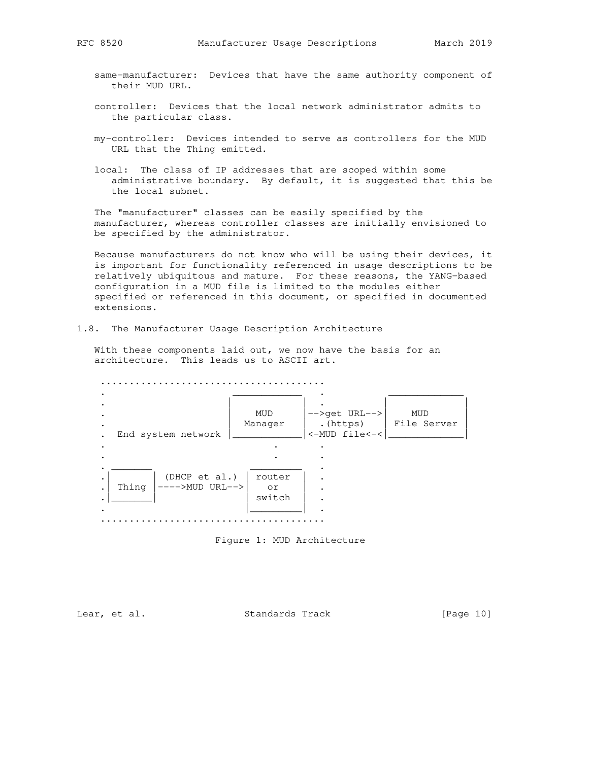same-manufacturer: Devices that have the same authority component of their MUD URL.

controller: Devices that the local network administrator admits to the particular class.

my-controller: Devices intended to serve as controllers for the MUD URL that the Thing emitted.

local: The class of IP addresses that are scoped within some administrative boundary. By default, it is suggested that this be the local subnet.

The "manufacturer" classes can be easily specified by the manufacturer, whereas controller classes are initially envisioned to be specified by the administrator.

Because manufacturers do not know who will be using their devices, it is important for functionality referenced in usage descriptions to be relatively ubiquitous and mature. For these reasons, the YANG-based configuration in a MUD file is limited to the modules either specified or referenced in this document, or specified in documented extensions.

## 1.8. The Manufacturer Usage Description Architecture

With these components laid out, we now have the basis for an architecture. This leads us to ASCII art.

```
 .......................................
 .                      ____________   .           _____________
 .                     |            |  .          |             |
 .                     |    MUD     |-->get URL-->|    MUD      |
 .                     |  Manager   |  .(https)   | File Server |
 .  End system network |____________|<-MUD file<-<|_____________|
 .                             .       .
 .                             .       .
 . _______                 _________   .
 .|       | (DHCP et al.) | router  |  .
 .| Thing |---->MUD URL-->|   or    |  .
 .|_______|               | switch  |  .
 .                        |_________|  .
 .......................................
```

Figure 1: MUD Architecture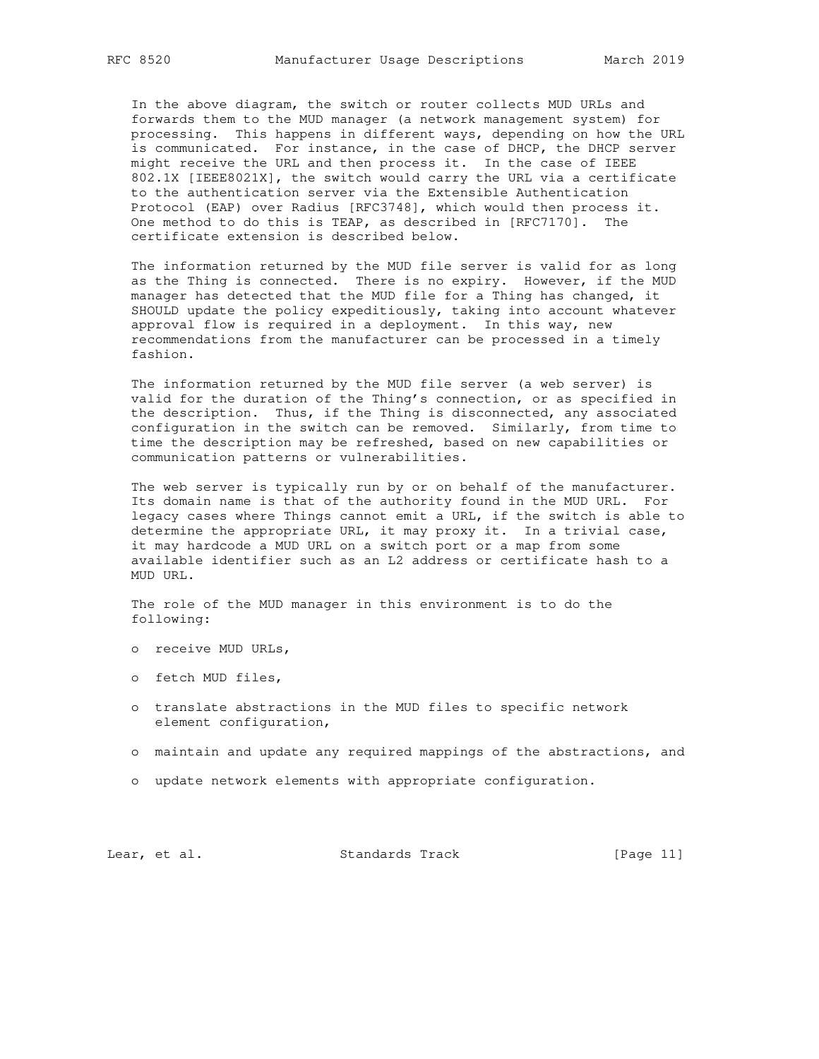In the above diagram, the switch or router collects MUD URLs and forwards them to the MUD manager (a network management system) for processing. This happens in different ways, depending on how the URL is communicated. For instance, in the case of DHCP, the DHCP server might receive the URL and then process it. In the case of IEEE 802.1X [IEEE8021X], the switch would carry the URL via a certificate to the authentication server via the Extensible Authentication Protocol (EAP) over Radius [RFC3748], which would then process it. One method to do this is TEAP, as described in [RFC7170]. The certificate extension is described below.

The information returned by the MUD file server is valid for as long as the Thing is connected. There is no expiry. However, if the MUD manager has detected that the MUD file for a Thing has changed, it SHOULD update the policy expeditiously, taking into account whatever approval flow is required in a deployment. In this way, new recommendations from the manufacturer can be processed in a timely fashion.

The information returned by the MUD file server (a web server) is valid for the duration of the Thing's connection, or as specified in the description. Thus, if the Thing is disconnected, any associated configuration in the switch can be removed. Similarly, from time to time the description may be refreshed, based on new capabilities or communication patterns or vulnerabilities.

The web server is typically run by or on behalf of the manufacturer. Its domain name is that of the authority found in the MUD URL. For legacy cases where Things cannot emit a URL, if the switch is able to determine the appropriate URL, it may proxy it. In a trivial case, it may hardcode a MUD URL on a switch port or a map from some available identifier such as an L2 address or certificate hash to a MUD URL.

The role of the MUD manager in this environment is to do the following:

- receive MUD URLs,
- fetch MUD files,
- translate abstractions in the MUD files to specific network element configuration,
- maintain and update any required mappings of the abstractions, and
- update network elements with appropriate configuration.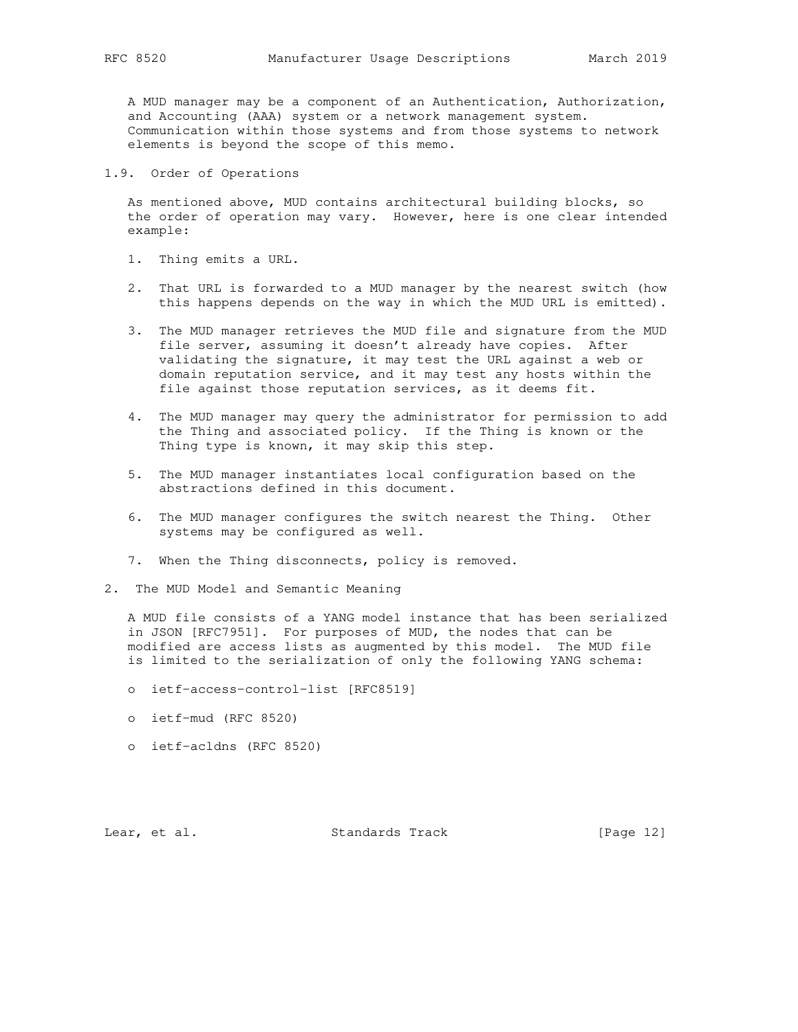A MUD manager may be a component of an Authentication, Authorization, and Accounting (AAA) system or a network management system. Communication within those systems and from those systems to network elements is beyond the scope of this memo.

### 1.9. Order of Operations

As mentioned above, MUD contains architectural building blocks, so the order of operation may vary. However, here is one clear intended example:

1. Thing emits a URL.
2. That URL is forwarded to a MUD manager by the nearest switch (how this happens depends on the way in which the MUD URL is emitted).
3. The MUD manager retrieves the MUD file and signature from the MUD file server, assuming it doesn't already have copies. After validating the signature, it may test the URL against a web or domain reputation service, and it may test any hosts within the file against those reputation services, as it deems fit.
4. The MUD manager may query the administrator for permission to add the Thing and associated policy. If the Thing is known or the Thing type is known, it may skip this step.
5. The MUD manager instantiates local configuration based on the abstractions defined in this document.
6. The MUD manager configures the switch nearest the Thing. Other systems may be configured as well.
7. When the Thing disconnects, policy is removed.

## 2. The MUD Model and Semantic Meaning

A MUD file consists of a YANG model instance that has been serialized in JSON [RFC7951]. For purposes of MUD, the nodes that can be modified are access lists as augmented by this model. The MUD file is limited to the serialization of only the following YANG schema:

- ietf-access-control-list [RFC8519]
- ietf-mud (RFC 8520)
- ietf-acldns (RFC 8520)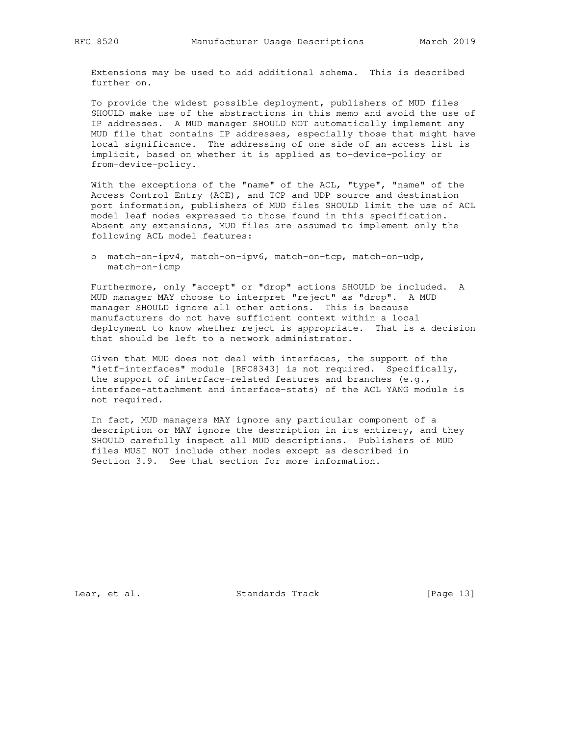Extensions may be used to add additional schema. This is described further on.

To provide the widest possible deployment, publishers of MUD files SHOULD make use of the abstractions in this memo and avoid the use of IP addresses. A MUD manager SHOULD NOT automatically implement any MUD file that contains IP addresses, especially those that might have local significance. The addressing of one side of an access list is implicit, based on whether it is applied as to-device-policy or from-device-policy.

With the exceptions of the "name" of the ACL, "type", "name" of the Access Control Entry (ACE), and TCP and UDP source and destination port information, publishers of MUD files SHOULD limit the use of ACL model leaf nodes expressed to those found in this specification. Absent any extensions, MUD files are assumed to implement only the following ACL model features:

- match-on-ipv4, match-on-ipv6, match-on-tcp, match-on-udp, match-on-icmp

Furthermore, only "accept" or "drop" actions SHOULD be included. A MUD manager MAY choose to interpret "reject" as "drop". A MUD manager SHOULD ignore all other actions. This is because manufacturers do not have sufficient context within a local deployment to know whether reject is appropriate. That is a decision that should be left to a network administrator.

Given that MUD does not deal with interfaces, the support of the "ietf-interfaces" module [RFC8343] is not required. Specifically, the support of interface-related features and branches (e.g., interface-attachment and interface-stats) of the ACL YANG module is not required.

In fact, MUD managers MAY ignore any particular component of a description or MAY ignore the description in its entirety, and they SHOULD carefully inspect all MUD descriptions. Publishers of MUD files MUST NOT include other nodes except as described in Section 3.9. See that section for more information.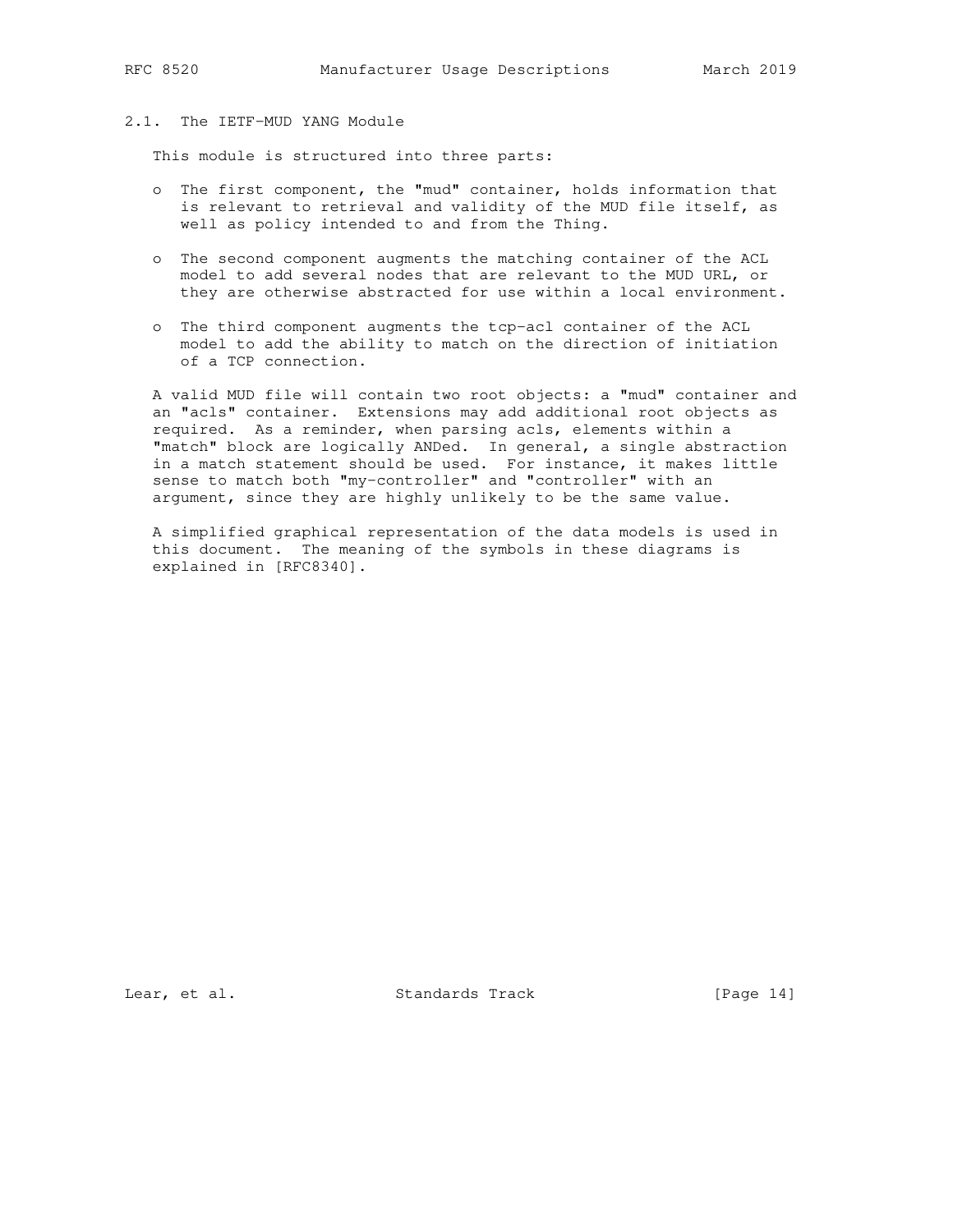### 2.1. The IETF-MUD YANG Module

This module is structured into three parts:

- The first component, the "mud" container, holds information that is relevant to retrieval and validity of the MUD file itself, as well as policy intended to and from the Thing.
- The second component augments the matching container of the ACL model to add several nodes that are relevant to the MUD URL, or they are otherwise abstracted for use within a local environment.
- The third component augments the tcp-acl container of the ACL model to add the ability to match on the direction of initiation of a TCP connection.

A valid MUD file will contain two root objects: a "mud" container and an "acls" container. Extensions may add additional root objects as required. As a reminder, when parsing acls, elements within a "match" block are logically ANDed. In general, a single abstraction in a match statement should be used. For instance, it makes little sense to match both "my-controller" and "controller" with an argument, since they are highly unlikely to be the same value.

A simplified graphical representation of the data models is used in this document. The meaning of the symbols in these diagrams is explained in [RFC8340].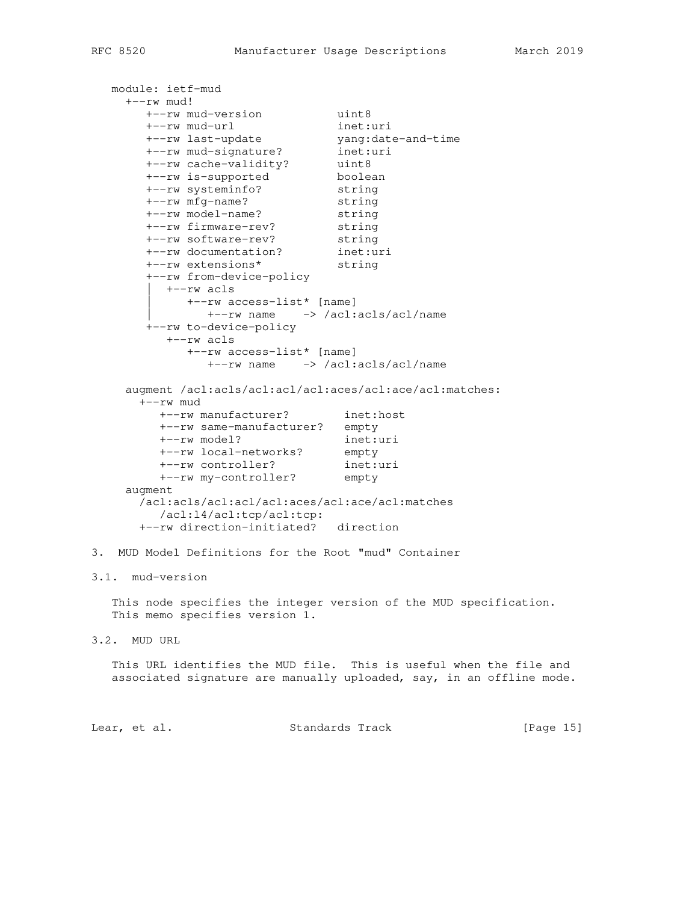```
module: ietf-mud
  +--rw mud!
     +--rw mud-version           uint8
     +--rw mud-url               inet:uri
     +--rw last-update           yang:date-and-time
     +--rw mud-signature?        inet:uri
     +--rw cache-validity?       uint8
     +--rw is-supported          boolean
     +--rw systeminfo?           string
     +--rw mfg-name?             string
     +--rw model-name?           string
     +--rw firmware-rev?         string
     +--rw software-rev?         string
     +--rw documentation?        inet:uri
     +--rw extensions*           string
     +--rw from-device-policy
     |  +--rw acls
     |     +--rw access-list* [name]
     |        +--rw name    -> /acl:acls/acl/name
     +--rw to-device-policy
        +--rw acls
           +--rw access-list* [name]
              +--rw name    -> /acl:acls/acl/name

  augment /acl:acls/acl:acl/acl:aces/acl:ace/acl:matches:
    +--rw mud
       +--rw manufacturer?        inet:host
       +--rw same-manufacturer?   empty
       +--rw model?               inet:uri
       +--rw local-networks?      empty
       +--rw controller?          inet:uri
       +--rw my-controller?       empty
  augment
    /acl:acls/acl:acl/acl:aces/acl:ace/acl:matches
       /acl:l4/acl:tcp/acl:tcp:
    +--rw direction-initiated?   direction
```

## 3. MUD Model Definitions for the Root "mud" Container

### 3.1. mud-version

This node specifies the integer version of the MUD specification. This memo specifies version 1.

### 3.2. MUD URL

This URL identifies the MUD file. This is useful when the file and associated signature are manually uploaded, say, in an offline mode.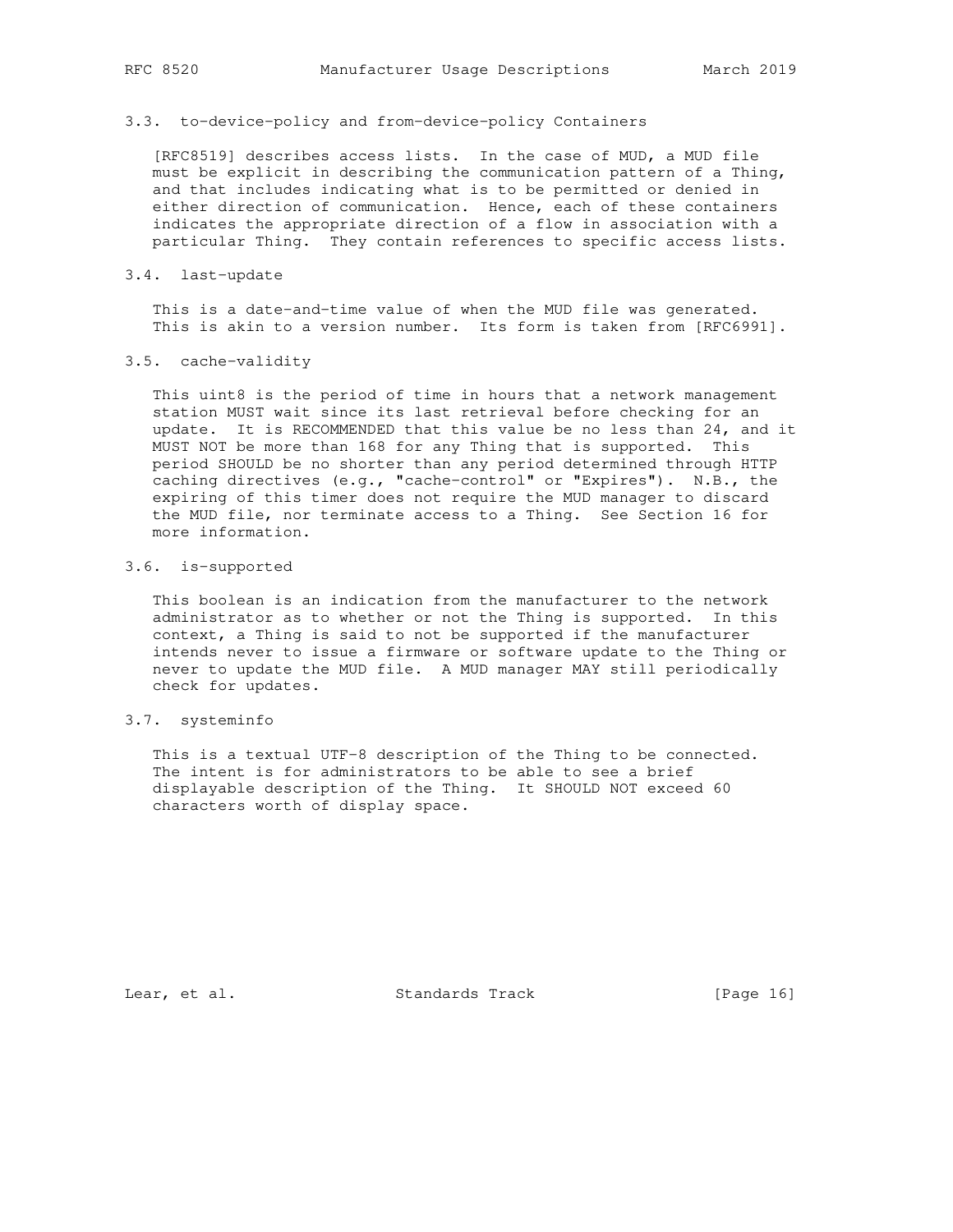### 3.3. to-device-policy and from-device-policy Containers

[RFC8519] describes access lists. In the case of MUD, a MUD file must be explicit in describing the communication pattern of a Thing, and that includes indicating what is to be permitted or denied in either direction of communication. Hence, each of these containers indicates the appropriate direction of a flow in association with a particular Thing. They contain references to specific access lists.

### 3.4. last-update

This is a date-and-time value of when the MUD file was generated. This is akin to a version number. Its form is taken from [RFC6991].

### 3.5. cache-validity

This uint8 is the period of time in hours that a network management station MUST wait since its last retrieval before checking for an update. It is RECOMMENDED that this value be no less than 24, and it MUST NOT be more than 168 for any Thing that is supported. This period SHOULD be no shorter than any period determined through HTTP caching directives (e.g., "cache-control" or "Expires"). N.B., the expiring of this timer does not require the MUD manager to discard the MUD file, nor terminate access to a Thing. See Section 16 for more information.

### 3.6. is-supported

This boolean is an indication from the manufacturer to the network administrator as to whether or not the Thing is supported. In this context, a Thing is said to not be supported if the manufacturer intends never to issue a firmware or software update to the Thing or never to update the MUD file. A MUD manager MAY still periodically check for updates.

### 3.7. systeminfo

This is a textual UTF-8 description of the Thing to be connected. The intent is for administrators to be able to see a brief displayable description of the Thing. It SHOULD NOT exceed 60 characters worth of display space.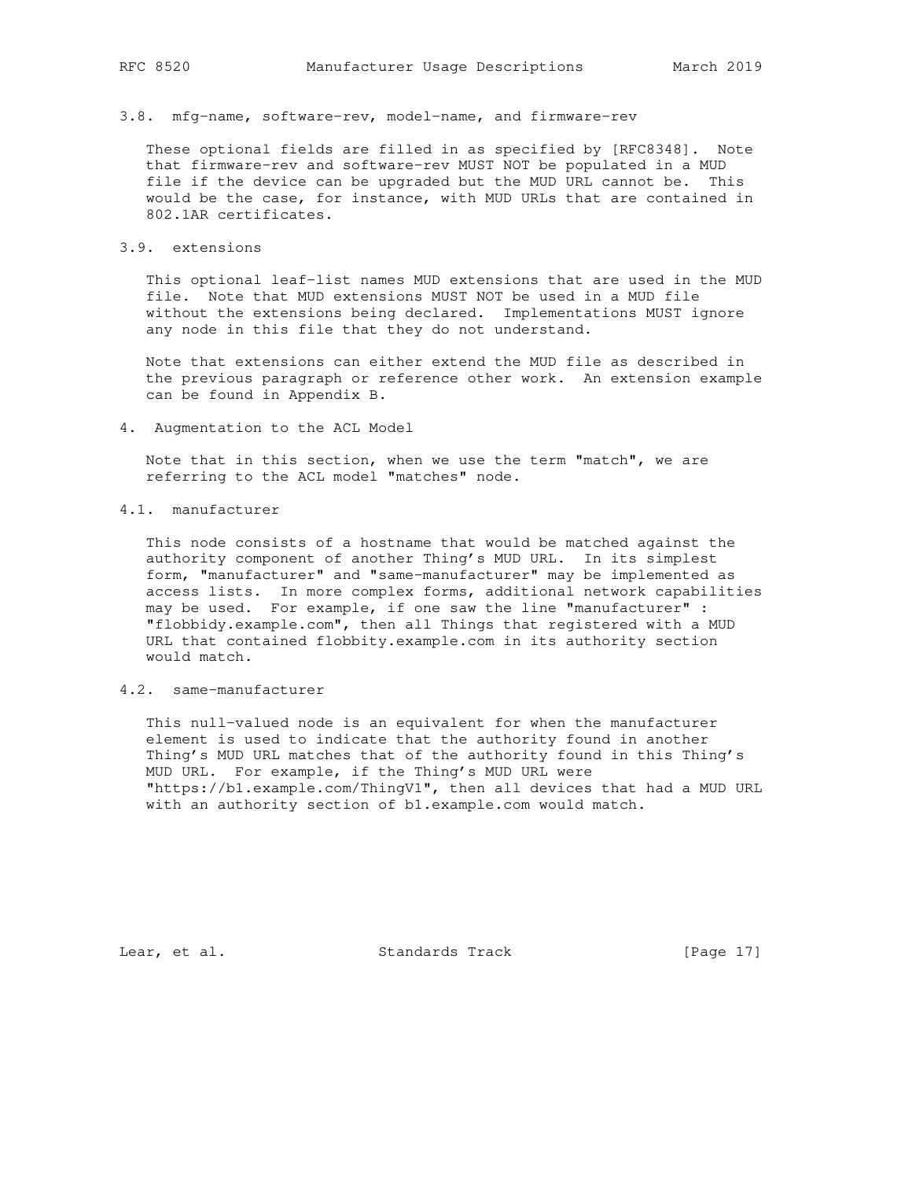## 3.8. mfg-name, software-rev, model-name, and firmware-rev

These optional fields are filled in as specified by [RFC8348]. Note that firmware-rev and software-rev MUST NOT be populated in a MUD file if the device can be upgraded but the MUD URL cannot be. This would be the case, for instance, with MUD URLs that are contained in 802.1AR certificates.

## 3.9. extensions

This optional leaf-list names MUD extensions that are used in the MUD file. Note that MUD extensions MUST NOT be used in a MUD file without the extensions being declared. Implementations MUST ignore any node in this file that they do not understand.

Note that extensions can either extend the MUD file as described in the previous paragraph or reference other work. An extension example can be found in Appendix B.

# 4. Augmentation to the ACL Model

Note that in this section, when we use the term "match", we are referring to the ACL model "matches" node.

## 4.1. manufacturer

This node consists of a hostname that would be matched against the authority component of another Thing's MUD URL. In its simplest form, "manufacturer" and "same-manufacturer" may be implemented as access lists. In more complex forms, additional network capabilities may be used. For example, if one saw the line "manufacturer" : "flobbidy.example.com", then all Things that registered with a MUD URL that contained flobbity.example.com in its authority section would match.

## 4.2. same-manufacturer

This null-valued node is an equivalent for when the manufacturer element is used to indicate that the authority found in another Thing's MUD URL matches that of the authority found in this Thing's MUD URL. For example, if the Thing's MUD URL were "https://b1.example.com/ThingV1", then all devices that had a MUD URL with an authority section of b1.example.com would match.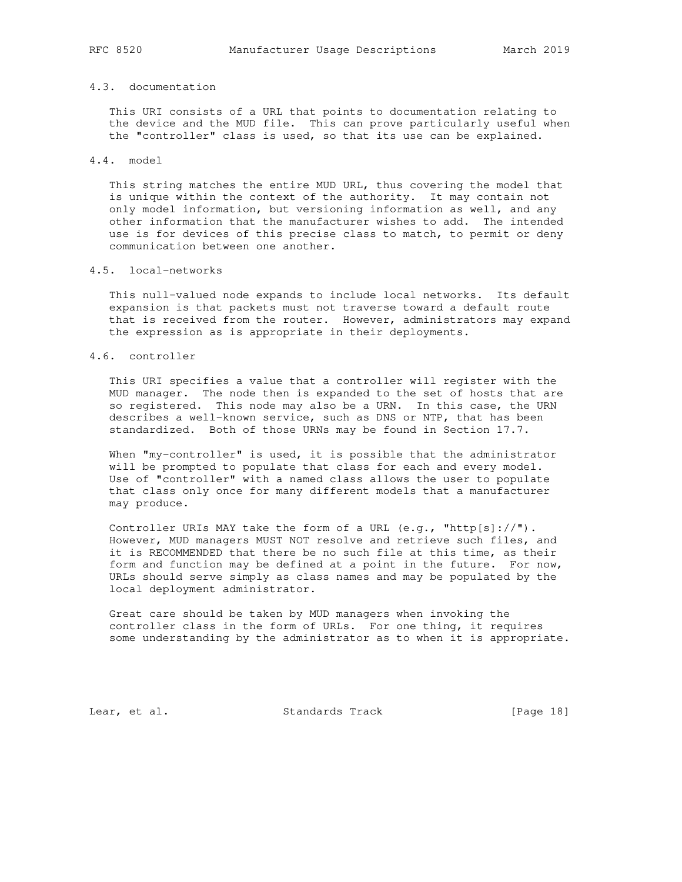### 4.3. documentation

This URI consists of a URL that points to documentation relating to the device and the MUD file. This can prove particularly useful when the "controller" class is used, so that its use can be explained.

### 4.4. model

This string matches the entire MUD URL, thus covering the model that is unique within the context of the authority. It may contain not only model information, but versioning information as well, and any other information that the manufacturer wishes to add. The intended use is for devices of this precise class to match, to permit or deny communication between one another.

### 4.5. local-networks

This null-valued node expands to include local networks. Its default expansion is that packets must not traverse toward a default route that is received from the router. However, administrators may expand the expression as is appropriate in their deployments.

### 4.6. controller

This URI specifies a value that a controller will register with the MUD manager. The node then is expanded to the set of hosts that are so registered. This node may also be a URN. In this case, the URN describes a well-known service, such as DNS or NTP, that has been standardized. Both of those URNs may be found in Section 17.7.

When "my-controller" is used, it is possible that the administrator will be prompted to populate that class for each and every model. Use of "controller" with a named class allows the user to populate that class only once for many different models that a manufacturer may produce.

Controller URIs MAY take the form of a URL (e.g., "http[s]://"). However, MUD managers MUST NOT resolve and retrieve such files, and it is RECOMMENDED that there be no such file at this time, as their form and function may be defined at a point in the future. For now, URLs should serve simply as class names and may be populated by the local deployment administrator.

Great care should be taken by MUD managers when invoking the controller class in the form of URLs. For one thing, it requires some understanding by the administrator as to when it is appropriate.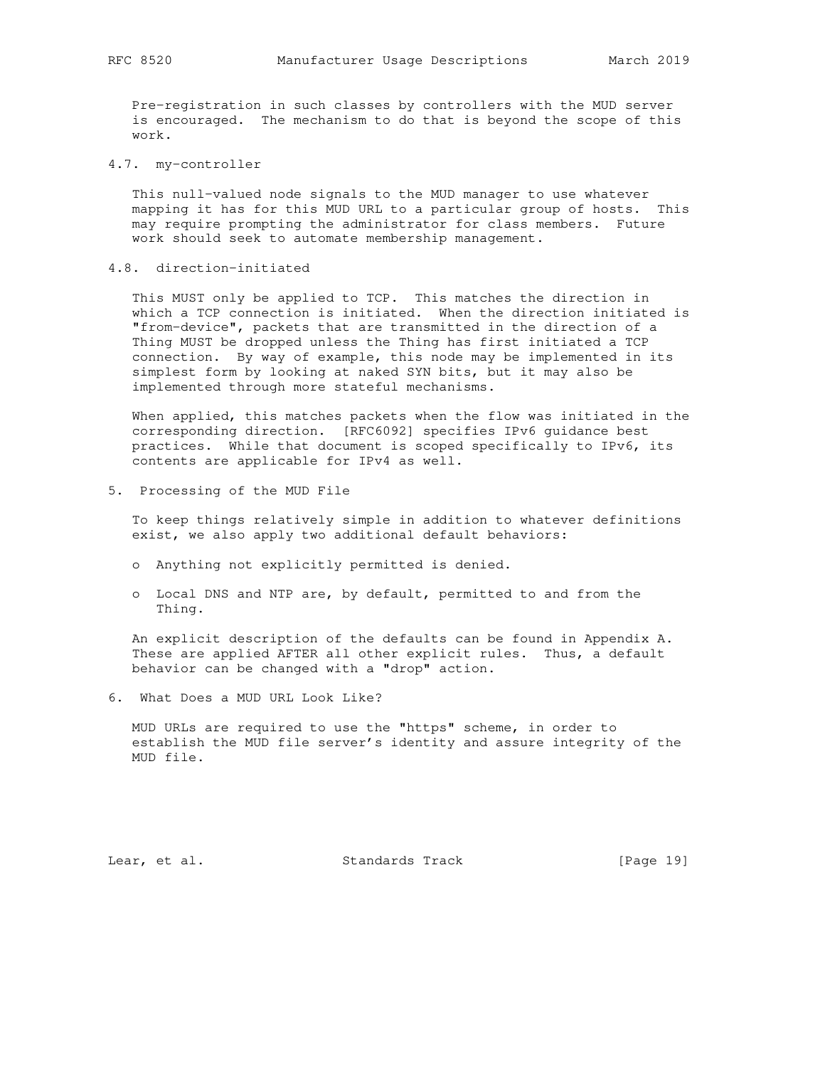Pre-registration in such classes by controllers with the MUD server is encouraged. The mechanism to do that is beyond the scope of this work.

### 4.7. my-controller

This null-valued node signals to the MUD manager to use whatever mapping it has for this MUD URL to a particular group of hosts. This may require prompting the administrator for class members. Future work should seek to automate membership management.

### 4.8. direction-initiated

This MUST only be applied to TCP. This matches the direction in which a TCP connection is initiated. When the direction initiated is "from-device", packets that are transmitted in the direction of a Thing MUST be dropped unless the Thing has first initiated a TCP connection. By way of example, this node may be implemented in its simplest form by looking at naked SYN bits, but it may also be implemented through more stateful mechanisms.

When applied, this matches packets when the flow was initiated in the corresponding direction. [RFC6092] specifies IPv6 guidance best practices. While that document is scoped specifically to IPv6, its contents are applicable for IPv4 as well.

## 5. Processing of the MUD File

To keep things relatively simple in addition to whatever definitions exist, we also apply two additional default behaviors:

- Anything not explicitly permitted is denied.
- Local DNS and NTP are, by default, permitted to and from the Thing.

An explicit description of the defaults can be found in Appendix A. These are applied AFTER all other explicit rules. Thus, a default behavior can be changed with a "drop" action.

## 6. What Does a MUD URL Look Like?

MUD URLs are required to use the "https" scheme, in order to establish the MUD file server's identity and assure integrity of the MUD file.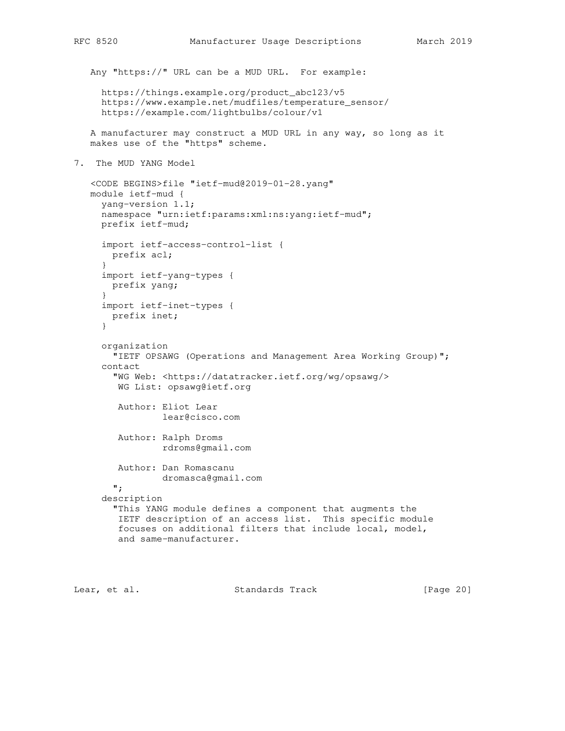Any "https://" URL can be a MUD URL. For example:

```
https://things.example.org/product_abc123/v5
https://www.example.net/mudfiles/temperature_sensor/
https://example.com/lightbulbs/colour/v1
```

A manufacturer may construct a MUD URL in any way, so long as it makes use of the "https" scheme.

## 7. The MUD YANG Model

```
<CODE BEGINS>file "ietf-mud@2019-01-28.yang"
module ietf-mud {
  yang-version 1.1;
  namespace "urn:ietf:params:xml:ns:yang:ietf-mud";
  prefix ietf-mud;

  import ietf-access-control-list {
    prefix acl;
  }
  import ietf-yang-types {
    prefix yang;
  }
  import ietf-inet-types {
    prefix inet;
  }

  organization
    "IETF OPSAWG (Operations and Management Area Working Group)";
  contact
    "WG Web: <https://datatracker.ietf.org/wg/opsawg/>
     WG List: opsawg@ietf.org

     Author: Eliot Lear
             lear@cisco.com

     Author: Ralph Droms
             rdroms@gmail.com

     Author: Dan Romascanu
             dromasca@gmail.com
    ";
  description
    "This YANG module defines a component that augments the
     IETF description of an access list.  This specific module
     focuses on additional filters that include local, model,
     and same-manufacturer.
```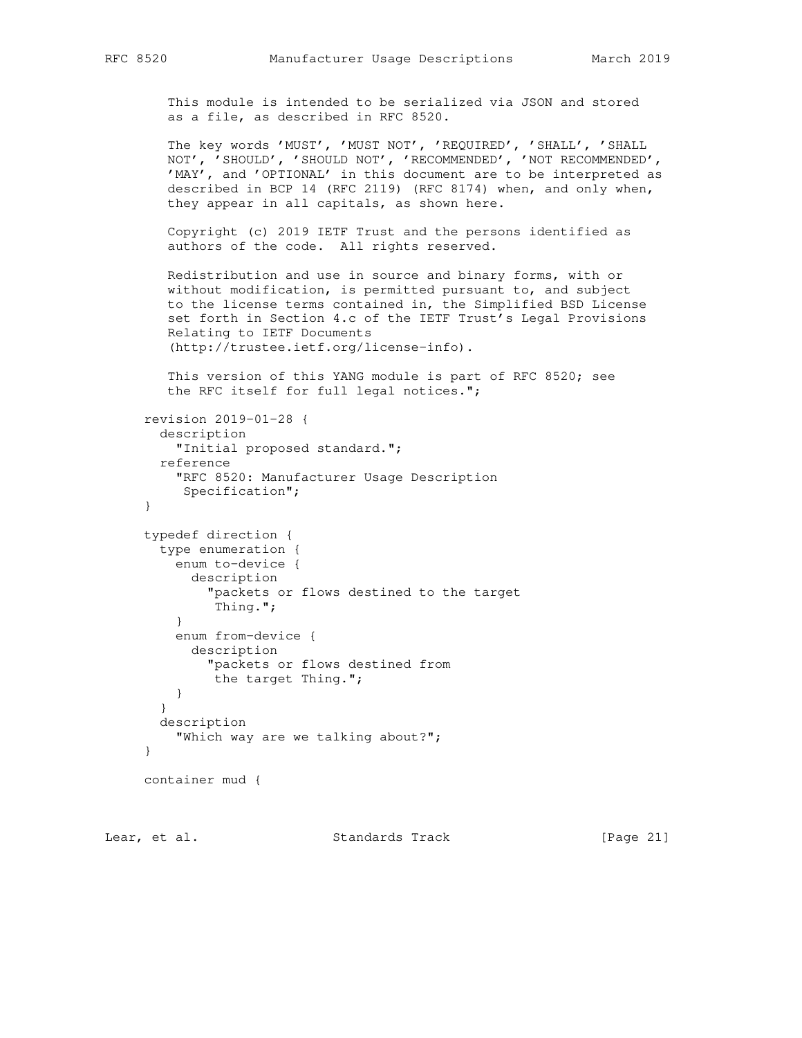```
        This module is intended to be serialized via JSON and stored
        as a file, as described in RFC 8520.

        The key words 'MUST', 'MUST NOT', 'REQUIRED', 'SHALL', 'SHALL
        NOT', 'SHOULD', 'SHOULD NOT', 'RECOMMENDED', 'NOT RECOMMENDED',
        'MAY', and 'OPTIONAL' in this document are to be interpreted as
        described in BCP 14 (RFC 2119) (RFC 8174) when, and only when,
        they appear in all capitals, as shown here.

        Copyright (c) 2019 IETF Trust and the persons identified as
        authors of the code.  All rights reserved.

        Redistribution and use in source and binary forms, with or
        without modification, is permitted pursuant to, and subject
        to the license terms contained in, the Simplified BSD License
        set forth in Section 4.c of the IETF Trust's Legal Provisions
        Relating to IETF Documents
        (http://trustee.ietf.org/license-info).

        This version of this YANG module is part of RFC 8520; see
        the RFC itself for full legal notices.";

     revision 2019-01-28 {
       description
         "Initial proposed standard.";
       reference
         "RFC 8520: Manufacturer Usage Description
          Specification";
     }

     typedef direction {
       type enumeration {
         enum to-device {
           description
             "packets or flows destined to the target
              Thing.";
         }
         enum from-device {
           description
             "packets or flows destined from
              the target Thing.";
         }
       }
       description
         "Which way are we talking about?";
     }

     container mud {
```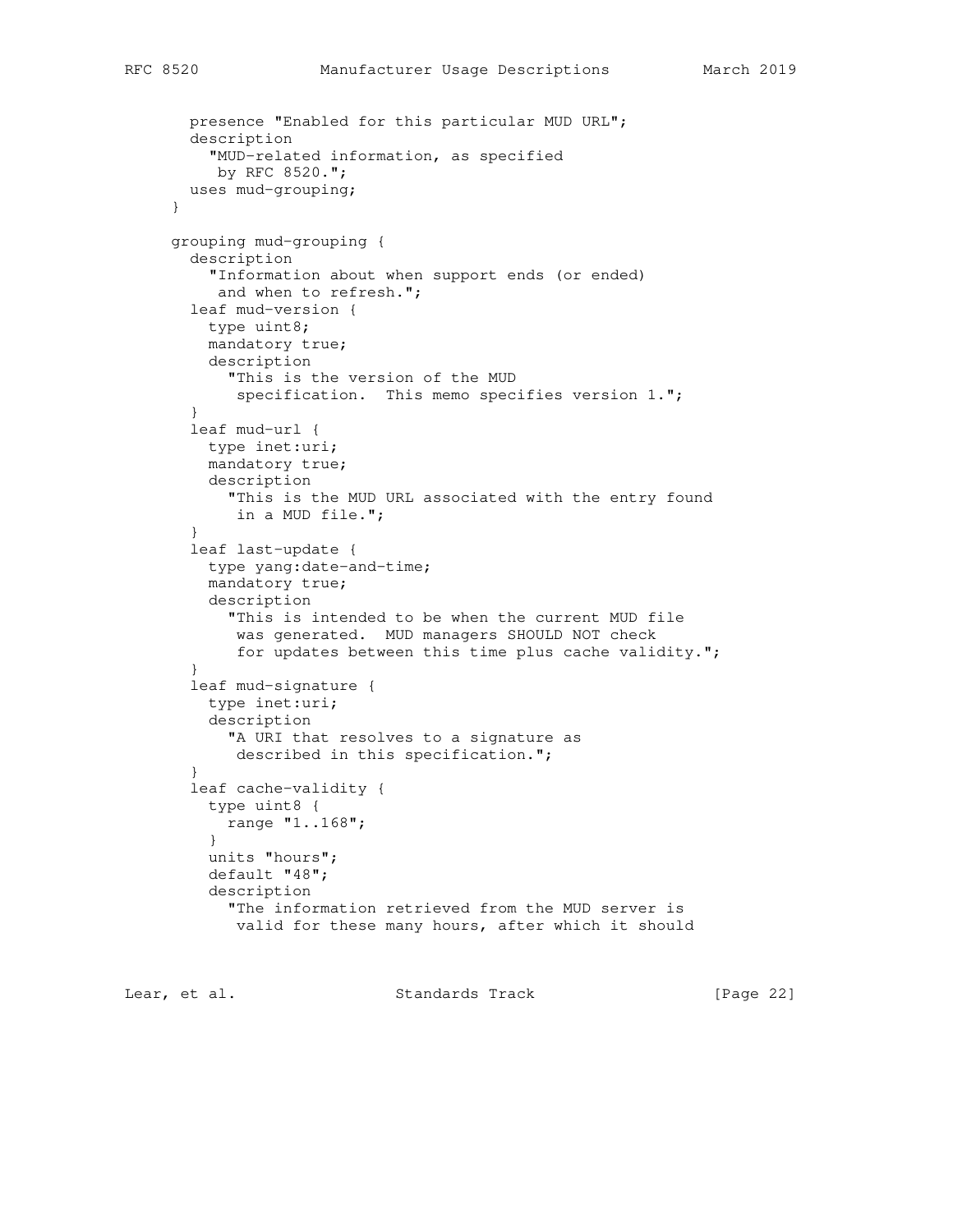```
    presence "Enabled for this particular MUD URL";
    description
      "MUD-related information, as specified
       by RFC 8520.";
    uses mud-grouping;
  }

  grouping mud-grouping {
    description
      "Information about when support ends (or ended)
       and when to refresh.";
    leaf mud-version {
      type uint8;
      mandatory true;
      description
        "This is the version of the MUD
         specification.  This memo specifies version 1.";
    }
    leaf mud-url {
      type inet:uri;
      mandatory true;
      description
        "This is the MUD URL associated with the entry found
         in a MUD file.";
    }
    leaf last-update {
      type yang:date-and-time;
      mandatory true;
      description
        "This is intended to be when the current MUD file
         was generated.  MUD managers SHOULD NOT check
         for updates between this time plus cache validity.";
    }
    leaf mud-signature {
      type inet:uri;
      description
        "A URI that resolves to a signature as
         described in this specification.";
    }
    leaf cache-validity {
      type uint8 {
        range "1..168";
      }
      units "hours";
      default "48";
      description
        "The information retrieved from the MUD server is
         valid for these many hours, after which it should
```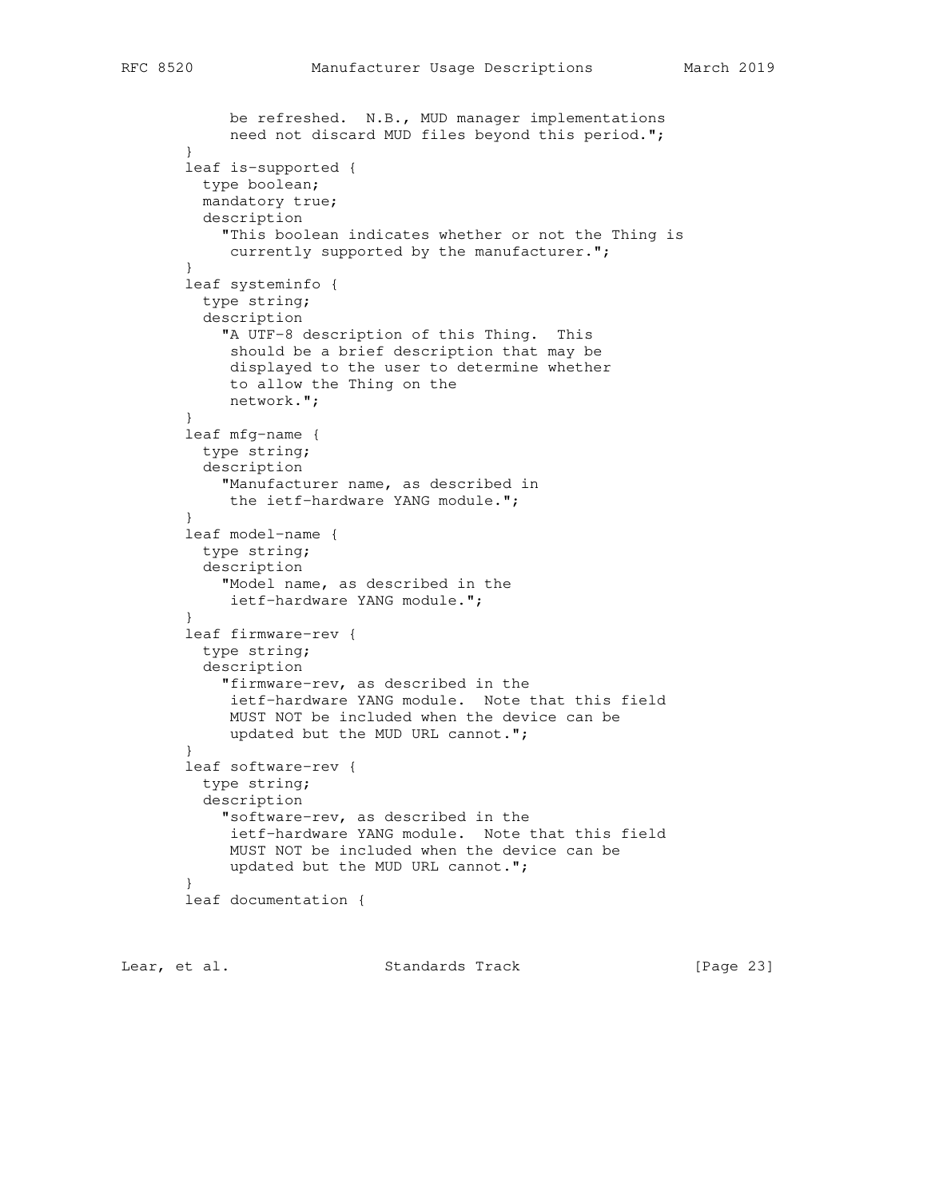```
            be refreshed.  N.B., MUD manager implementations
            need not discard MUD files beyond this period.";
      }
      leaf is-supported {
        type boolean;
        mandatory true;
        description
          "This boolean indicates whether or not the Thing is
           currently supported by the manufacturer.";
      }
      leaf systeminfo {
        type string;
        description
          "A UTF-8 description of this Thing.  This
           should be a brief description that may be
           displayed to the user to determine whether
           to allow the Thing on the
           network.";
      }
      leaf mfg-name {
        type string;
        description
          "Manufacturer name, as described in
           the ietf-hardware YANG module.";
      }
      leaf model-name {
        type string;
        description
          "Model name, as described in the
           ietf-hardware YANG module.";
      }
      leaf firmware-rev {
        type string;
        description
          "firmware-rev, as described in the
           ietf-hardware YANG module.  Note that this field
           MUST NOT be included when the device can be
           updated but the MUD URL cannot.";
      }
      leaf software-rev {
        type string;
        description
          "software-rev, as described in the
           ietf-hardware YANG module.  Note that this field
           MUST NOT be included when the device can be
           updated but the MUD URL cannot.";
      }
      leaf documentation {
```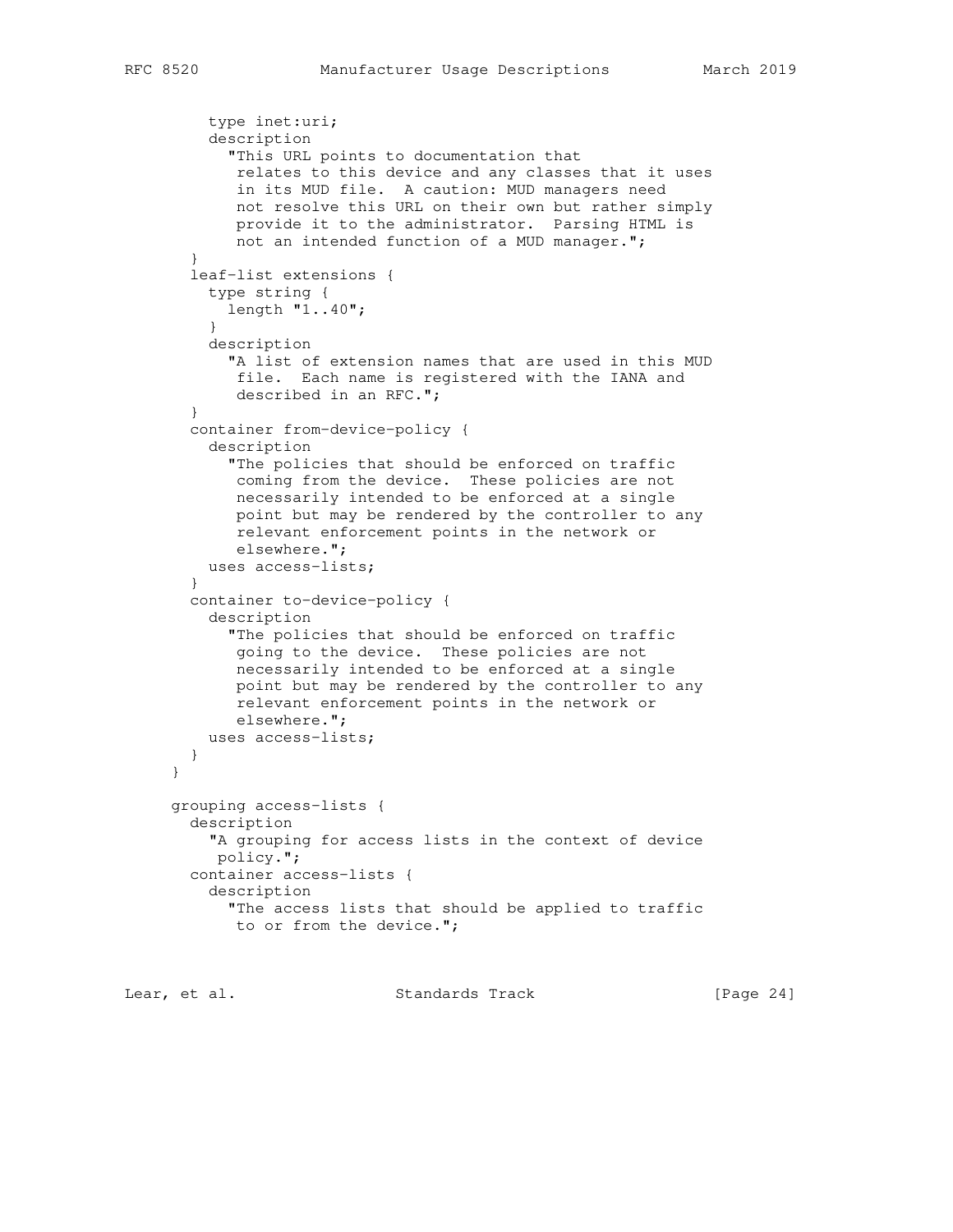```
        type inet:uri;
        description
          "This URL points to documentation that
           relates to this device and any classes that it uses
           in its MUD file.  A caution: MUD managers need
           not resolve this URL on their own but rather simply
           provide it to the administrator.  Parsing HTML is
           not an intended function of a MUD manager.";
      }
      leaf-list extensions {
        type string {
          length "1..40";
        }
        description
          "A list of extension names that are used in this MUD
           file.  Each name is registered with the IANA and
           described in an RFC.";
      }
      container from-device-policy {
        description
          "The policies that should be enforced on traffic
           coming from the device.  These policies are not
           necessarily intended to be enforced at a single
           point but may be rendered by the controller to any
           relevant enforcement points in the network or
           elsewhere.";
        uses access-lists;
      }
      container to-device-policy {
        description
          "The policies that should be enforced on traffic
           going to the device.  These policies are not
           necessarily intended to be enforced at a single
           point but may be rendered by the controller to any
           relevant enforcement points in the network or
           elsewhere.";
        uses access-lists;
      }
    }

    grouping access-lists {
      description
        "A grouping for access lists in the context of device
         policy.";
      container access-lists {
        description
          "The access lists that should be applied to traffic
           to or from the device.";
```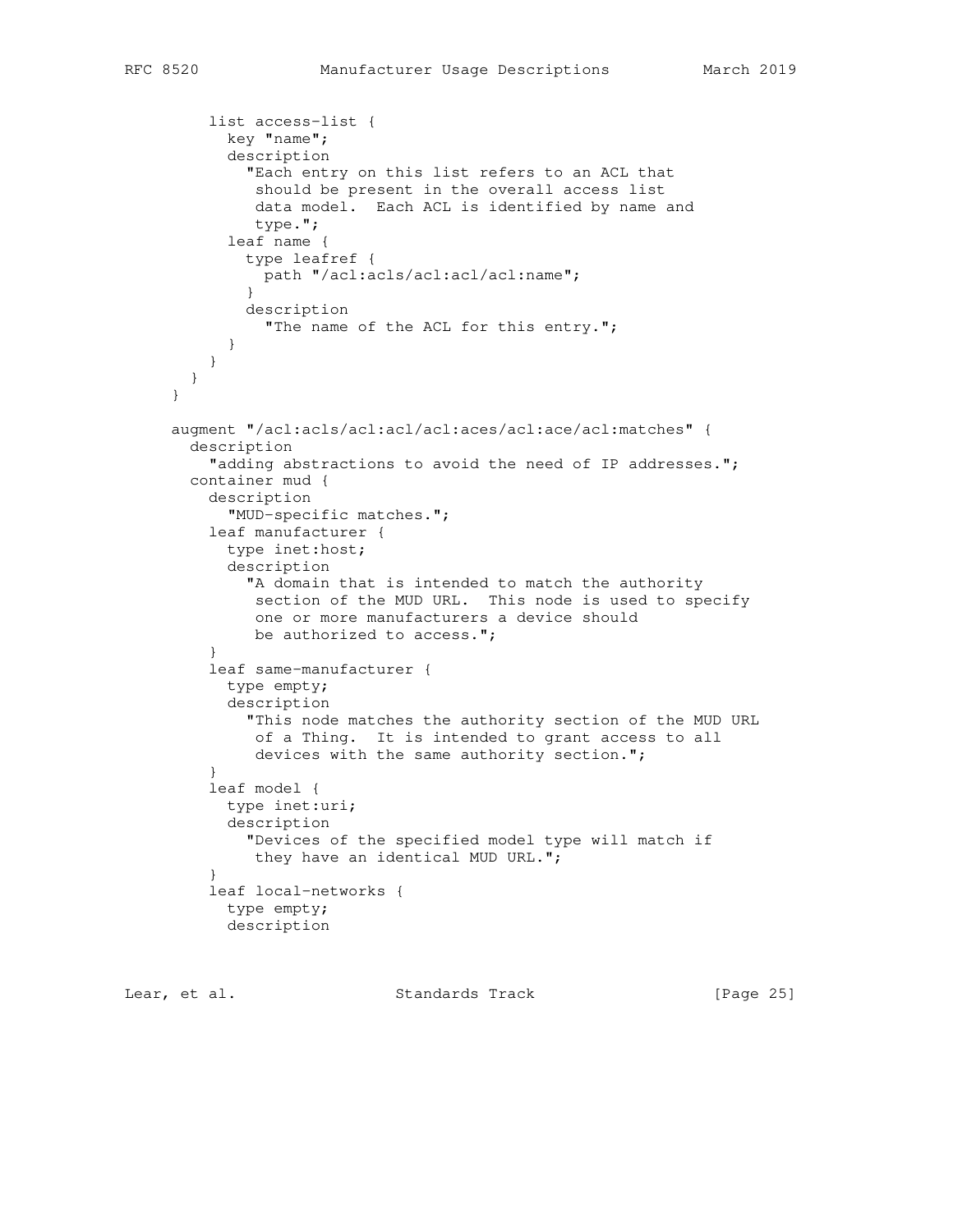```
          list access-list {
            key "name";
            description
              "Each entry on this list refers to an ACL that
               should be present in the overall access list
               data model.  Each ACL is identified by name and
               type.";
            leaf name {
              type leafref {
                path "/acl:acls/acl:acl/acl:name";
              }
              description
                "The name of the ACL for this entry.";
            }
          }
        }
      }

      augment "/acl:acls/acl:acl/acl:aces/acl:ace/acl:matches" {
        description
          "adding abstractions to avoid the need of IP addresses.";
        container mud {
          description
            "MUD-specific matches.";
          leaf manufacturer {
            type inet:host;
            description
              "A domain that is intended to match the authority
               section of the MUD URL.  This node is used to specify
               one or more manufacturers a device should
               be authorized to access.";
          }
          leaf same-manufacturer {
            type empty;
            description
              "This node matches the authority section of the MUD URL
               of a Thing.  It is intended to grant access to all
               devices with the same authority section.";
          }
          leaf model {
            type inet:uri;
            description
              "Devices of the specified model type will match if
               they have an identical MUD URL.";
          }
          leaf local-networks {
            type empty;
            description
```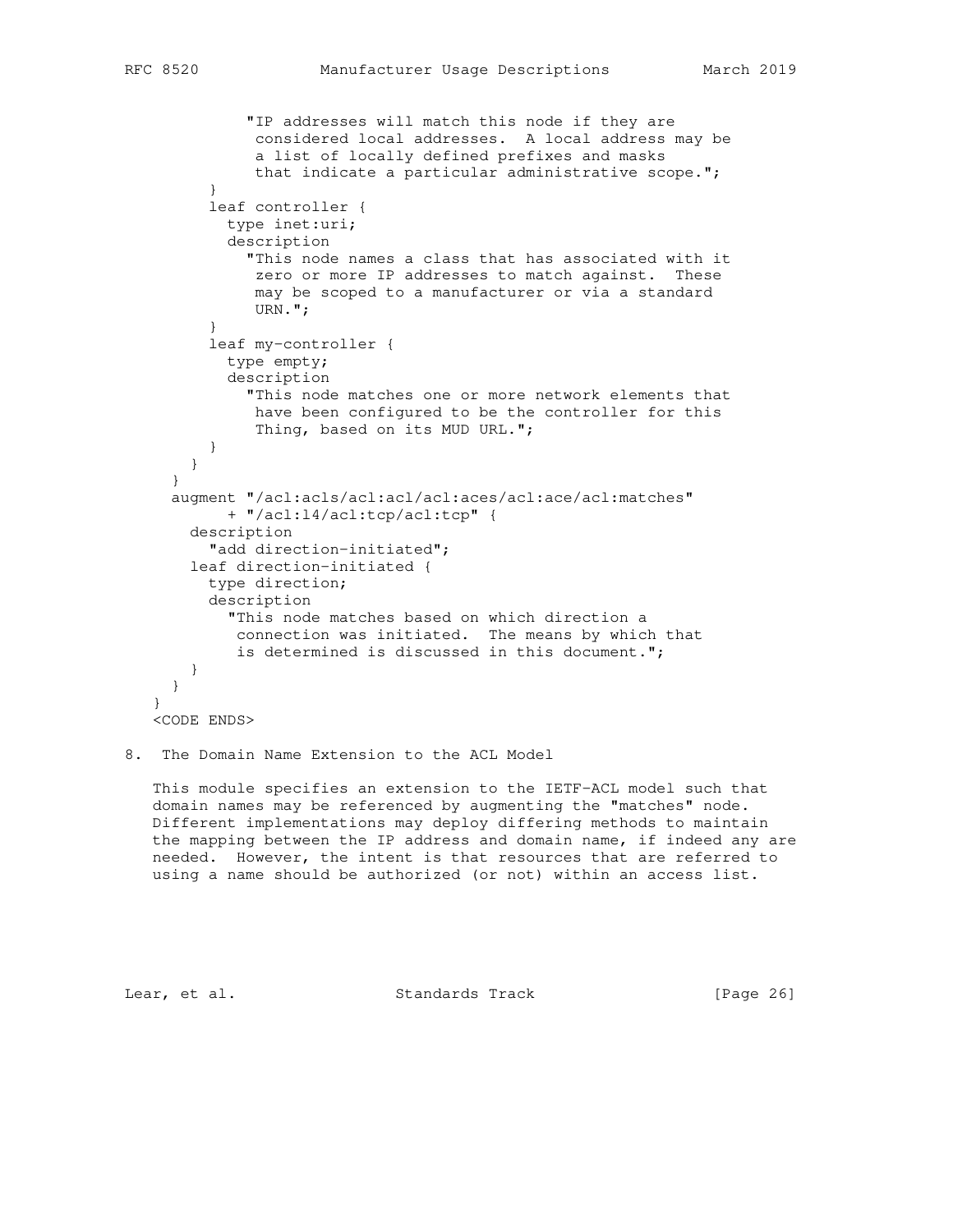```
            "IP addresses will match this node if they are
             considered local addresses.  A local address may be
             a list of locally defined prefixes and masks
             that indicate a particular administrative scope.";
        }
        leaf controller {
          type inet:uri;
          description
            "This node names a class that has associated with it
             zero or more IP addresses to match against.  These
             may be scoped to a manufacturer or via a standard
             URN.";
        }
        leaf my-controller {
          type empty;
          description
            "This node matches one or more network elements that
             have been configured to be the controller for this
             Thing, based on its MUD URL.";
        }
      }
    }
    augment "/acl:acls/acl:acl/acl:aces/acl:ace/acl:matches"
          + "/acl:l4/acl:tcp/acl:tcp" {
      description
        "add direction-initiated";
      leaf direction-initiated {
        type direction;
        description
          "This node matches based on which direction a
           connection was initiated.  The means by which that
           is determined is discussed in this document.";
      }
    }
  }
  <CODE ENDS>
```

## 8. The Domain Name Extension to the ACL Model

This module specifies an extension to the IETF-ACL model such that domain names may be referenced by augmenting the "matches" node. Different implementations may deploy differing methods to maintain the mapping between the IP address and domain name, if indeed any are needed. However, the intent is that resources that are referred to using a name should be authorized (or not) within an access list.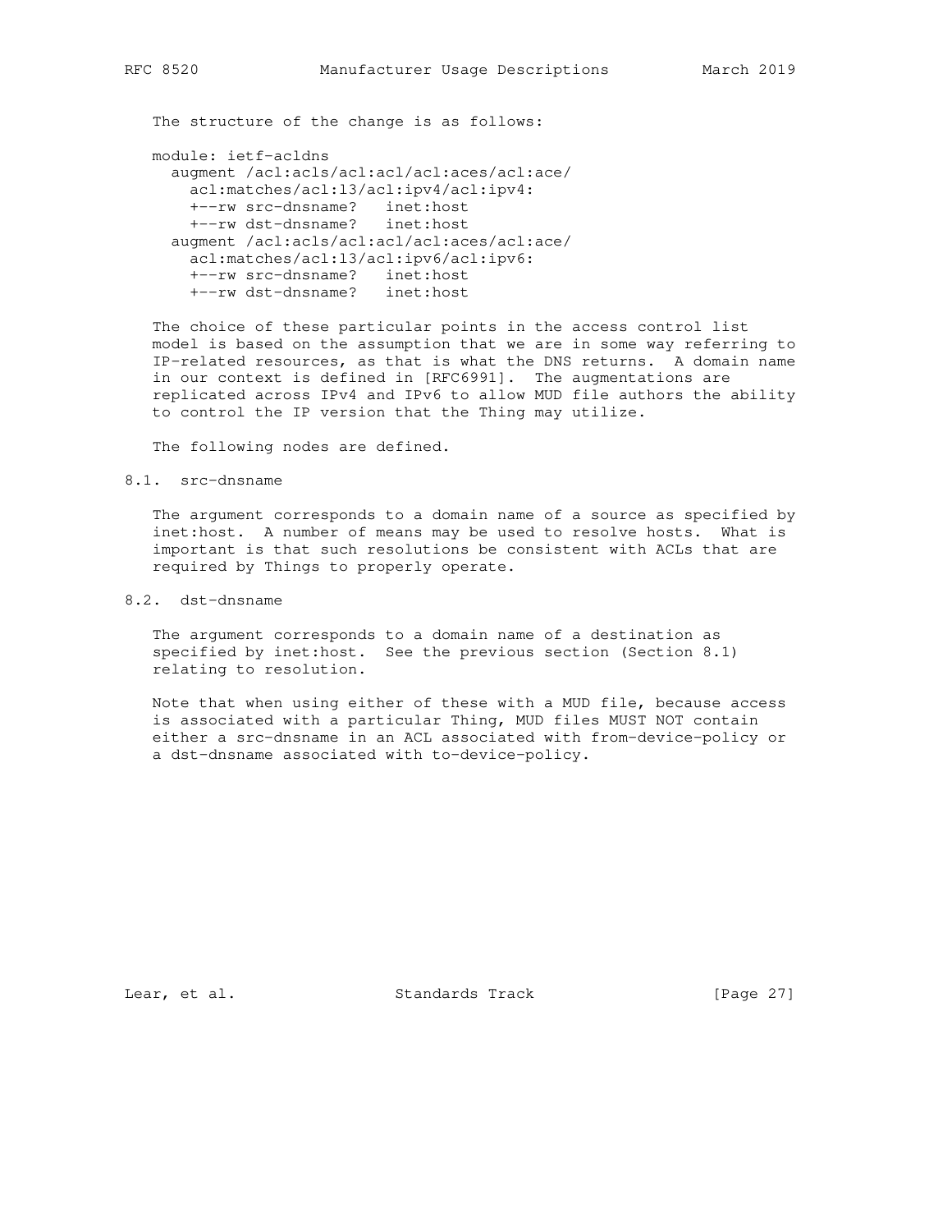The structure of the change is as follows:

```
module: ietf-acldns
  augment /acl:acls/acl:acl/acl:aces/acl:ace/
    acl:matches/acl:l3/acl:ipv4/acl:ipv4:
    +--rw src-dnsname?   inet:host
    +--rw dst-dnsname?   inet:host
  augment /acl:acls/acl:acl/acl:aces/acl:ace/
    acl:matches/acl:l3/acl:ipv6/acl:ipv6:
    +--rw src-dnsname?   inet:host
    +--rw dst-dnsname?   inet:host
```

The choice of these particular points in the access control list model is based on the assumption that we are in some way referring to IP-related resources, as that is what the DNS returns. A domain name in our context is defined in [RFC6991]. The augmentations are replicated across IPv4 and IPv6 to allow MUD file authors the ability to control the IP version that the Thing may utilize.

The following nodes are defined.

## 8.1. src-dnsname

The argument corresponds to a domain name of a source as specified by inet:host. A number of means may be used to resolve hosts. What is important is that such resolutions be consistent with ACLs that are required by Things to properly operate.

## 8.2. dst-dnsname

The argument corresponds to a domain name of a destination as specified by inet:host. See the previous section (Section 8.1) relating to resolution.

Note that when using either of these with a MUD file, because access is associated with a particular Thing, MUD files MUST NOT contain either a src-dnsname in an ACL associated with from-device-policy or a dst-dnsname associated with to-device-policy.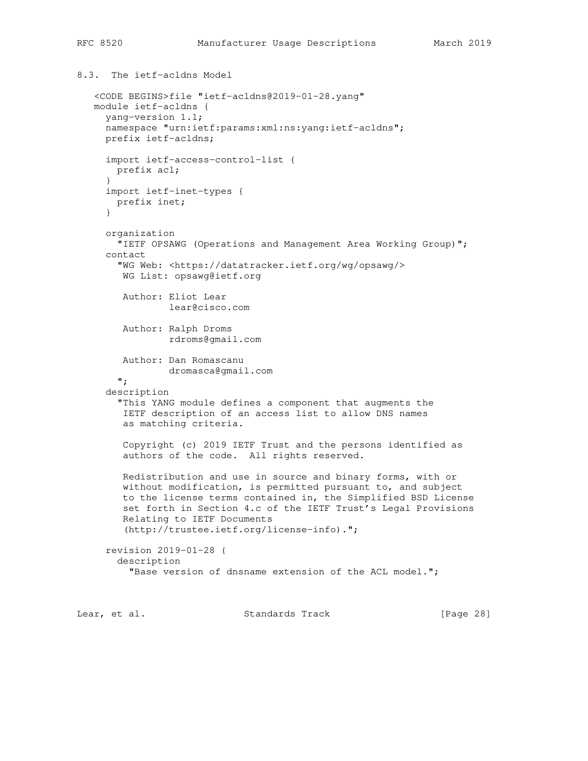### 8.3. The ietf-acldns Model

```
<CODE BEGINS>file "ietf-acldns@2019-01-28.yang"
module ietf-acldns {
  yang-version 1.1;
  namespace "urn:ietf:params:xml:ns:yang:ietf-acldns";
  prefix ietf-acldns;

  import ietf-access-control-list {
    prefix acl;
  }
  import ietf-inet-types {
    prefix inet;
  }

  organization
    "IETF OPSAWG (Operations and Management Area Working Group)";
  contact
    "WG Web: <https://datatracker.ietf.org/wg/opsawg/>
     WG List: opsawg@ietf.org

     Author: Eliot Lear
             lear@cisco.com

     Author: Ralph Droms
             rdroms@gmail.com

     Author: Dan Romascanu
             dromasca@gmail.com
    ";
  description
    "This YANG module defines a component that augments the
     IETF description of an access list to allow DNS names
     as matching criteria.

     Copyright (c) 2019 IETF Trust and the persons identified as
     authors of the code.  All rights reserved.

     Redistribution and use in source and binary forms, with or
     without modification, is permitted pursuant to, and subject
     to the license terms contained in, the Simplified BSD License
     set forth in Section 4.c of the IETF Trust's Legal Provisions
     Relating to IETF Documents
     (http://trustee.ietf.org/license-info).";

  revision 2019-01-28 {
    description
      "Base version of dnsname extension of the ACL model.";
```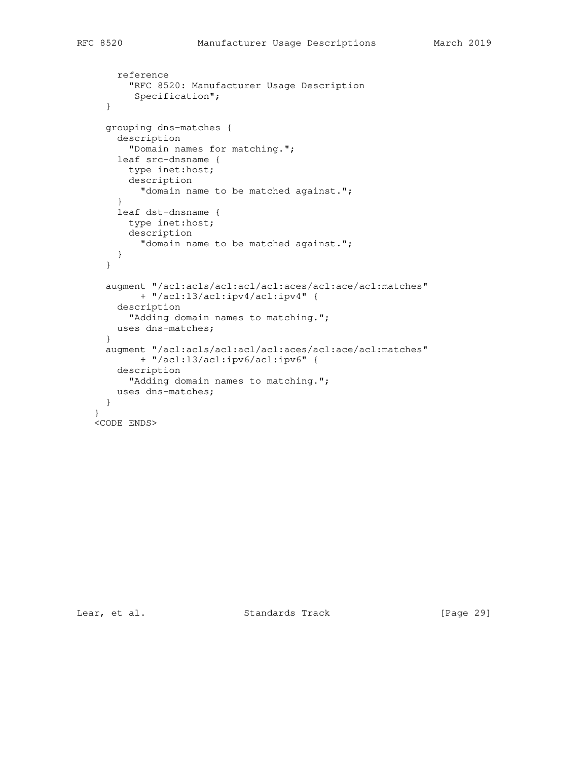```
       reference
         "RFC 8520: Manufacturer Usage Description
          Specification";
     }

     grouping dns-matches {
       description
         "Domain names for matching.";
       leaf src-dnsname {
         type inet:host;
         description
           "domain name to be matched against.";
       }
       leaf dst-dnsname {
         type inet:host;
         description
           "domain name to be matched against.";
       }
     }

     augment "/acl:acls/acl:acl/acl:aces/acl:ace/acl:matches"
           + "/acl:l3/acl:ipv4/acl:ipv4" {
       description
         "Adding domain names to matching.";
       uses dns-matches;
     }
     augment "/acl:acls/acl:acl/acl:aces/acl:ace/acl:matches"
           + "/acl:l3/acl:ipv6/acl:ipv6" {
       description
         "Adding domain names to matching.";
       uses dns-matches;
     }
   }
   <CODE ENDS>
```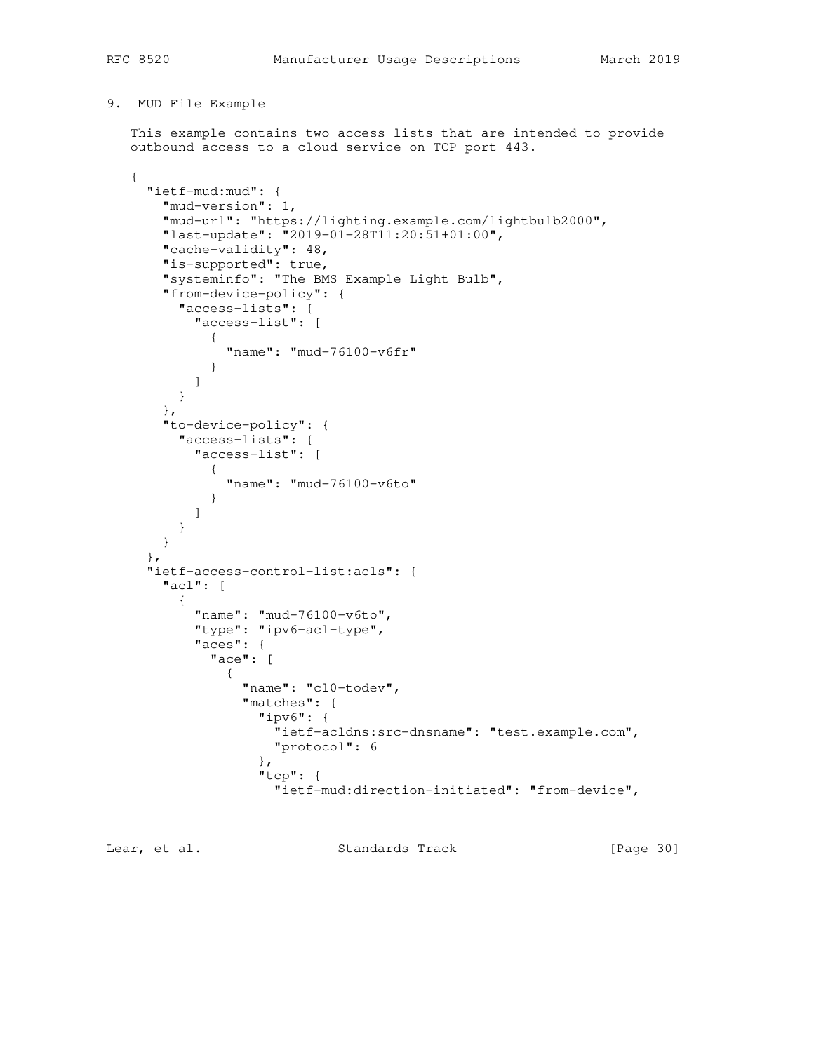## 9. MUD File Example

This example contains two access lists that are intended to provide outbound access to a cloud service on TCP port 443.

```
{
  "ietf-mud:mud": {
    "mud-version": 1,
    "mud-url": "https://lighting.example.com/lightbulb2000",
    "last-update": "2019-01-28T11:20:51+01:00",
    "cache-validity": 48,
    "is-supported": true,
    "systeminfo": "The BMS Example Light Bulb",
    "from-device-policy": {
      "access-lists": {
        "access-list": [
          {
            "name": "mud-76100-v6fr"
          }
        ]
      }
    },
    "to-device-policy": {
      "access-lists": {
        "access-list": [
          {
            "name": "mud-76100-v6to"
          }
        ]
      }
    }
  },
  "ietf-access-control-list:acls": {
    "acl": [
      {
        "name": "mud-76100-v6to",
        "type": "ipv6-acl-type",
        "aces": {
          "ace": [
            {
              "name": "cl0-todev",
              "matches": {
                "ipv6": {
                  "ietf-acldns:src-dnsname": "test.example.com",
                  "protocol": 6
                },
                "tcp": {
                  "ietf-mud:direction-initiated": "from-device",
```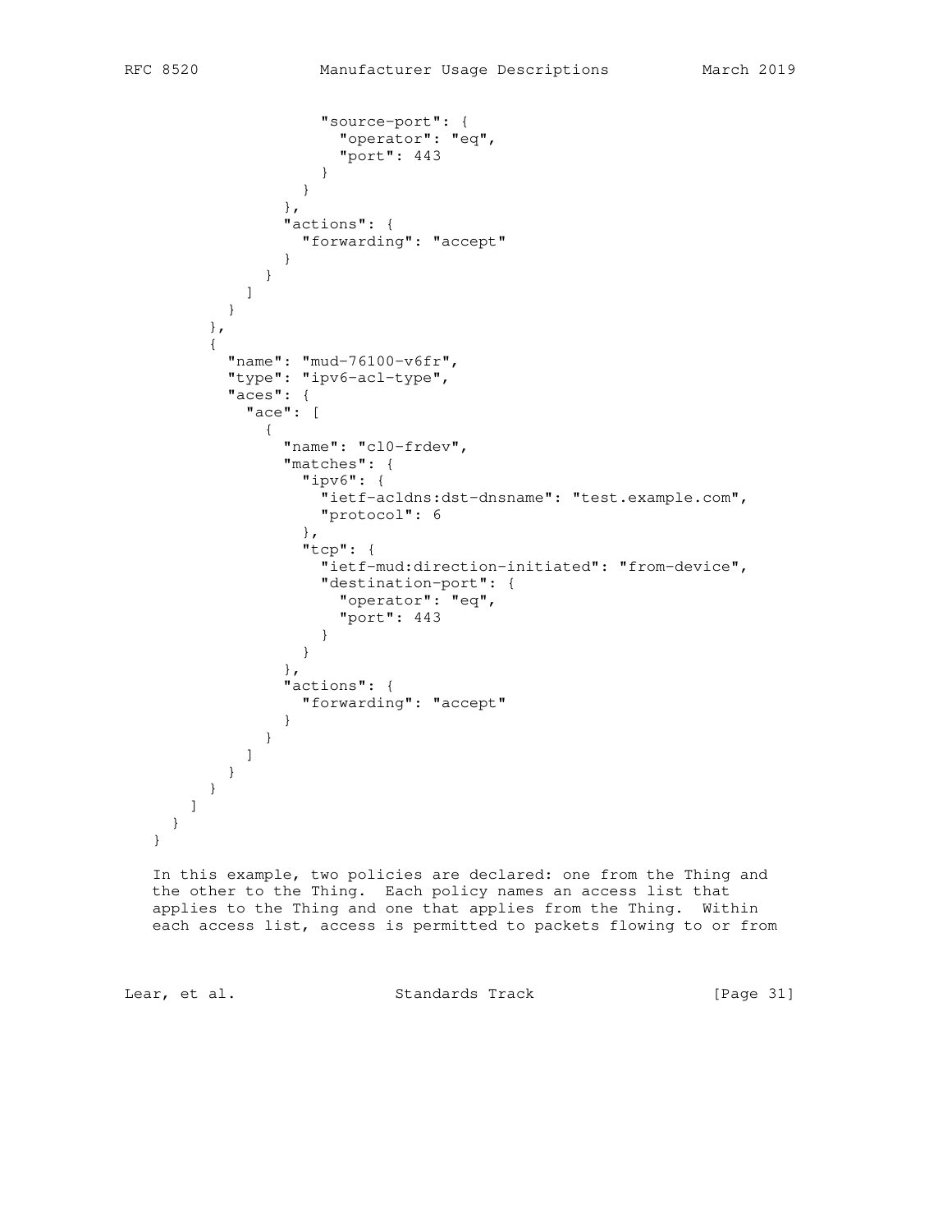```
                    "source-port": {
                      "operator": "eq",
                      "port": 443
                    }
                  }
                },
                "actions": {
                  "forwarding": "accept"
                }
              }
            ]
          }
        },
        {
          "name": "mud-76100-v6fr",
          "type": "ipv6-acl-type",
          "aces": {
            "ace": [
              {
                "name": "cl0-frdev",
                "matches": {
                  "ipv6": {
                    "ietf-acldns:dst-dnsname": "test.example.com",
                    "protocol": 6
                  },
                  "tcp": {
                    "ietf-mud:direction-initiated": "from-device",
                    "destination-port": {
                      "operator": "eq",
                      "port": 443
                    }
                  }
                },
                "actions": {
                  "forwarding": "accept"
                }
              }
            ]
          }
        }
      ]
    }
  }
```

In this example, two policies are declared: one from the Thing and the other to the Thing. Each policy names an access list that applies to the Thing and one that applies from the Thing. Within each access list, access is permitted to packets flowing to or from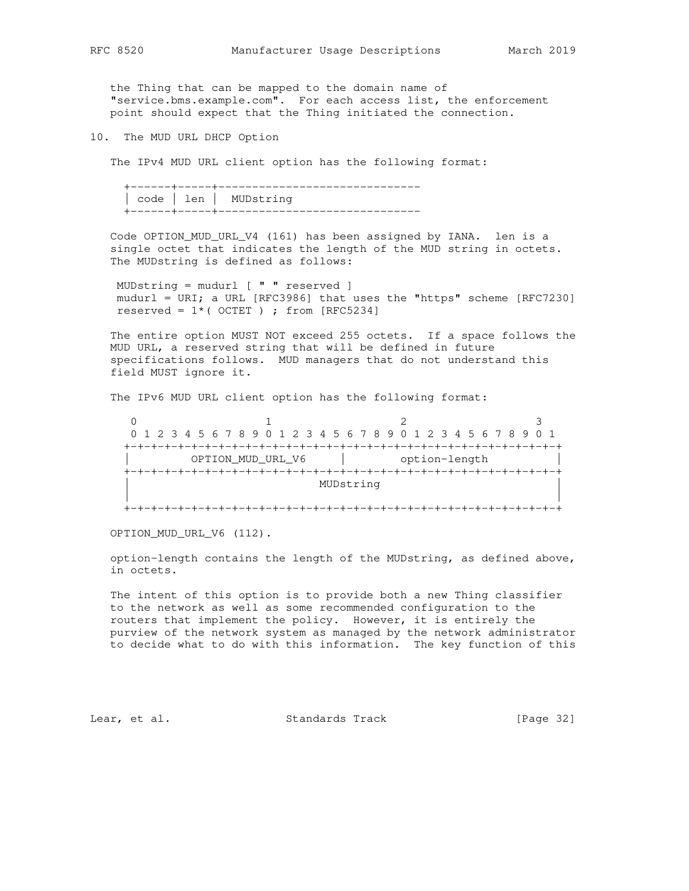the Thing that can be mapped to the domain name of "service.bms.example.com". For each access list, the enforcement point should expect that the Thing initiated the connection.

## 10. The MUD URL DHCP Option

The IPv4 MUD URL client option has the following format:

```
+------+-----+------------------------------
| code | len |  MUDstring
+------+-----+------------------------------
```

Code OPTION_MUD_URL_V4 (161) has been assigned by IANA. len is a single octet that indicates the length of the MUD string in octets. The MUDstring is defined as follows:

```
MUDstring = mudurl [ " " reserved ]
mudurl = URI; a URL [RFC3986] that uses the "https" scheme [RFC7230]
reserved = 1*( OCTET ) ; from [RFC5234]
```

The entire option MUST NOT exceed 255 octets. If a space follows the MUD URL, a reserved string that will be defined in future specifications follows. MUD managers that do not understand this field MUST ignore it.

The IPv6 MUD URL client option has the following format:

```
 0                   1                   2                   3
 0 1 2 3 4 5 6 7 8 9 0 1 2 3 4 5 6 7 8 9 0 1 2 3 4 5 6 7 8 9 0 1
+-+-+-+-+-+-+-+-+-+-+-+-+-+-+-+-+-+-+-+-+-+-+-+-+-+-+-+-+-+-+-+-+
|         OPTION_MUD_URL_V6     |        option-length          |
+-+-+-+-+-+-+-+-+-+-+-+-+-+-+-+-+-+-+-+-+-+-+-+-+-+-+-+-+-+-+-+-+
|                            MUDstring                          |
|                                                               |
+-+-+-+-+-+-+-+-+-+-+-+-+-+-+-+-+-+-+-+-+-+-+-+-+-+-+-+-+-+-+-+-+
```

OPTION_MUD_URL_V6 (112).

option-length contains the length of the MUDstring, as defined above, in octets.

The intent of this option is to provide both a new Thing classifier to the network as well as some recommended configuration to the routers that implement the policy. However, it is entirely the purview of the network system as managed by the network administrator to decide what to do with this information. The key function of this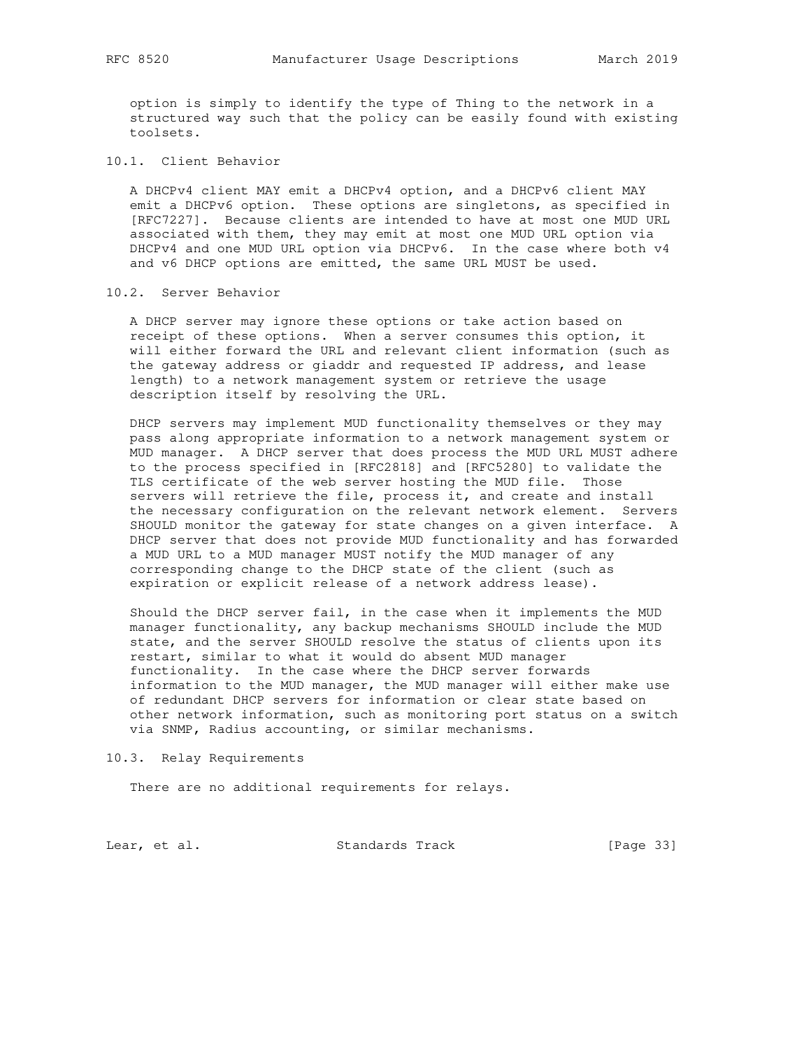option is simply to identify the type of Thing to the network in a structured way such that the policy can be easily found with existing toolsets.

### 10.1. Client Behavior

A DHCPv4 client MAY emit a DHCPv4 option, and a DHCPv6 client MAY emit a DHCPv6 option. These options are singletons, as specified in [RFC7227]. Because clients are intended to have at most one MUD URL associated with them, they may emit at most one MUD URL option via DHCPv4 and one MUD URL option via DHCPv6. In the case where both v4 and v6 DHCP options are emitted, the same URL MUST be used.

### 10.2. Server Behavior

A DHCP server may ignore these options or take action based on receipt of these options. When a server consumes this option, it will either forward the URL and relevant client information (such as the gateway address or giaddr and requested IP address, and lease length) to a network management system or retrieve the usage description itself by resolving the URL.

DHCP servers may implement MUD functionality themselves or they may pass along appropriate information to a network management system or MUD manager. A DHCP server that does process the MUD URL MUST adhere to the process specified in [RFC2818] and [RFC5280] to validate the TLS certificate of the web server hosting the MUD file. Those servers will retrieve the file, process it, and create and install the necessary configuration on the relevant network element. Servers SHOULD monitor the gateway for state changes on a given interface. A DHCP server that does not provide MUD functionality and has forwarded a MUD URL to a MUD manager MUST notify the MUD manager of any corresponding change to the DHCP state of the client (such as expiration or explicit release of a network address lease).

Should the DHCP server fail, in the case when it implements the MUD manager functionality, any backup mechanisms SHOULD include the MUD state, and the server SHOULD resolve the status of clients upon its restart, similar to what it would do absent MUD manager functionality. In the case where the DHCP server forwards information to the MUD manager, the MUD manager will either make use of redundant DHCP servers for information or clear state based on other network information, such as monitoring port status on a switch via SNMP, Radius accounting, or similar mechanisms.

### 10.3. Relay Requirements

There are no additional requirements for relays.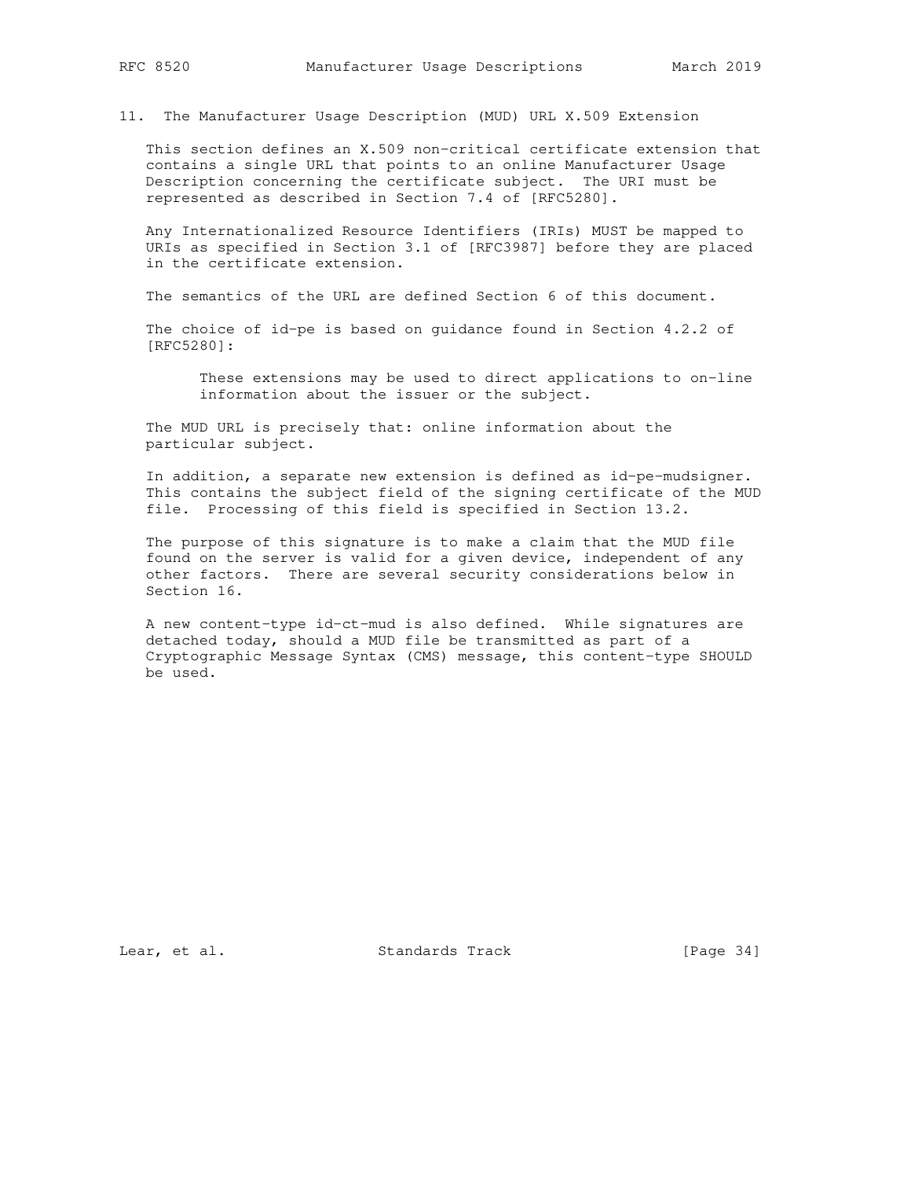## 11. The Manufacturer Usage Description (MUD) URL X.509 Extension

This section defines an X.509 non-critical certificate extension that contains a single URL that points to an online Manufacturer Usage Description concerning the certificate subject. The URI must be represented as described in Section 7.4 of [RFC5280].

Any Internationalized Resource Identifiers (IRIs) MUST be mapped to URIs as specified in Section 3.1 of [RFC3987] before they are placed in the certificate extension.

The semantics of the URL are defined Section 6 of this document.

The choice of id-pe is based on guidance found in Section 4.2.2 of [RFC5280]:

> These extensions may be used to direct applications to on-line information about the issuer or the subject.

The MUD URL is precisely that: online information about the particular subject.

In addition, a separate new extension is defined as id-pe-mudsigner. This contains the subject field of the signing certificate of the MUD file. Processing of this field is specified in Section 13.2.

The purpose of this signature is to make a claim that the MUD file found on the server is valid for a given device, independent of any other factors. There are several security considerations below in Section 16.

A new content-type id-ct-mud is also defined. While signatures are detached today, should a MUD file be transmitted as part of a Cryptographic Message Syntax (CMS) message, this content-type SHOULD be used.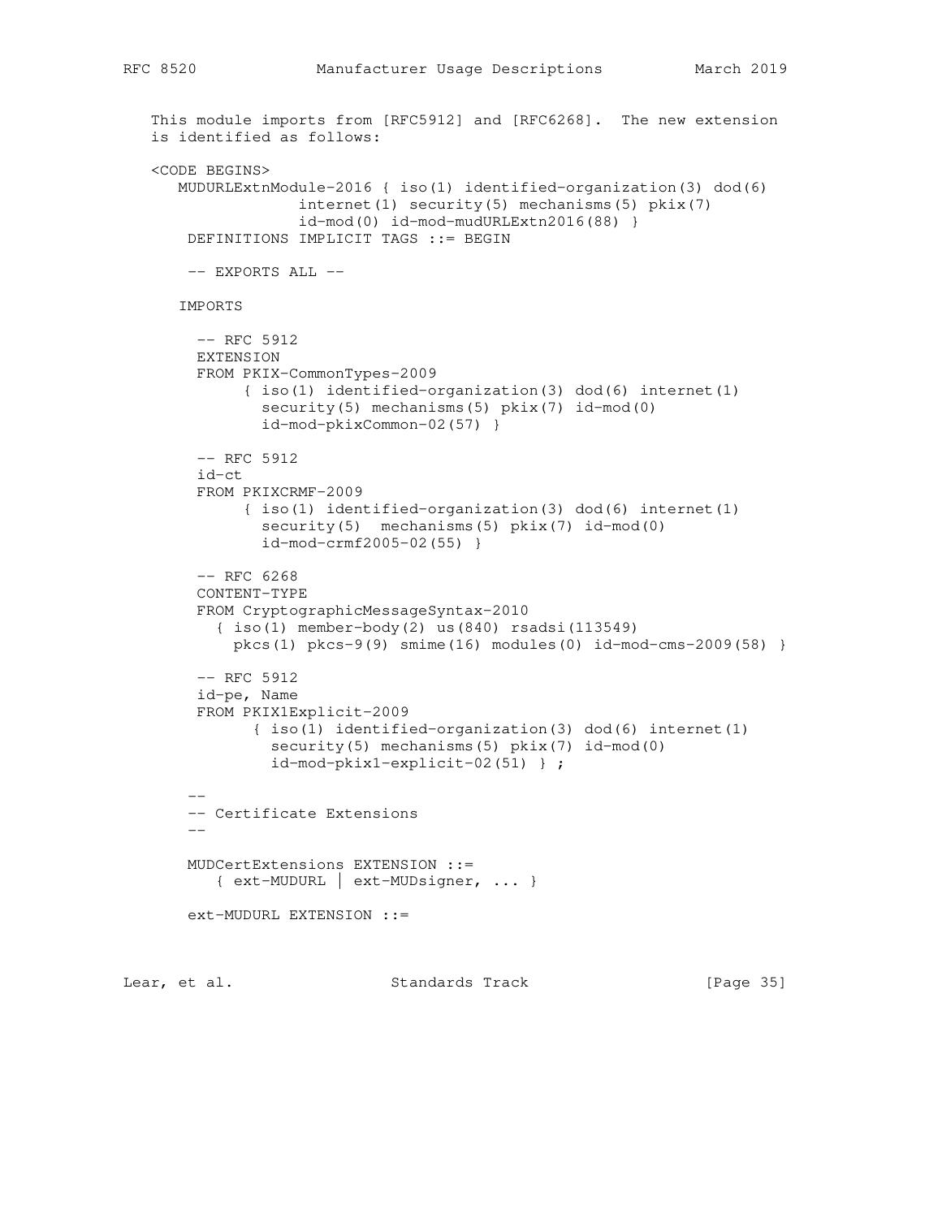This module imports from [RFC5912] and [RFC6268]. The new extension is identified as follows:

```
<CODE BEGINS>
   MUDURLExtnModule-2016 { iso(1) identified-organization(3) dod(6)
                internet(1) security(5) mechanisms(5) pkix(7)
                id-mod(0) id-mod-mudURLExtn2016(88) }
    DEFINITIONS IMPLICIT TAGS ::= BEGIN

    -- EXPORTS ALL --

   IMPORTS

     -- RFC 5912
     EXTENSION
     FROM PKIX-CommonTypes-2009
          { iso(1) identified-organization(3) dod(6) internet(1)
            security(5) mechanisms(5) pkix(7) id-mod(0)
            id-mod-pkixCommon-02(57) }

     -- RFC 5912
     id-ct
     FROM PKIXCRMF-2009
          { iso(1) identified-organization(3) dod(6) internet(1)
            security(5)  mechanisms(5) pkix(7) id-mod(0)
            id-mod-crmf2005-02(55) }

     -- RFC 6268
     CONTENT-TYPE
     FROM CryptographicMessageSyntax-2010
       { iso(1) member-body(2) us(840) rsadsi(113549)
         pkcs(1) pkcs-9(9) smime(16) modules(0) id-mod-cms-2009(58) }

     -- RFC 5912
     id-pe, Name
     FROM PKIX1Explicit-2009
            { iso(1) identified-organization(3) dod(6) internet(1)
              security(5) mechanisms(5) pkix(7) id-mod(0)
              id-mod-pkix1-explicit-02(51) } ;

    --
    -- Certificate Extensions
    --

    MUDCertExtensions EXTENSION ::=
       { ext-MUDURL | ext-MUDsigner, ... }

    ext-MUDURL EXTENSION ::=
```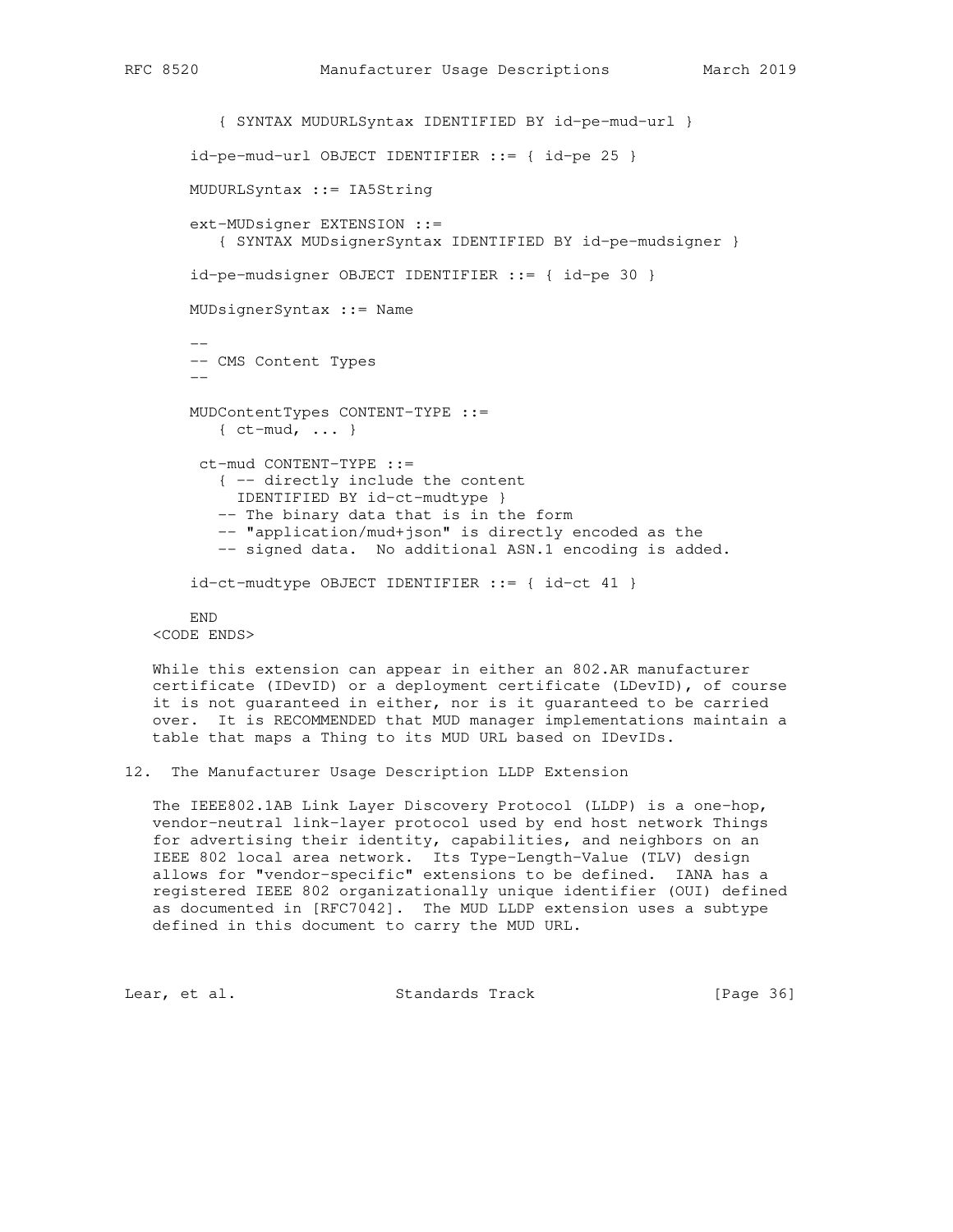```
      { SYNTAX MUDURLSyntax IDENTIFIED BY id-pe-mud-url }

   id-pe-mud-url OBJECT IDENTIFIER ::= { id-pe 25 }

   MUDURLSyntax ::= IA5String

   ext-MUDsigner EXTENSION ::=
      { SYNTAX MUDsignerSyntax IDENTIFIED BY id-pe-mudsigner }

   id-pe-mudsigner OBJECT IDENTIFIER ::= { id-pe 30 }

   MUDsignerSyntax ::= Name

   --
   -- CMS Content Types
   --

   MUDContentTypes CONTENT-TYPE ::=
      { ct-mud, ... }

    ct-mud CONTENT-TYPE ::=
      { -- directly include the content
        IDENTIFIED BY id-ct-mudtype }
      -- The binary data that is in the form
      -- "application/mud+json" is directly encoded as the
      -- signed data.  No additional ASN.1 encoding is added.

   id-ct-mudtype OBJECT IDENTIFIER ::= { id-ct 41 }

   END
<CODE ENDS>
```

While this extension can appear in either an 802.AR manufacturer certificate (IDevID) or a deployment certificate (LDevID), of course it is not guaranteed in either, nor is it guaranteed to be carried over. It is RECOMMENDED that MUD manager implementations maintain a table that maps a Thing to its MUD URL based on IDevIDs.

## 12. The Manufacturer Usage Description LLDP Extension

The IEEE802.1AB Link Layer Discovery Protocol (LLDP) is a one-hop, vendor-neutral link-layer protocol used by end host network Things for advertising their identity, capabilities, and neighbors on an IEEE 802 local area network. Its Type-Length-Value (TLV) design allows for "vendor-specific" extensions to be defined. IANA has a registered IEEE 802 organizationally unique identifier (OUI) defined as documented in [RFC7042]. The MUD LLDP extension uses a subtype defined in this document to carry the MUD URL.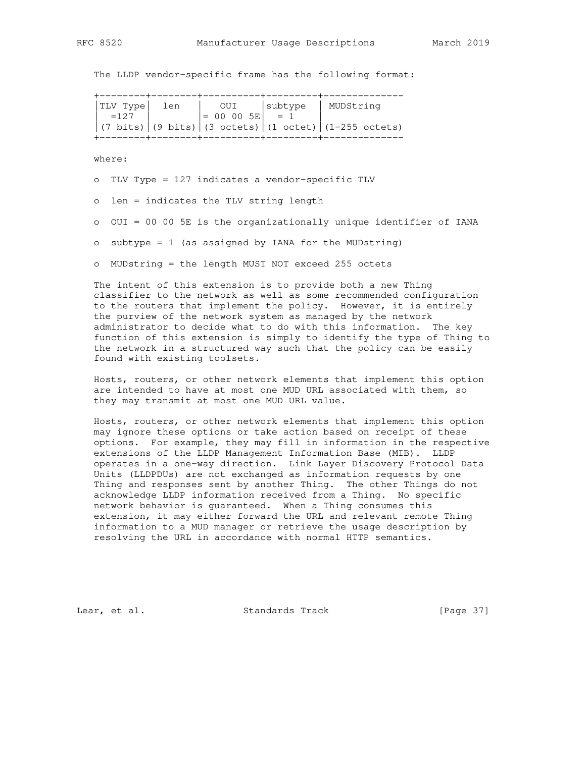The LLDP vendor-specific frame has the following format:

```
+--------+--------+----------+---------+--------------
|TLV Type|  len   |   OUI    |subtype  | MUDString
|  =127  |        |= 00 00 5E|  = 1    |
|(7 bits)|(9 bits)|(3 octets)|(1 octet)|(1-255 octets)
+--------+--------+----------+---------+--------------
```

where:

- TLV Type = 127 indicates a vendor-specific TLV
- len = indicates the TLV string length
- OUI = 00 00 5E is the organizationally unique identifier of IANA
- subtype = 1 (as assigned by IANA for the MUDstring)
- MUDstring = the length MUST NOT exceed 255 octets

The intent of this extension is to provide both a new Thing classifier to the network as well as some recommended configuration to the routers that implement the policy. However, it is entirely the purview of the network system as managed by the network administrator to decide what to do with this information. The key function of this extension is simply to identify the type of Thing to the network in a structured way such that the policy can be easily found with existing toolsets.

Hosts, routers, or other network elements that implement this option are intended to have at most one MUD URL associated with them, so they may transmit at most one MUD URL value.

Hosts, routers, or other network elements that implement this option may ignore these options or take action based on receipt of these options. For example, they may fill in information in the respective extensions of the LLDP Management Information Base (MIB). LLDP operates in a one-way direction. Link Layer Discovery Protocol Data Units (LLDPDUs) are not exchanged as information requests by one Thing and responses sent by another Thing. The other Things do not acknowledge LLDP information received from a Thing. No specific network behavior is guaranteed. When a Thing consumes this extension, it may either forward the URL and relevant remote Thing information to a MUD manager or retrieve the usage description by resolving the URL in accordance with normal HTTP semantics.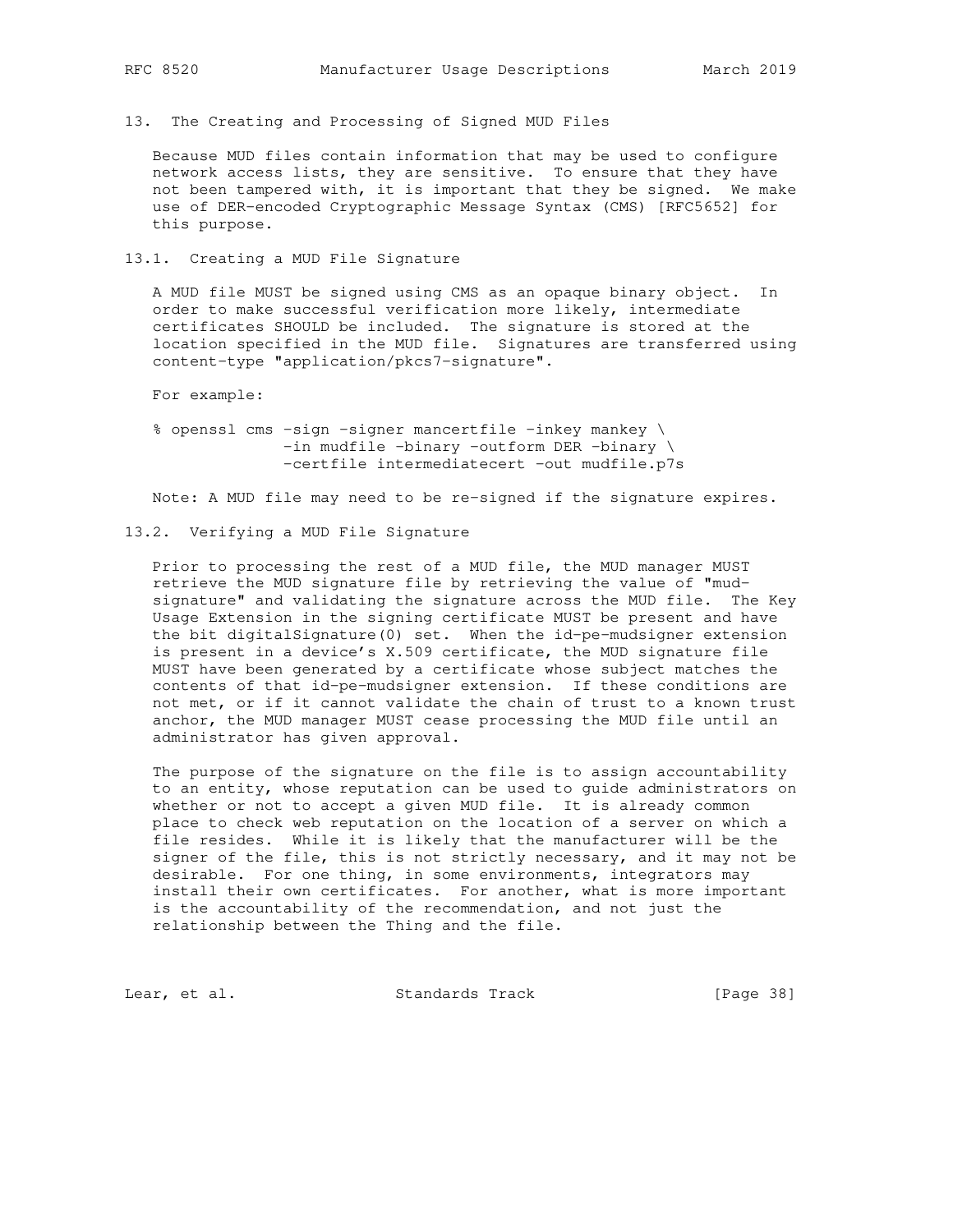## 13. The Creating and Processing of Signed MUD Files

Because MUD files contain information that may be used to configure network access lists, they are sensitive. To ensure that they have not been tampered with, it is important that they be signed. We make use of DER-encoded Cryptographic Message Syntax (CMS) [RFC5652] for this purpose.

### 13.1. Creating a MUD File Signature

A MUD file MUST be signed using CMS as an opaque binary object. In order to make successful verification more likely, intermediate certificates SHOULD be included. The signature is stored at the location specified in the MUD file. Signatures are transferred using content-type "application/pkcs7-signature".

For example:

```
% openssl cms -sign -signer mancertfile -inkey mankey \
              -in mudfile -binary -outform DER -binary \
              -certfile intermediatecert -out mudfile.p7s
```

Note: A MUD file may need to be re-signed if the signature expires.

### 13.2. Verifying a MUD File Signature

Prior to processing the rest of a MUD file, the MUD manager MUST retrieve the MUD signature file by retrieving the value of "mud-signature" and validating the signature across the MUD file. The Key Usage Extension in the signing certificate MUST be present and have the bit digitalSignature(0) set. When the id-pe-mudsigner extension is present in a device's X.509 certificate, the MUD signature file MUST have been generated by a certificate whose subject matches the contents of that id-pe-mudsigner extension. If these conditions are not met, or if it cannot validate the chain of trust to a known trust anchor, the MUD manager MUST cease processing the MUD file until an administrator has given approval.

The purpose of the signature on the file is to assign accountability to an entity, whose reputation can be used to guide administrators on whether or not to accept a given MUD file. It is already common place to check web reputation on the location of a server on which a file resides. While it is likely that the manufacturer will be the signer of the file, this is not strictly necessary, and it may not be desirable. For one thing, in some environments, integrators may install their own certificates. For another, what is more important is the accountability of the recommendation, and not just the relationship between the Thing and the file.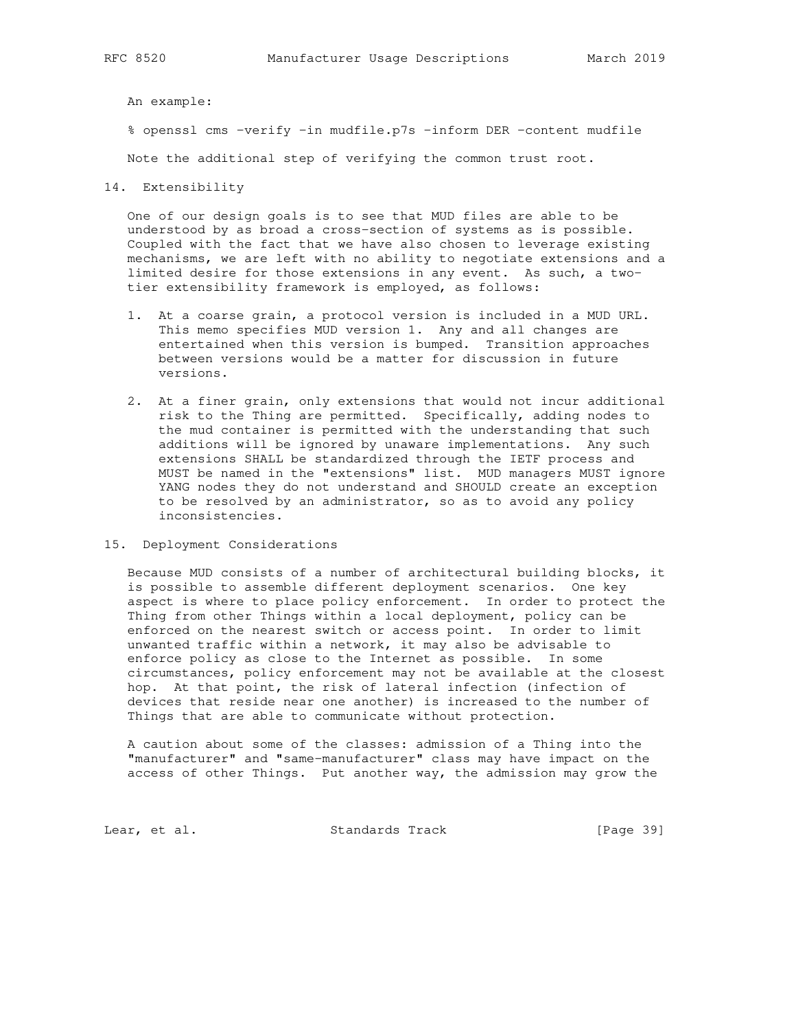An example:

```
% openssl cms -verify -in mudfile.p7s -inform DER -content mudfile
```

Note the additional step of verifying the common trust root.

## 14. Extensibility

One of our design goals is to see that MUD files are able to be understood by as broad a cross-section of systems as is possible. Coupled with the fact that we have also chosen to leverage existing mechanisms, we are left with no ability to negotiate extensions and a limited desire for those extensions in any event. As such, a two-tier extensibility framework is employed, as follows:

1. At a coarse grain, a protocol version is included in a MUD URL. This memo specifies MUD version 1. Any and all changes are entertained when this version is bumped. Transition approaches between versions would be a matter for discussion in future versions.

2. At a finer grain, only extensions that would not incur additional risk to the Thing are permitted. Specifically, adding nodes to the mud container is permitted with the understanding that such additions will be ignored by unaware implementations. Any such extensions SHALL be standardized through the IETF process and MUST be named in the "extensions" list. MUD managers MUST ignore YANG nodes they do not understand and SHOULD create an exception to be resolved by an administrator, so as to avoid any policy inconsistencies.

## 15. Deployment Considerations

Because MUD consists of a number of architectural building blocks, it is possible to assemble different deployment scenarios. One key aspect is where to place policy enforcement. In order to protect the Thing from other Things within a local deployment, policy can be enforced on the nearest switch or access point. In order to limit unwanted traffic within a network, it may also be advisable to enforce policy as close to the Internet as possible. In some circumstances, policy enforcement may not be available at the closest hop. At that point, the risk of lateral infection (infection of devices that reside near one another) is increased to the number of Things that are able to communicate without protection.

A caution about some of the classes: admission of a Thing into the "manufacturer" and "same-manufacturer" class may have impact on the access of other Things. Put another way, the admission may grow the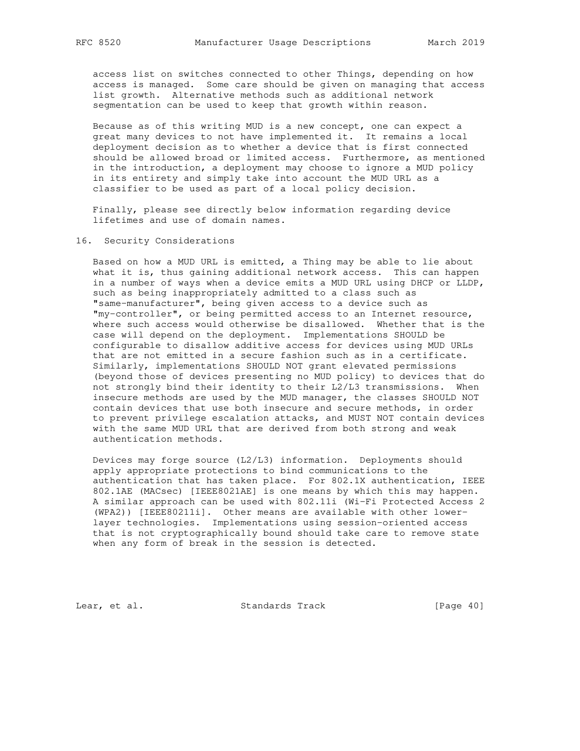access list on switches connected to other Things, depending on how access is managed. Some care should be given on managing that access list growth. Alternative methods such as additional network segmentation can be used to keep that growth within reason.

Because as of this writing MUD is a new concept, one can expect a great many devices to not have implemented it. It remains a local deployment decision as to whether a device that is first connected should be allowed broad or limited access. Furthermore, as mentioned in the introduction, a deployment may choose to ignore a MUD policy in its entirety and simply take into account the MUD URL as a classifier to be used as part of a local policy decision.

Finally, please see directly below information regarding device lifetimes and use of domain names.

## 16. Security Considerations

Based on how a MUD URL is emitted, a Thing may be able to lie about what it is, thus gaining additional network access. This can happen in a number of ways when a device emits a MUD URL using DHCP or LLDP, such as being inappropriately admitted to a class such as "same-manufacturer", being given access to a device such as "my-controller", or being permitted access to an Internet resource, where such access would otherwise be disallowed. Whether that is the case will depend on the deployment. Implementations SHOULD be configurable to disallow additive access for devices using MUD URLs that are not emitted in a secure fashion such as in a certificate. Similarly, implementations SHOULD NOT grant elevated permissions (beyond those of devices presenting no MUD policy) to devices that do not strongly bind their identity to their L2/L3 transmissions. When insecure methods are used by the MUD manager, the classes SHOULD NOT contain devices that use both insecure and secure methods, in order to prevent privilege escalation attacks, and MUST NOT contain devices with the same MUD URL that are derived from both strong and weak authentication methods.

Devices may forge source (L2/L3) information. Deployments should apply appropriate protections to bind communications to the authentication that has taken place. For 802.1X authentication, IEEE 802.1AE (MACsec) [IEEE8021AE] is one means by which this may happen. A similar approach can be used with 802.11i (Wi-Fi Protected Access 2 (WPA2)) [IEEE80211i]. Other means are available with other lower-layer technologies. Implementations using session-oriented access that is not cryptographically bound should take care to remove state when any form of break in the session is detected.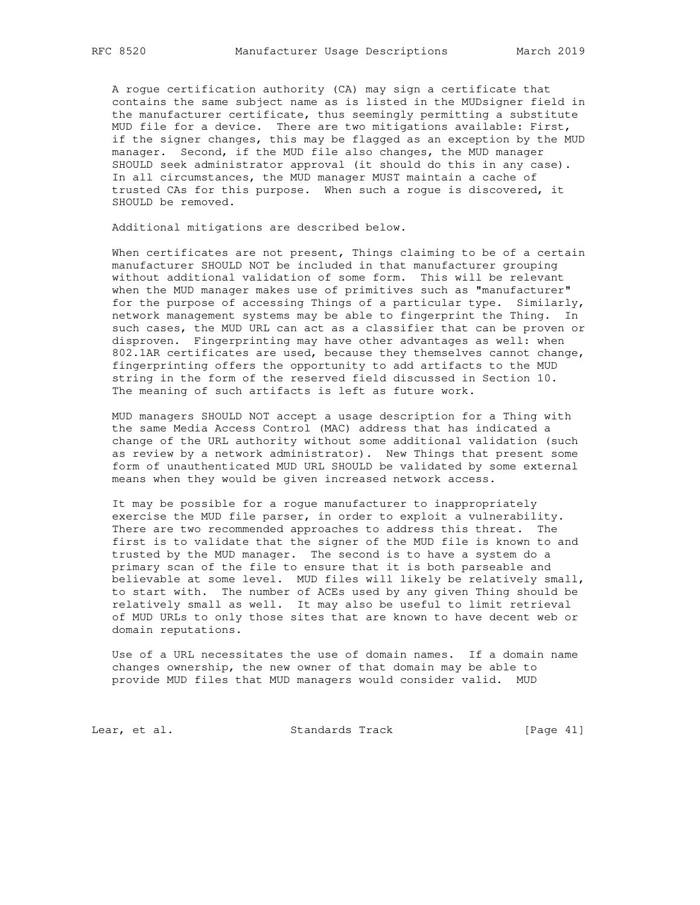A rogue certification authority (CA) may sign a certificate that contains the same subject name as is listed in the MUDsigner field in the manufacturer certificate, thus seemingly permitting a substitute MUD file for a device. There are two mitigations available: First, if the signer changes, this may be flagged as an exception by the MUD manager. Second, if the MUD file also changes, the MUD manager SHOULD seek administrator approval (it should do this in any case). In all circumstances, the MUD manager MUST maintain a cache of trusted CAs for this purpose. When such a rogue is discovered, it SHOULD be removed.

Additional mitigations are described below.

When certificates are not present, Things claiming to be of a certain manufacturer SHOULD NOT be included in that manufacturer grouping without additional validation of some form. This will be relevant when the MUD manager makes use of primitives such as "manufacturer" for the purpose of accessing Things of a particular type. Similarly, network management systems may be able to fingerprint the Thing. In such cases, the MUD URL can act as a classifier that can be proven or disproven. Fingerprinting may have other advantages as well: when 802.1AR certificates are used, because they themselves cannot change, fingerprinting offers the opportunity to add artifacts to the MUD string in the form of the reserved field discussed in Section 10. The meaning of such artifacts is left as future work.

MUD managers SHOULD NOT accept a usage description for a Thing with the same Media Access Control (MAC) address that has indicated a change of the URL authority without some additional validation (such as review by a network administrator). New Things that present some form of unauthenticated MUD URL SHOULD be validated by some external means when they would be given increased network access.

It may be possible for a rogue manufacturer to inappropriately exercise the MUD file parser, in order to exploit a vulnerability. There are two recommended approaches to address this threat. The first is to validate that the signer of the MUD file is known to and trusted by the MUD manager. The second is to have a system do a primary scan of the file to ensure that it is both parseable and believable at some level. MUD files will likely be relatively small, to start with. The number of ACEs used by any given Thing should be relatively small as well. It may also be useful to limit retrieval of MUD URLs to only those sites that are known to have decent web or domain reputations.

Use of a URL necessitates the use of domain names. If a domain name changes ownership, the new owner of that domain may be able to provide MUD files that MUD managers would consider valid. MUD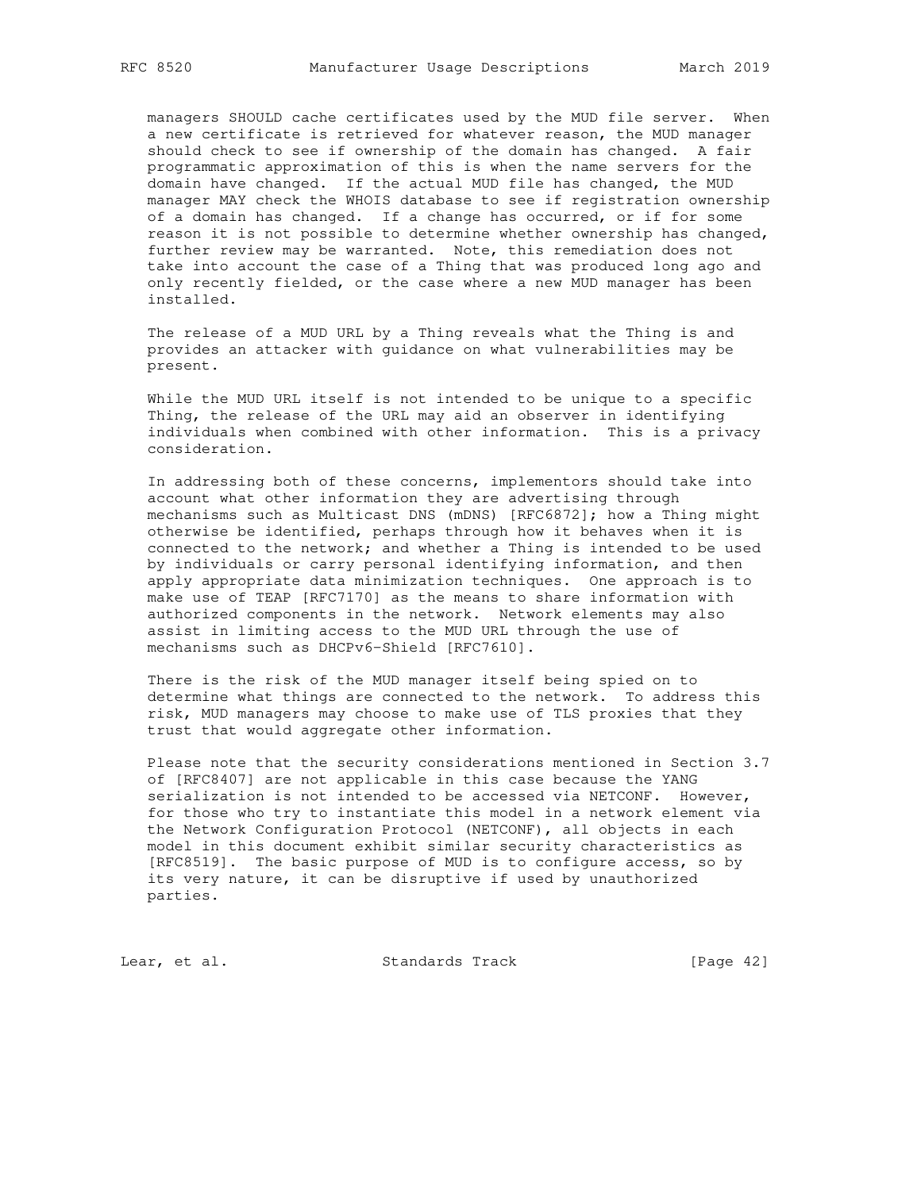managers SHOULD cache certificates used by the MUD file server. When a new certificate is retrieved for whatever reason, the MUD manager should check to see if ownership of the domain has changed. A fair programmatic approximation of this is when the name servers for the domain have changed. If the actual MUD file has changed, the MUD manager MAY check the WHOIS database to see if registration ownership of a domain has changed. If a change has occurred, or if for some reason it is not possible to determine whether ownership has changed, further review may be warranted. Note, this remediation does not take into account the case of a Thing that was produced long ago and only recently fielded, or the case where a new MUD manager has been installed.

The release of a MUD URL by a Thing reveals what the Thing is and provides an attacker with guidance on what vulnerabilities may be present.

While the MUD URL itself is not intended to be unique to a specific Thing, the release of the URL may aid an observer in identifying individuals when combined with other information. This is a privacy consideration.

In addressing both of these concerns, implementors should take into account what other information they are advertising through mechanisms such as Multicast DNS (mDNS) [RFC6872]; how a Thing might otherwise be identified, perhaps through how it behaves when it is connected to the network; and whether a Thing is intended to be used by individuals or carry personal identifying information, and then apply appropriate data minimization techniques. One approach is to make use of TEAP [RFC7170] as the means to share information with authorized components in the network. Network elements may also assist in limiting access to the MUD URL through the use of mechanisms such as DHCPv6-Shield [RFC7610].

There is the risk of the MUD manager itself being spied on to determine what things are connected to the network. To address this risk, MUD managers may choose to make use of TLS proxies that they trust that would aggregate other information.

Please note that the security considerations mentioned in Section 3.7 of [RFC8407] are not applicable in this case because the YANG serialization is not intended to be accessed via NETCONF. However, for those who try to instantiate this model in a network element via the Network Configuration Protocol (NETCONF), all objects in each model in this document exhibit similar security characteristics as [RFC8519]. The basic purpose of MUD is to configure access, so by its very nature, it can be disruptive if used by unauthorized parties.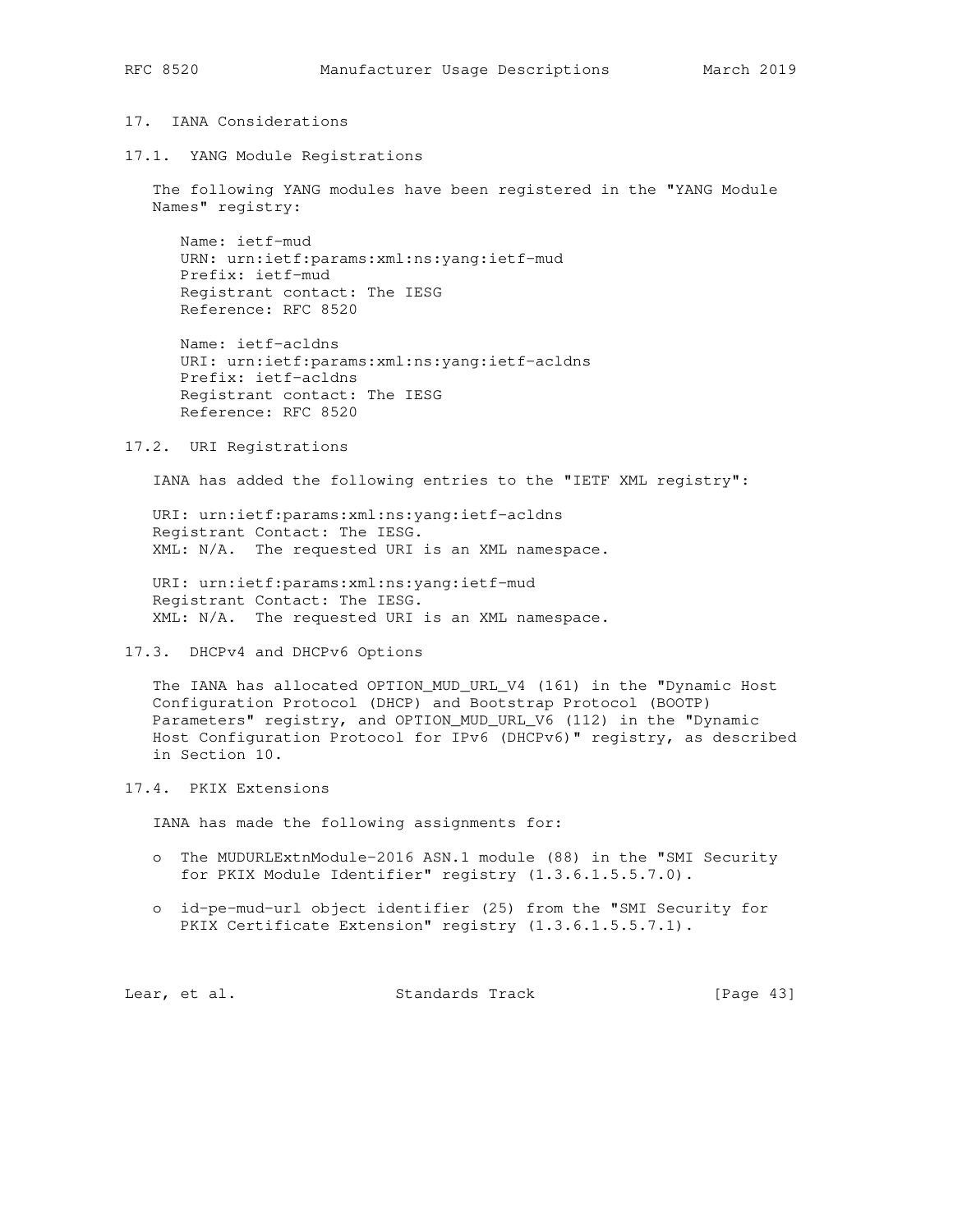## 17. IANA Considerations

### 17.1. YANG Module Registrations

The following YANG modules have been registered in the "YANG Module Names" registry:

Name: ietf-mud
URN: urn:ietf:params:xml:ns:yang:ietf-mud
Prefix: ietf-mud
Registrant contact: The IESG
Reference: RFC 8520

Name: ietf-acldns
URI: urn:ietf:params:xml:ns:yang:ietf-acldns
Prefix: ietf-acldns
Registrant contact: The IESG
Reference: RFC 8520

### 17.2. URI Registrations

IANA has added the following entries to the "IETF XML registry":

URI: urn:ietf:params:xml:ns:yang:ietf-acldns
Registrant Contact: The IESG.
XML: N/A. The requested URI is an XML namespace.

URI: urn:ietf:params:xml:ns:yang:ietf-mud
Registrant Contact: The IESG.
XML: N/A. The requested URI is an XML namespace.

### 17.3. DHCPv4 and DHCPv6 Options

The IANA has allocated OPTION_MUD_URL_V4 (161) in the "Dynamic Host Configuration Protocol (DHCP) and Bootstrap Protocol (BOOTP) Parameters" registry, and OPTION_MUD_URL_V6 (112) in the "Dynamic Host Configuration Protocol for IPv6 (DHCPv6)" registry, as described in Section 10.

### 17.4. PKIX Extensions

IANA has made the following assignments for:

- The MUDURLExtnModule-2016 ASN.1 module (88) in the "SMI Security for PKIX Module Identifier" registry (1.3.6.1.5.5.7.0).
- id-pe-mud-url object identifier (25) from the "SMI Security for PKIX Certificate Extension" registry (1.3.6.1.5.5.7.1).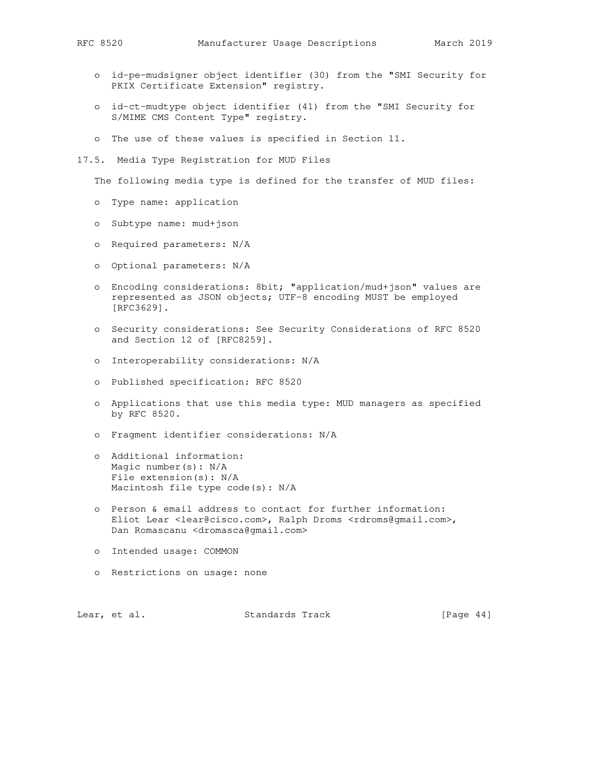- id-pe-mudsigner object identifier (30) from the "SMI Security for PKIX Certificate Extension" registry.
- id-ct-mudtype object identifier (41) from the "SMI Security for S/MIME CMS Content Type" registry.
- The use of these values is specified in Section 11.

### 17.5. Media Type Registration for MUD Files

The following media type is defined for the transfer of MUD files:

- Type name: application
- Subtype name: mud+json
- Required parameters: N/A
- Optional parameters: N/A
- Encoding considerations: 8bit; "application/mud+json" values are represented as JSON objects; UTF-8 encoding MUST be employed [RFC3629].
- Security considerations: See Security Considerations of RFC 8520 and Section 12 of [RFC8259].
- Interoperability considerations: N/A
- Published specification: RFC 8520
- Applications that use this media type: MUD managers as specified by RFC 8520.
- Fragment identifier considerations: N/A
- Additional information:
  Magic number(s): N/A
  File extension(s): N/A
  Macintosh file type code(s): N/A
- Person & email address to contact for further information:
  Eliot Lear <lear@cisco.com>, Ralph Droms <rdroms@gmail.com>,
  Dan Romascanu <dromasca@gmail.com>
- Intended usage: COMMON
- Restrictions on usage: none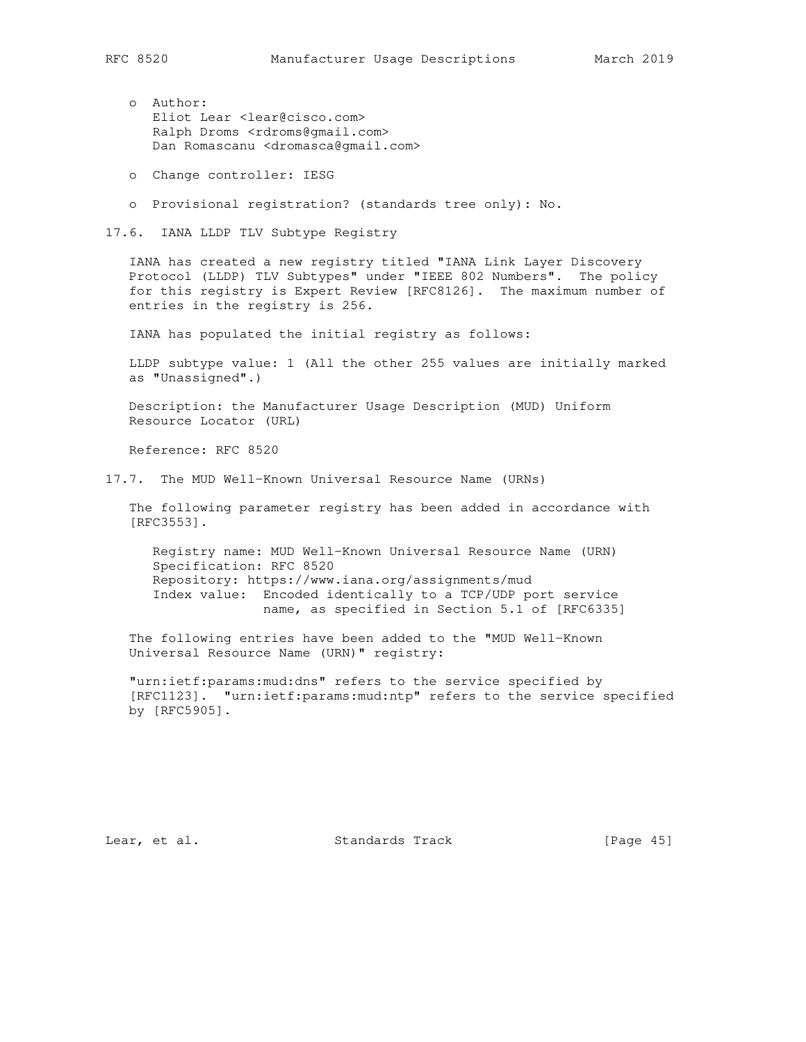- Author:
  Eliot Lear <lear@cisco.com>
  Ralph Droms <rdroms@gmail.com>
  Dan Romascanu <dromasca@gmail.com>

- Change controller: IESG

- Provisional registration? (standards tree only): No.

## 17.6. IANA LLDP TLV Subtype Registry

IANA has created a new registry titled "IANA Link Layer Discovery Protocol (LLDP) TLV Subtypes" under "IEEE 802 Numbers". The policy for this registry is Expert Review [RFC8126]. The maximum number of entries in the registry is 256.

IANA has populated the initial registry as follows:

LLDP subtype value: 1 (All the other 255 values are initially marked as "Unassigned".)

Description: the Manufacturer Usage Description (MUD) Uniform Resource Locator (URL)

Reference: RFC 8520

## 17.7. The MUD Well-Known Universal Resource Name (URNs)

The following parameter registry has been added in accordance with [RFC3553].

```
Registry name: MUD Well-Known Universal Resource Name (URN)
Specification: RFC 8520
Repository: https://www.iana.org/assignments/mud
Index value:  Encoded identically to a TCP/UDP port service
              name, as specified in Section 5.1 of [RFC6335]
```

The following entries have been added to the "MUD Well-Known Universal Resource Name (URN)" registry:

"urn:ietf:params:mud:dns" refers to the service specified by [RFC1123]. "urn:ietf:params:mud:ntp" refers to the service specified by [RFC5905].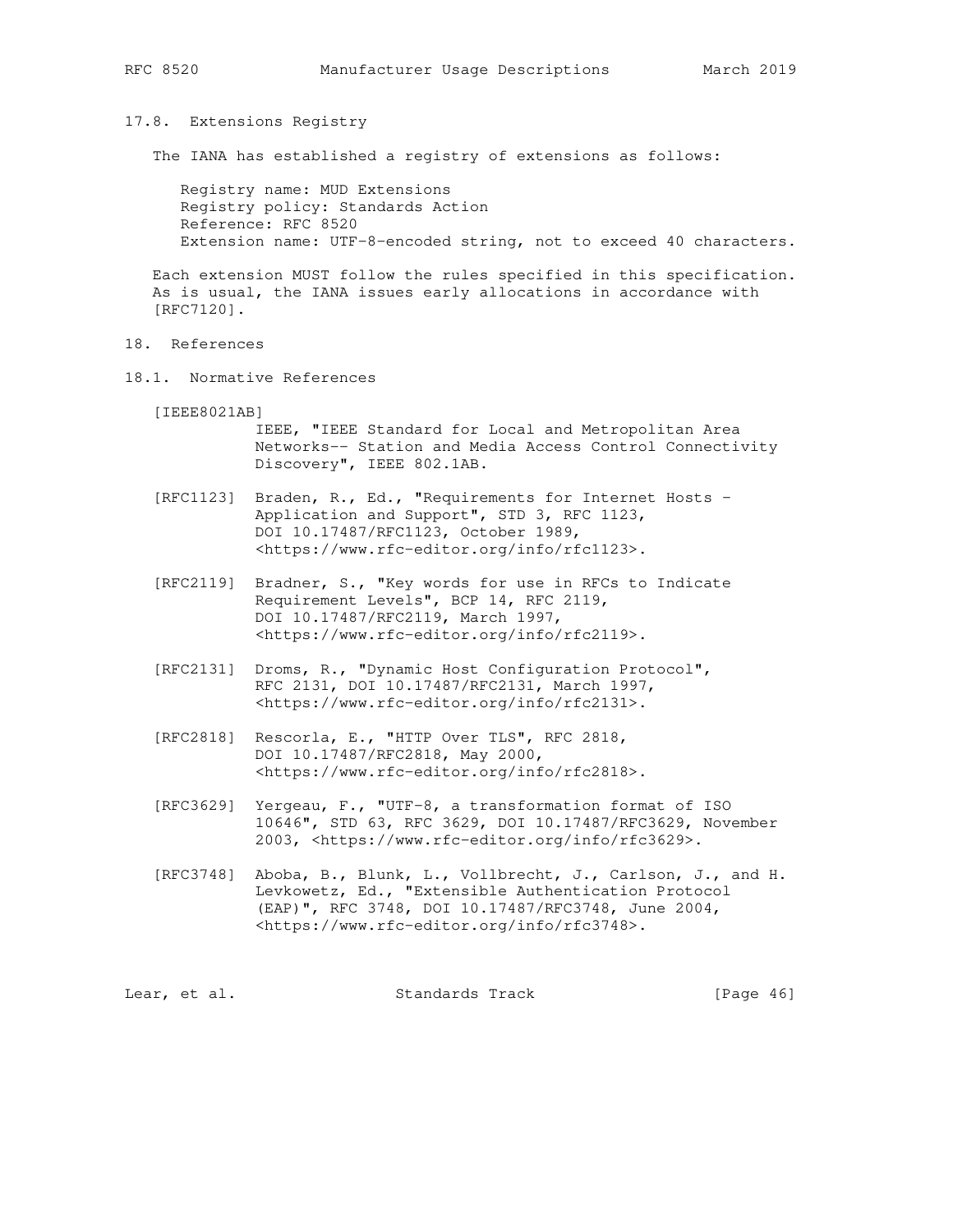### 17.8. Extensions Registry

The IANA has established a registry of extensions as follows:

Registry name: MUD Extensions
Registry policy: Standards Action
Reference: RFC 8520
Extension name: UTF-8-encoded string, not to exceed 40 characters.

Each extension MUST follow the rules specified in this specification. As is usual, the IANA issues early allocations in accordance with [RFC7120].

## 18. References

### 18.1. Normative References

[IEEE8021AB]
IEEE, "IEEE Standard for Local and Metropolitan Area Networks-- Station and Media Access Control Connectivity Discovery", IEEE 802.1AB.

[RFC1123] Braden, R., Ed., "Requirements for Internet Hosts - Application and Support", STD 3, RFC 1123, DOI 10.17487/RFC1123, October 1989, <https://www.rfc-editor.org/info/rfc1123>.

[RFC2119] Bradner, S., "Key words for use in RFCs to Indicate Requirement Levels", BCP 14, RFC 2119, DOI 10.17487/RFC2119, March 1997, <https://www.rfc-editor.org/info/rfc2119>.

[RFC2131] Droms, R., "Dynamic Host Configuration Protocol", RFC 2131, DOI 10.17487/RFC2131, March 1997, <https://www.rfc-editor.org/info/rfc2131>.

[RFC2818] Rescorla, E., "HTTP Over TLS", RFC 2818, DOI 10.17487/RFC2818, May 2000, <https://www.rfc-editor.org/info/rfc2818>.

[RFC3629] Yergeau, F., "UTF-8, a transformation format of ISO 10646", STD 63, RFC 3629, DOI 10.17487/RFC3629, November 2003, <https://www.rfc-editor.org/info/rfc3629>.

[RFC3748] Aboba, B., Blunk, L., Vollbrecht, J., Carlson, J., and H. Levkowetz, Ed., "Extensible Authentication Protocol (EAP)", RFC 3748, DOI 10.17487/RFC3748, June 2004, <https://www.rfc-editor.org/info/rfc3748>.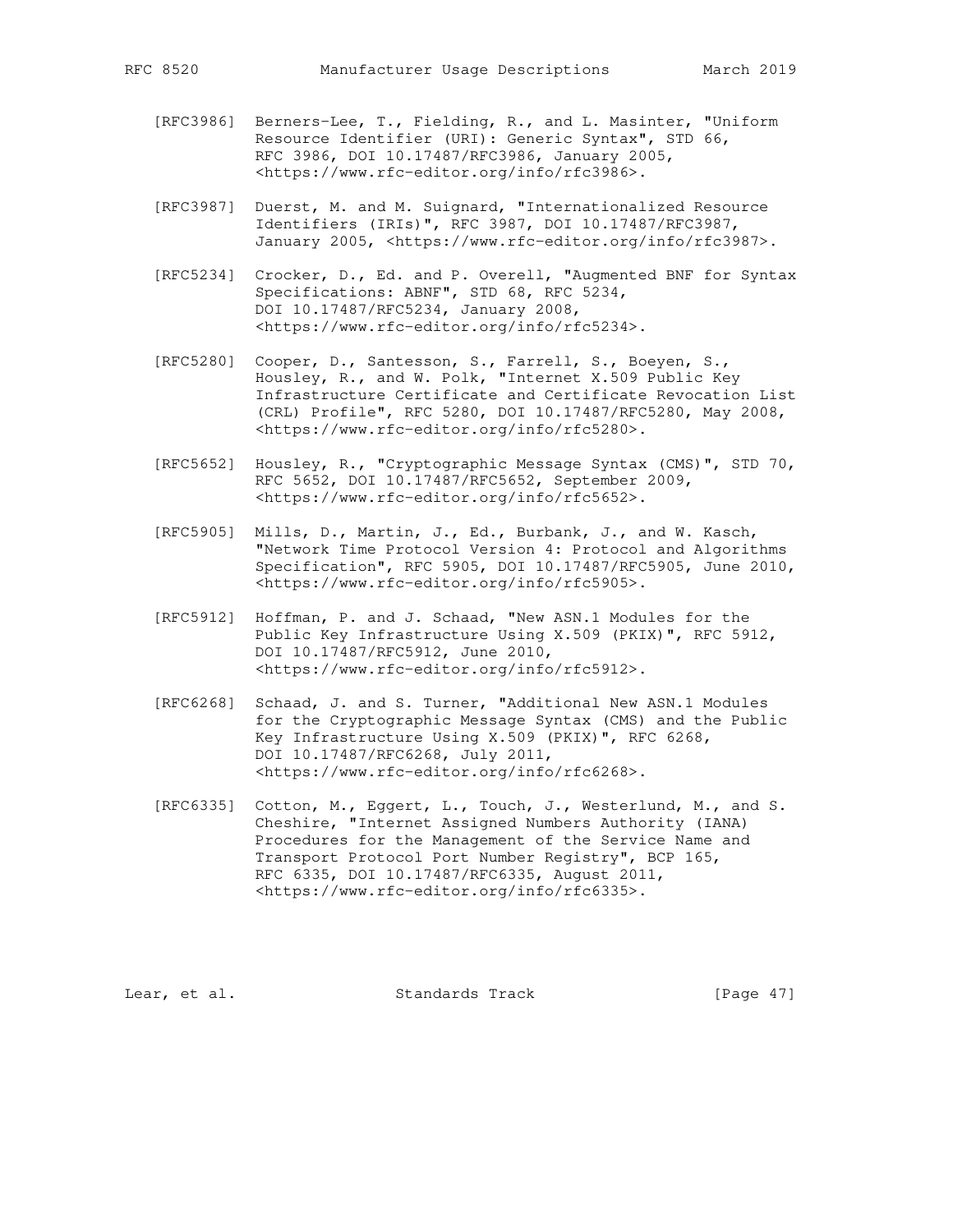[RFC3986] Berners-Lee, T., Fielding, R., and L. Masinter, "Uniform Resource Identifier (URI): Generic Syntax", STD 66, RFC 3986, DOI 10.17487/RFC3986, January 2005, <https://www.rfc-editor.org/info/rfc3986>.

[RFC3987] Duerst, M. and M. Suignard, "Internationalized Resource Identifiers (IRIs)", RFC 3987, DOI 10.17487/RFC3987, January 2005, <https://www.rfc-editor.org/info/rfc3987>.

[RFC5234] Crocker, D., Ed. and P. Overell, "Augmented BNF for Syntax Specifications: ABNF", STD 68, RFC 5234, DOI 10.17487/RFC5234, January 2008, <https://www.rfc-editor.org/info/rfc5234>.

[RFC5280] Cooper, D., Santesson, S., Farrell, S., Boeyen, S., Housley, R., and W. Polk, "Internet X.509 Public Key Infrastructure Certificate and Certificate Revocation List (CRL) Profile", RFC 5280, DOI 10.17487/RFC5280, May 2008, <https://www.rfc-editor.org/info/rfc5280>.

[RFC5652] Housley, R., "Cryptographic Message Syntax (CMS)", STD 70, RFC 5652, DOI 10.17487/RFC5652, September 2009, <https://www.rfc-editor.org/info/rfc5652>.

[RFC5905] Mills, D., Martin, J., Ed., Burbank, J., and W. Kasch, "Network Time Protocol Version 4: Protocol and Algorithms Specification", RFC 5905, DOI 10.17487/RFC5905, June 2010, <https://www.rfc-editor.org/info/rfc5905>.

[RFC5912] Hoffman, P. and J. Schaad, "New ASN.1 Modules for the Public Key Infrastructure Using X.509 (PKIX)", RFC 5912, DOI 10.17487/RFC5912, June 2010, <https://www.rfc-editor.org/info/rfc5912>.

[RFC6268] Schaad, J. and S. Turner, "Additional New ASN.1 Modules for the Cryptographic Message Syntax (CMS) and the Public Key Infrastructure Using X.509 (PKIX)", RFC 6268, DOI 10.17487/RFC6268, July 2011, <https://www.rfc-editor.org/info/rfc6268>.

[RFC6335] Cotton, M., Eggert, L., Touch, J., Westerlund, M., and S. Cheshire, "Internet Assigned Numbers Authority (IANA) Procedures for the Management of the Service Name and Transport Protocol Port Number Registry", BCP 165, RFC 6335, DOI 10.17487/RFC6335, August 2011, <https://www.rfc-editor.org/info/rfc6335>.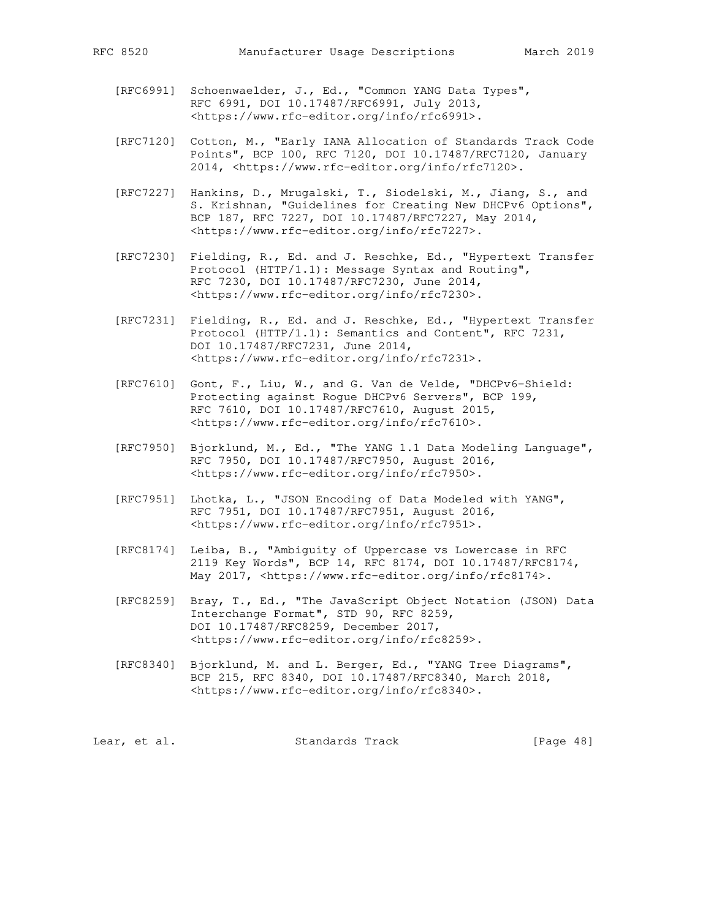[RFC6991] Schoenwaelder, J., Ed., "Common YANG Data Types", RFC 6991, DOI 10.17487/RFC6991, July 2013, <https://www.rfc-editor.org/info/rfc6991>.

[RFC7120] Cotton, M., "Early IANA Allocation of Standards Track Code Points", BCP 100, RFC 7120, DOI 10.17487/RFC7120, January 2014, <https://www.rfc-editor.org/info/rfc7120>.

[RFC7227] Hankins, D., Mrugalski, T., Siodelski, M., Jiang, S., and S. Krishnan, "Guidelines for Creating New DHCPv6 Options", BCP 187, RFC 7227, DOI 10.17487/RFC7227, May 2014, <https://www.rfc-editor.org/info/rfc7227>.

[RFC7230] Fielding, R., Ed. and J. Reschke, Ed., "Hypertext Transfer Protocol (HTTP/1.1): Message Syntax and Routing", RFC 7230, DOI 10.17487/RFC7230, June 2014, <https://www.rfc-editor.org/info/rfc7230>.

[RFC7231] Fielding, R., Ed. and J. Reschke, Ed., "Hypertext Transfer Protocol (HTTP/1.1): Semantics and Content", RFC 7231, DOI 10.17487/RFC7231, June 2014, <https://www.rfc-editor.org/info/rfc7231>.

[RFC7610] Gont, F., Liu, W., and G. Van de Velde, "DHCPv6-Shield: Protecting against Rogue DHCPv6 Servers", BCP 199, RFC 7610, DOI 10.17487/RFC7610, August 2015, <https://www.rfc-editor.org/info/rfc7610>.

[RFC7950] Bjorklund, M., Ed., "The YANG 1.1 Data Modeling Language", RFC 7950, DOI 10.17487/RFC7950, August 2016, <https://www.rfc-editor.org/info/rfc7950>.

[RFC7951] Lhotka, L., "JSON Encoding of Data Modeled with YANG", RFC 7951, DOI 10.17487/RFC7951, August 2016, <https://www.rfc-editor.org/info/rfc7951>.

[RFC8174] Leiba, B., "Ambiguity of Uppercase vs Lowercase in RFC 2119 Key Words", BCP 14, RFC 8174, DOI 10.17487/RFC8174, May 2017, <https://www.rfc-editor.org/info/rfc8174>.

[RFC8259] Bray, T., Ed., "The JavaScript Object Notation (JSON) Data Interchange Format", STD 90, RFC 8259, DOI 10.17487/RFC8259, December 2017, <https://www.rfc-editor.org/info/rfc8259>.

[RFC8340] Bjorklund, M. and L. Berger, Ed., "YANG Tree Diagrams", BCP 215, RFC 8340, DOI 10.17487/RFC8340, March 2018, <https://www.rfc-editor.org/info/rfc8340>.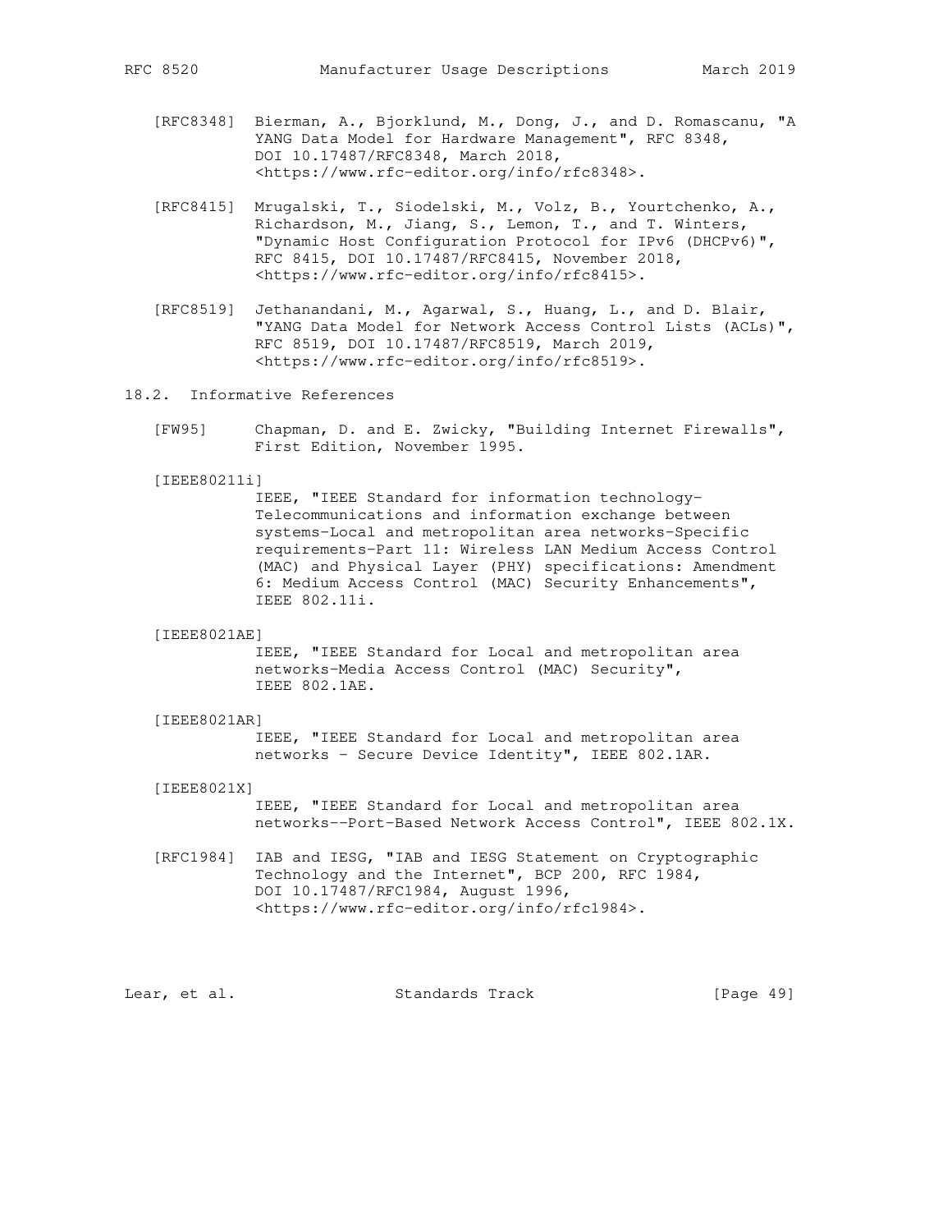[RFC8348] Bierman, A., Bjorklund, M., Dong, J., and D. Romascanu, "A YANG Data Model for Hardware Management", RFC 8348, DOI 10.17487/RFC8348, March 2018, <https://www.rfc-editor.org/info/rfc8348>.

[RFC8415] Mrugalski, T., Siodelski, M., Volz, B., Yourtchenko, A., Richardson, M., Jiang, S., Lemon, T., and T. Winters, "Dynamic Host Configuration Protocol for IPv6 (DHCPv6)", RFC 8415, DOI 10.17487/RFC8415, November 2018, <https://www.rfc-editor.org/info/rfc8415>.

[RFC8519] Jethanandani, M., Agarwal, S., Huang, L., and D. Blair, "YANG Data Model for Network Access Control Lists (ACLs)", RFC 8519, DOI 10.17487/RFC8519, March 2019, <https://www.rfc-editor.org/info/rfc8519>.

## 18.2. Informative References

[FW95] Chapman, D. and E. Zwicky, "Building Internet Firewalls", First Edition, November 1995.

[IEEE80211i] IEEE, "IEEE Standard for information technology-Telecommunications and information exchange between systems-Local and metropolitan area networks-Specific requirements-Part 11: Wireless LAN Medium Access Control (MAC) and Physical Layer (PHY) specifications: Amendment 6: Medium Access Control (MAC) Security Enhancements", IEEE 802.11i.

[IEEE8021AE] IEEE, "IEEE Standard for Local and metropolitan area networks-Media Access Control (MAC) Security", IEEE 802.1AE.

[IEEE8021AR] IEEE, "IEEE Standard for Local and metropolitan area networks - Secure Device Identity", IEEE 802.1AR.

[IEEE8021X] IEEE, "IEEE Standard for Local and metropolitan area networks--Port-Based Network Access Control", IEEE 802.1X.

[RFC1984] IAB and IESG, "IAB and IESG Statement on Cryptographic Technology and the Internet", BCP 200, RFC 1984, DOI 10.17487/RFC1984, August 1996, <https://www.rfc-editor.org/info/rfc1984>.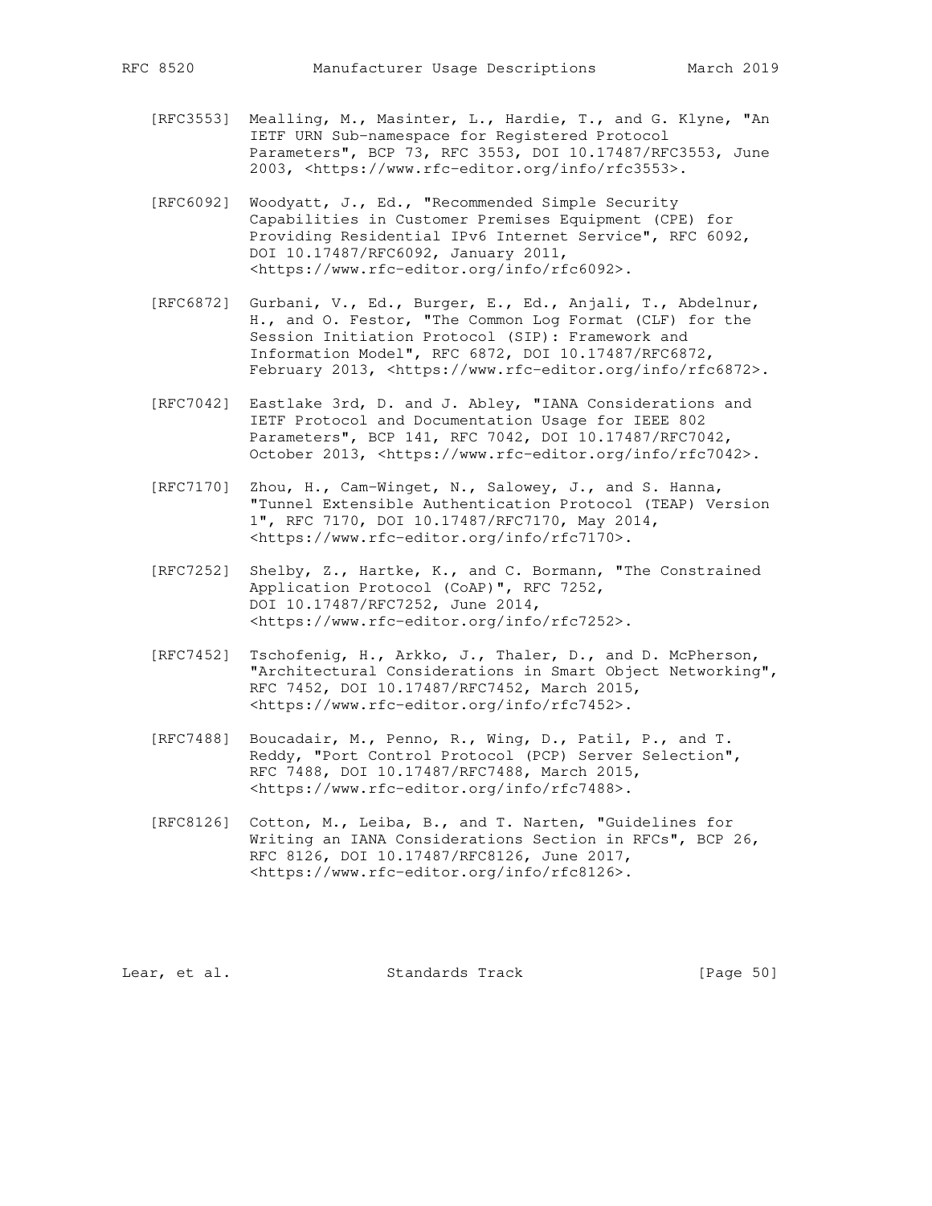[RFC3553] Mealling, M., Masinter, L., Hardie, T., and G. Klyne, "An IETF URN Sub-namespace for Registered Protocol Parameters", BCP 73, RFC 3553, DOI 10.17487/RFC3553, June 2003, <https://www.rfc-editor.org/info/rfc3553>.

[RFC6092] Woodyatt, J., Ed., "Recommended Simple Security Capabilities in Customer Premises Equipment (CPE) for Providing Residential IPv6 Internet Service", RFC 6092, DOI 10.17487/RFC6092, January 2011, <https://www.rfc-editor.org/info/rfc6092>.

[RFC6872] Gurbani, V., Ed., Burger, E., Ed., Anjali, T., Abdelnur, H., and O. Festor, "The Common Log Format (CLF) for the Session Initiation Protocol (SIP): Framework and Information Model", RFC 6872, DOI 10.17487/RFC6872, February 2013, <https://www.rfc-editor.org/info/rfc6872>.

[RFC7042] Eastlake 3rd, D. and J. Abley, "IANA Considerations and IETF Protocol and Documentation Usage for IEEE 802 Parameters", BCP 141, RFC 7042, DOI 10.17487/RFC7042, October 2013, <https://www.rfc-editor.org/info/rfc7042>.

[RFC7170] Zhou, H., Cam-Winget, N., Salowey, J., and S. Hanna, "Tunnel Extensible Authentication Protocol (TEAP) Version 1", RFC 7170, DOI 10.17487/RFC7170, May 2014, <https://www.rfc-editor.org/info/rfc7170>.

[RFC7252] Shelby, Z., Hartke, K., and C. Bormann, "The Constrained Application Protocol (CoAP)", RFC 7252, DOI 10.17487/RFC7252, June 2014, <https://www.rfc-editor.org/info/rfc7252>.

[RFC7452] Tschofenig, H., Arkko, J., Thaler, D., and D. McPherson, "Architectural Considerations in Smart Object Networking", RFC 7452, DOI 10.17487/RFC7452, March 2015, <https://www.rfc-editor.org/info/rfc7452>.

[RFC7488] Boucadair, M., Penno, R., Wing, D., Patil, P., and T. Reddy, "Port Control Protocol (PCP) Server Selection", RFC 7488, DOI 10.17487/RFC7488, March 2015, <https://www.rfc-editor.org/info/rfc7488>.

[RFC8126] Cotton, M., Leiba, B., and T. Narten, "Guidelines for Writing an IANA Considerations Section in RFCs", BCP 26, RFC 8126, DOI 10.17487/RFC8126, June 2017, <https://www.rfc-editor.org/info/rfc8126>.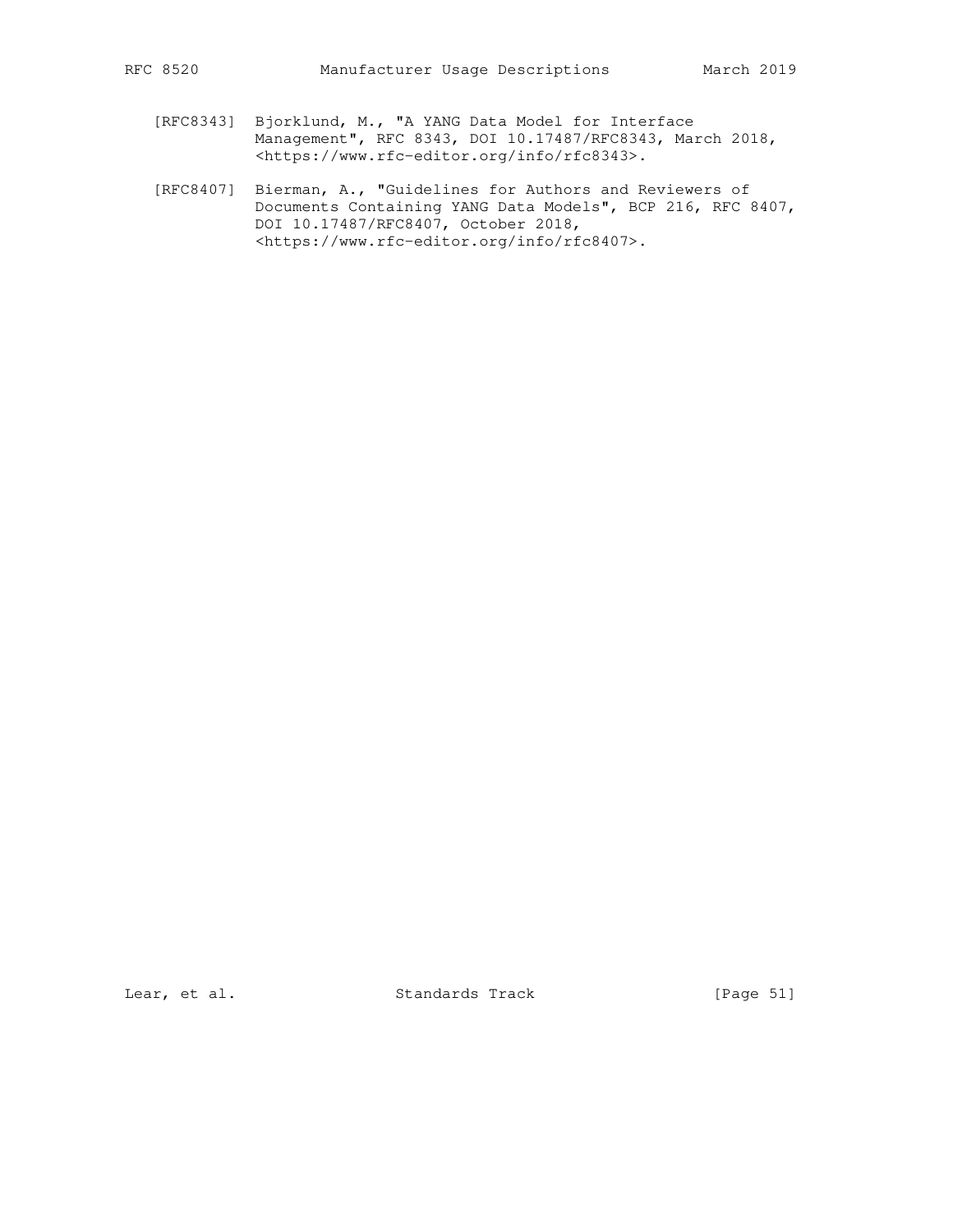[RFC8343] Bjorklund, M., "A YANG Data Model for Interface Management", RFC 8343, DOI 10.17487/RFC8343, March 2018, <https://www.rfc-editor.org/info/rfc8343>.

[RFC8407] Bierman, A., "Guidelines for Authors and Reviewers of Documents Containing YANG Data Models", BCP 216, RFC 8407, DOI 10.17487/RFC8407, October 2018, <https://www.rfc-editor.org/info/rfc8407>.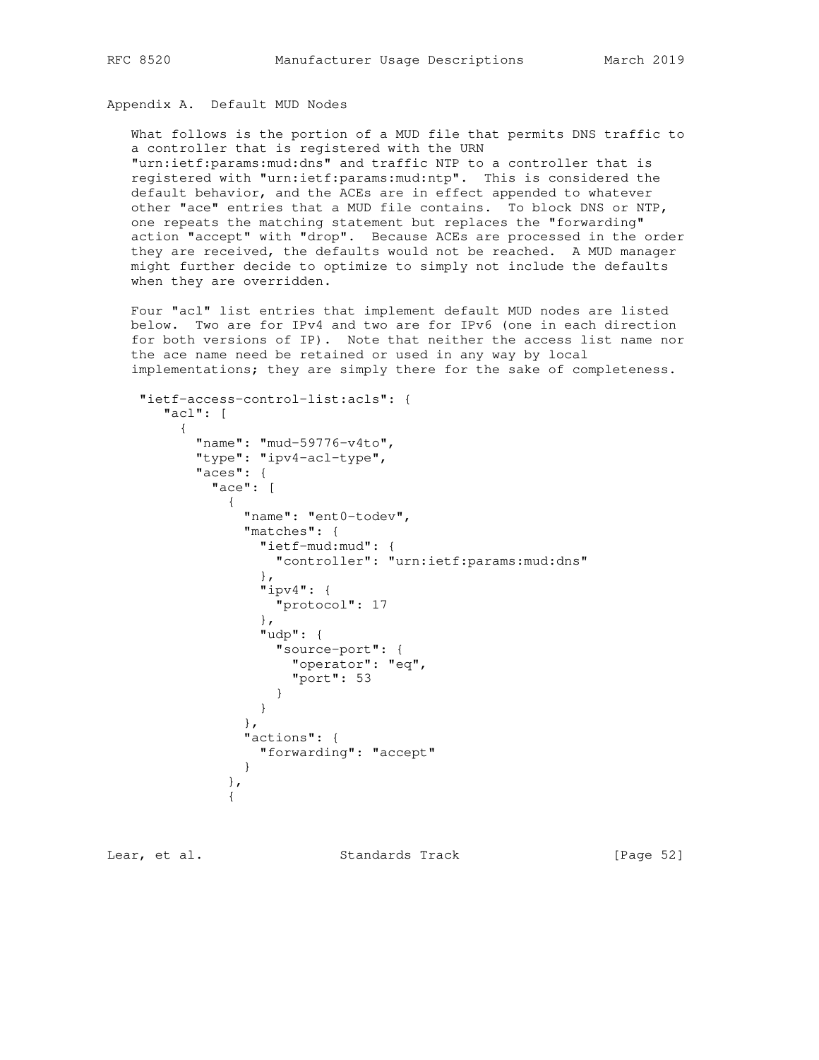## Appendix A. Default MUD Nodes

What follows is the portion of a MUD file that permits DNS traffic to a controller that is registered with the URN "urn:ietf:params:mud:dns" and traffic NTP to a controller that is registered with "urn:ietf:params:mud:ntp". This is considered the default behavior, and the ACEs are in effect appended to whatever other "ace" entries that a MUD file contains. To block DNS or NTP, one repeats the matching statement but replaces the "forwarding" action "accept" with "drop". Because ACEs are processed in the order they are received, the defaults would not be reached. A MUD manager might further decide to optimize to simply not include the defaults when they are overridden.

Four "acl" list entries that implement default MUD nodes are listed below. Two are for IPv4 and two are for IPv6 (one in each direction for both versions of IP). Note that neither the access list name nor the ace name need be retained or used in any way by local implementations; they are simply there for the sake of completeness.

```
 "ietf-access-control-list:acls": {
    "acl": [
      {
        "name": "mud-59776-v4to",
        "type": "ipv4-acl-type",
        "aces": {
          "ace": [
            {
              "name": "ent0-todev",
              "matches": {
                "ietf-mud:mud": {
                  "controller": "urn:ietf:params:mud:dns"
                },
                "ipv4": {
                  "protocol": 17
                },
                "udp": {
                  "source-port": {
                    "operator": "eq",
                    "port": 53
                  }
                }
              },
              "actions": {
                "forwarding": "accept"
              }
            },
            {
```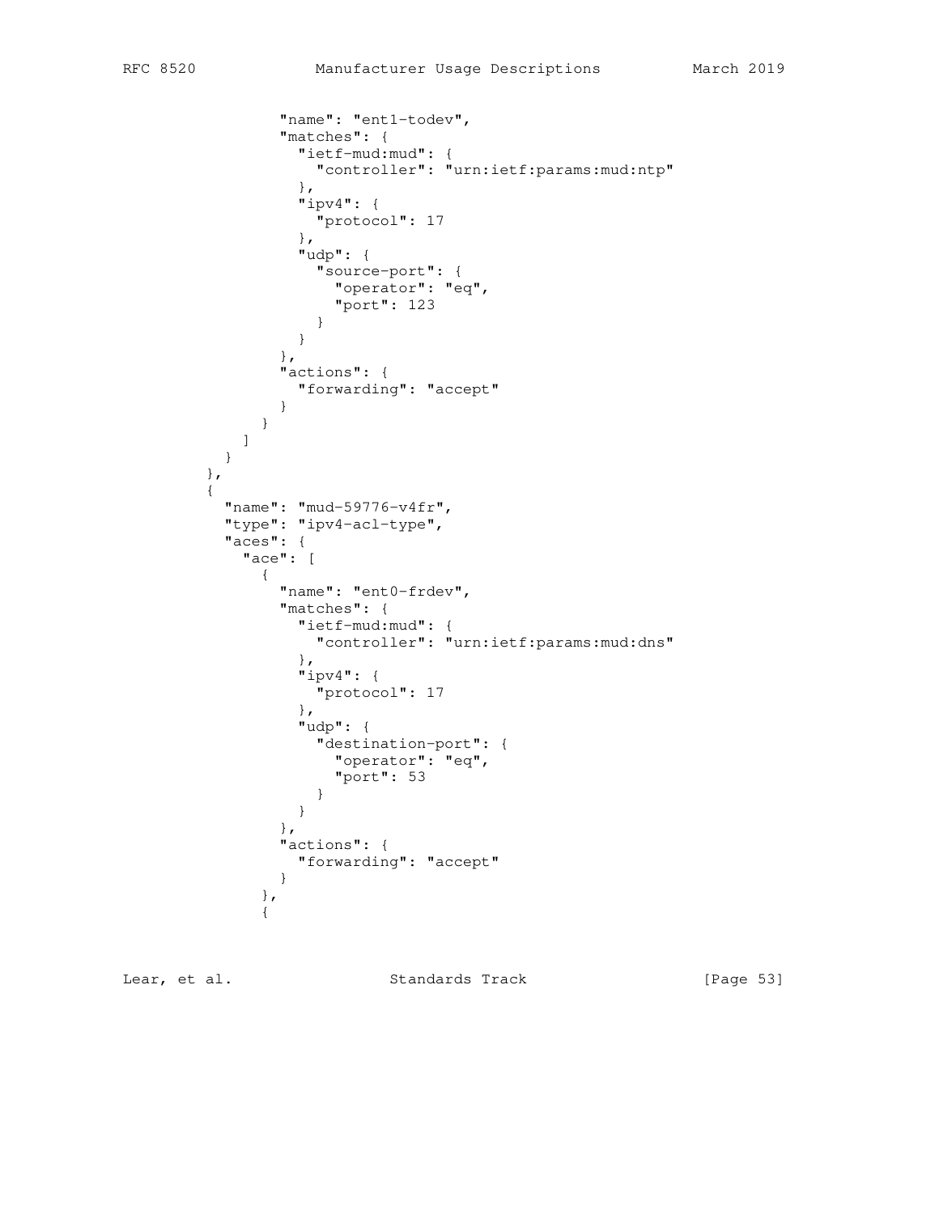```
                "name": "ent1-todev",
                "matches": {
                  "ietf-mud:mud": {
                    "controller": "urn:ietf:params:mud:ntp"
                  },
                  "ipv4": {
                    "protocol": 17
                  },
                  "udp": {
                    "source-port": {
                      "operator": "eq",
                      "port": 123
                    }
                  }
                },
                "actions": {
                  "forwarding": "accept"
                }
              }
            ]
          }
        },
        {
          "name": "mud-59776-v4fr",
          "type": "ipv4-acl-type",
          "aces": {
            "ace": [
              {
                "name": "ent0-frdev",
                "matches": {
                  "ietf-mud:mud": {
                    "controller": "urn:ietf:params:mud:dns"
                  },
                  "ipv4": {
                    "protocol": 17
                  },
                  "udp": {
                    "destination-port": {
                      "operator": "eq",
                      "port": 53
                    }
                  }
                },
                "actions": {
                  "forwarding": "accept"
                }
              },
              {
```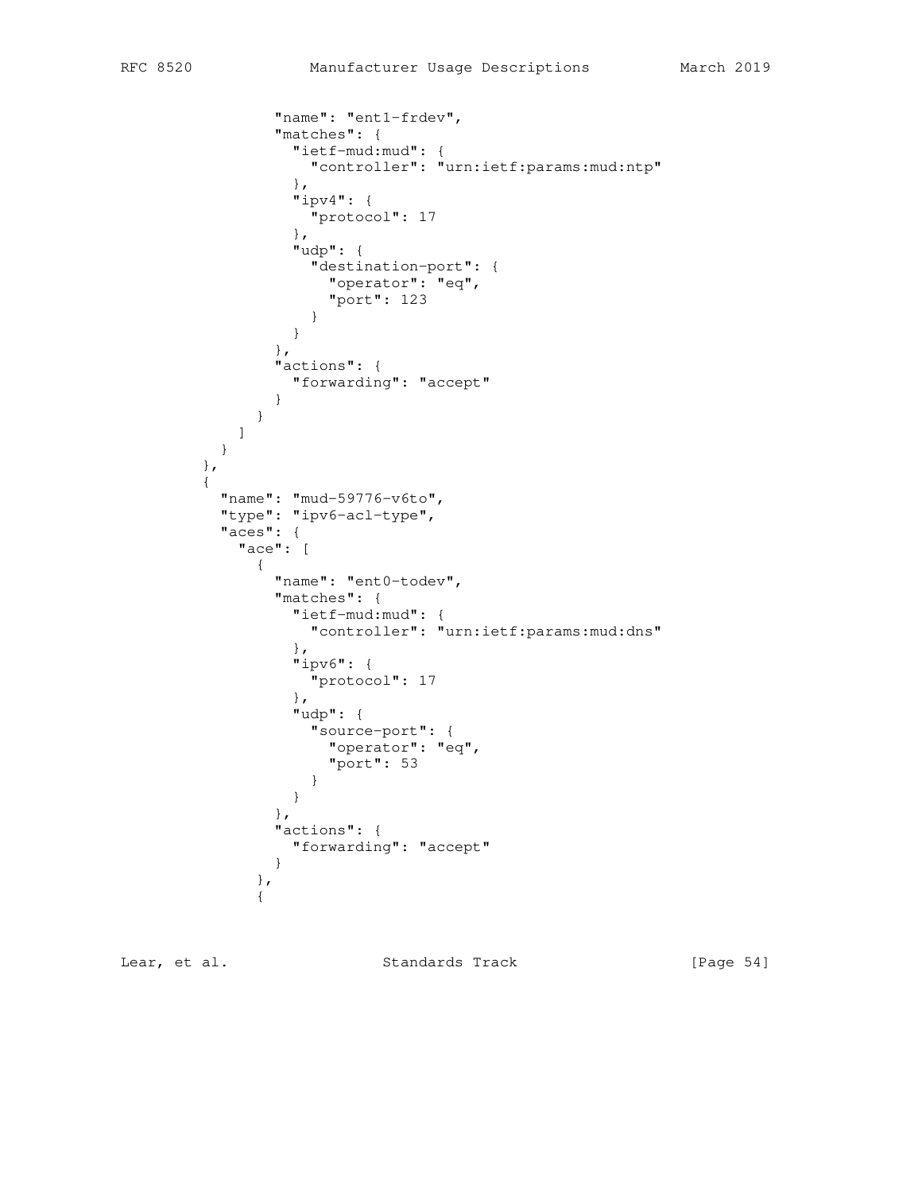```
                "name": "ent1-frdev",
                "matches": {
                  "ietf-mud:mud": {
                    "controller": "urn:ietf:params:mud:ntp"
                  },
                  "ipv4": {
                    "protocol": 17
                  },
                  "udp": {
                    "destination-port": {
                      "operator": "eq",
                      "port": 123
                    }
                  }
                },
                "actions": {
                  "forwarding": "accept"
                }
              }
            ]
          }
        },
        {
          "name": "mud-59776-v6to",
          "type": "ipv6-acl-type",
          "aces": {
            "ace": [
              {
                "name": "ent0-todev",
                "matches": {
                  "ietf-mud:mud": {
                    "controller": "urn:ietf:params:mud:dns"
                  },
                  "ipv6": {
                    "protocol": 17
                  },
                  "udp": {
                    "source-port": {
                      "operator": "eq",
                      "port": 53
                    }
                  }
                },
                "actions": {
                  "forwarding": "accept"
                }
              },
              {
```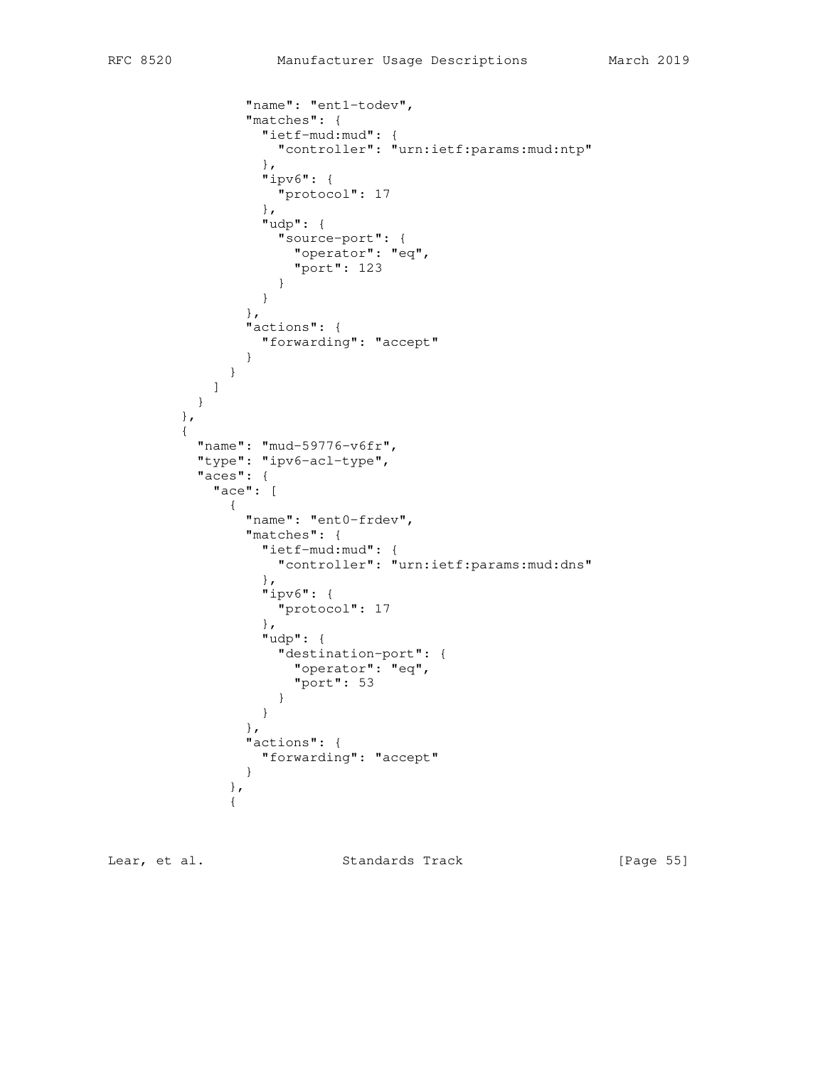```
                "name": "ent1-todev",
                "matches": {
                  "ietf-mud:mud": {
                    "controller": "urn:ietf:params:mud:ntp"
                  },
                  "ipv6": {
                    "protocol": 17
                  },
                  "udp": {
                    "source-port": {
                      "operator": "eq",
                      "port": 123
                    }
                  }
                },
                "actions": {
                  "forwarding": "accept"
                }
              }
            ]
          }
        },
        {
          "name": "mud-59776-v6fr",
          "type": "ipv6-acl-type",
          "aces": {
            "ace": [
              {
                "name": "ent0-frdev",
                "matches": {
                  "ietf-mud:mud": {
                    "controller": "urn:ietf:params:mud:dns"
                  },
                  "ipv6": {
                    "protocol": 17
                  },
                  "udp": {
                    "destination-port": {
                      "operator": "eq",
                      "port": 53
                    }
                  }
                },
                "actions": {
                  "forwarding": "accept"
                }
              },
              {
```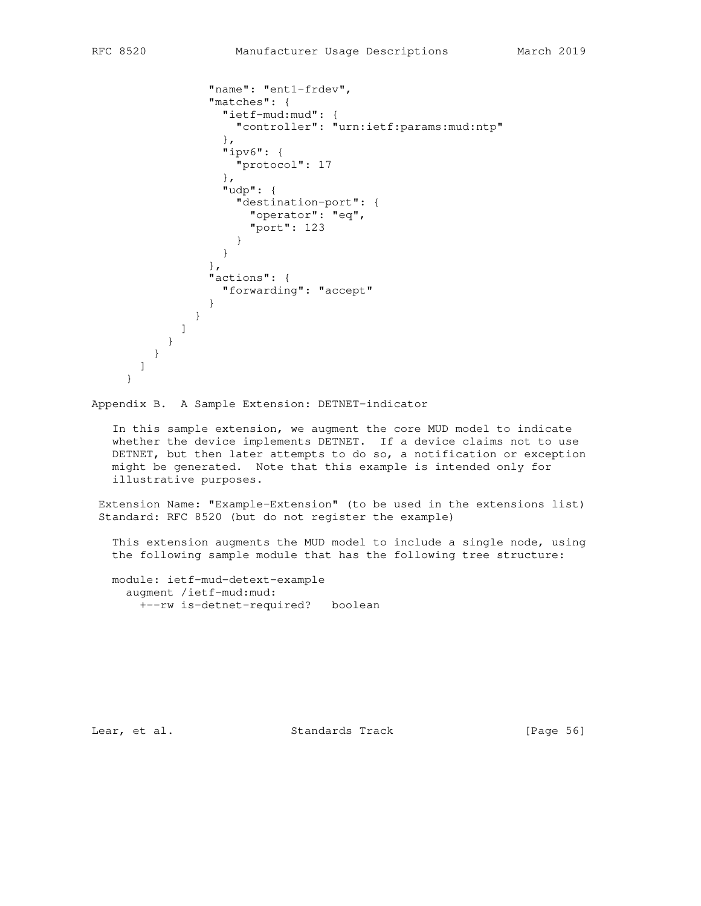```
                "name": "ent1-frdev",
                "matches": {
                  "ietf-mud:mud": {
                    "controller": "urn:ietf:params:mud:ntp"
                  },
                  "ipv6": {
                    "protocol": 17
                  },
                  "udp": {
                    "destination-port": {
                      "operator": "eq",
                      "port": 123
                    }
                  }
                },
                "actions": {
                  "forwarding": "accept"
                }
              }
            ]
          }
        }
      ]
    }
```

## Appendix B. A Sample Extension: DETNET-indicator

In this sample extension, we augment the core MUD model to indicate whether the device implements DETNET. If a device claims not to use DETNET, but then later attempts to do so, a notification or exception might be generated. Note that this example is intended only for illustrative purposes.

Extension Name: "Example-Extension" (to be used in the extensions list)
Standard: RFC 8520 (but do not register the example)

This extension augments the MUD model to include a single node, using the following sample module that has the following tree structure:

```
module: ietf-mud-detext-example
  augment /ietf-mud:mud:
    +--rw is-detnet-required?   boolean
```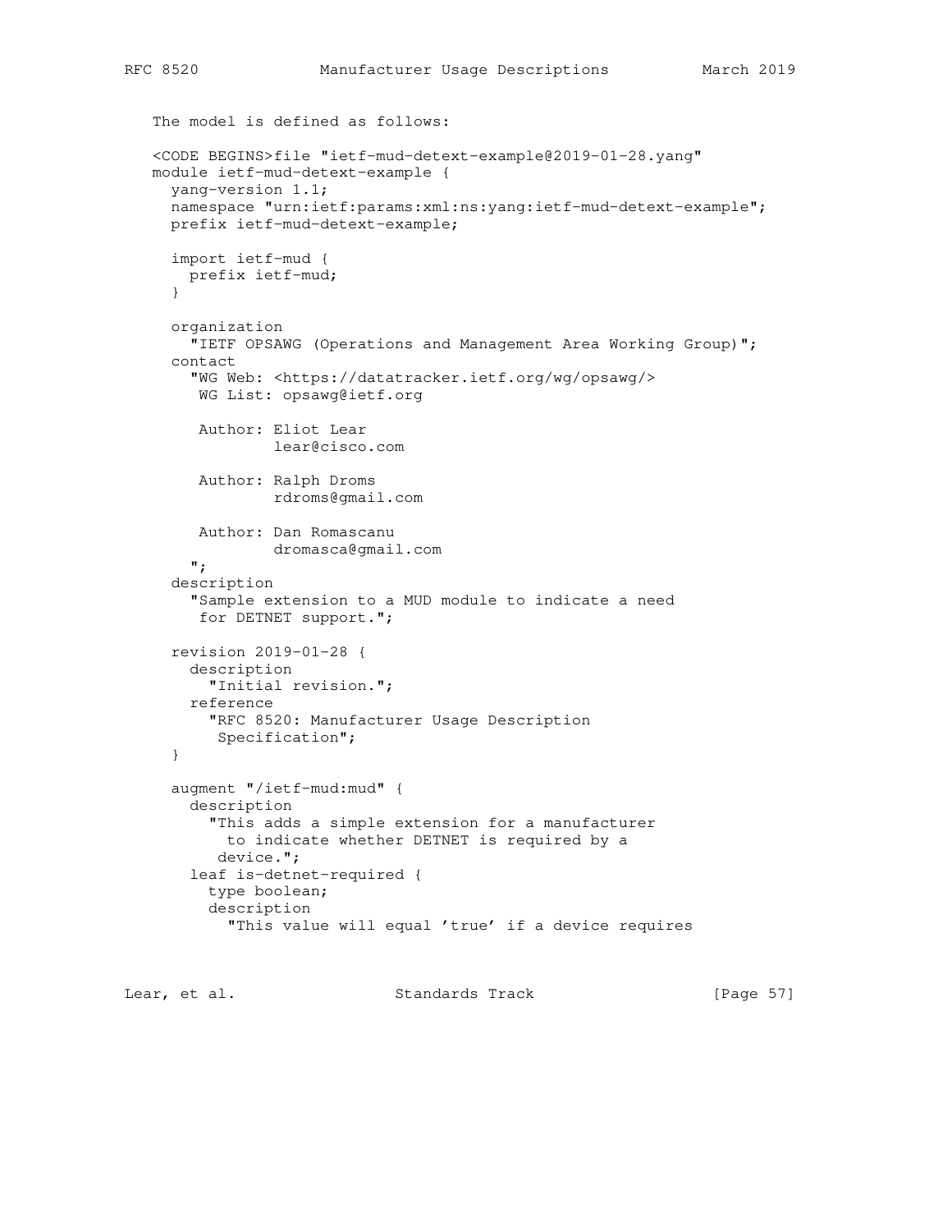The model is defined as follows:

```
<CODE BEGINS>file "ietf-mud-detext-example@2019-01-28.yang"
module ietf-mud-detext-example {
  yang-version 1.1;
  namespace "urn:ietf:params:xml:ns:yang:ietf-mud-detext-example";
  prefix ietf-mud-detext-example;

  import ietf-mud {
    prefix ietf-mud;
  }

  organization
    "IETF OPSAWG (Operations and Management Area Working Group)";
  contact
    "WG Web: <https://datatracker.ietf.org/wg/opsawg/>
     WG List: opsawg@ietf.org

     Author: Eliot Lear
             lear@cisco.com

     Author: Ralph Droms
             rdroms@gmail.com

     Author: Dan Romascanu
             dromasca@gmail.com
    ";
  description
    "Sample extension to a MUD module to indicate a need
     for DETNET support.";

  revision 2019-01-28 {
    description
      "Initial revision.";
    reference
      "RFC 8520: Manufacturer Usage Description
       Specification";
  }

  augment "/ietf-mud:mud" {
    description
      "This adds a simple extension for a manufacturer
        to indicate whether DETNET is required by a
       device.";
    leaf is-detnet-required {
      type boolean;
      description
        "This value will equal 'true' if a device requires
```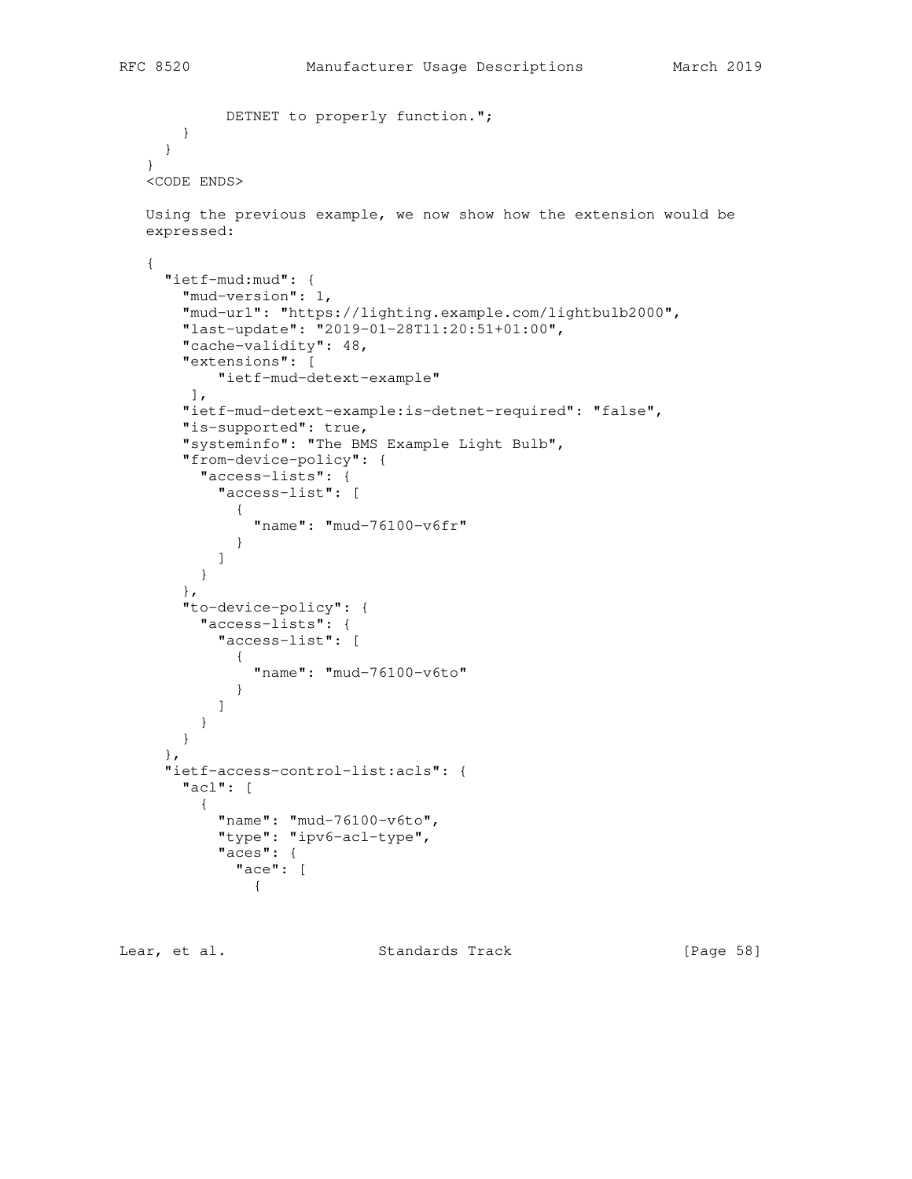```
           DETNET to properly function.";
      }
    }
  }
  <CODE ENDS>
```

Using the previous example, we now show how the extension would be expressed:

```
{
  "ietf-mud:mud": {
    "mud-version": 1,
    "mud-url": "https://lighting.example.com/lightbulb2000",
    "last-update": "2019-01-28T11:20:51+01:00",
    "cache-validity": 48,
    "extensions": [
        "ietf-mud-detext-example"
     ],
    "ietf-mud-detext-example:is-detnet-required": "false",
    "is-supported": true,
    "systeminfo": "The BMS Example Light Bulb",
    "from-device-policy": {
      "access-lists": {
        "access-list": [
          {
            "name": "mud-76100-v6fr"
          }
        ]
      }
    },
    "to-device-policy": {
      "access-lists": {
        "access-list": [
          {
            "name": "mud-76100-v6to"
          }
        ]
      }
    }
  },
  "ietf-access-control-list:acls": {
    "acl": [
      {
        "name": "mud-76100-v6to",
        "type": "ipv6-acl-type",
        "aces": {
          "ace": [
            {
```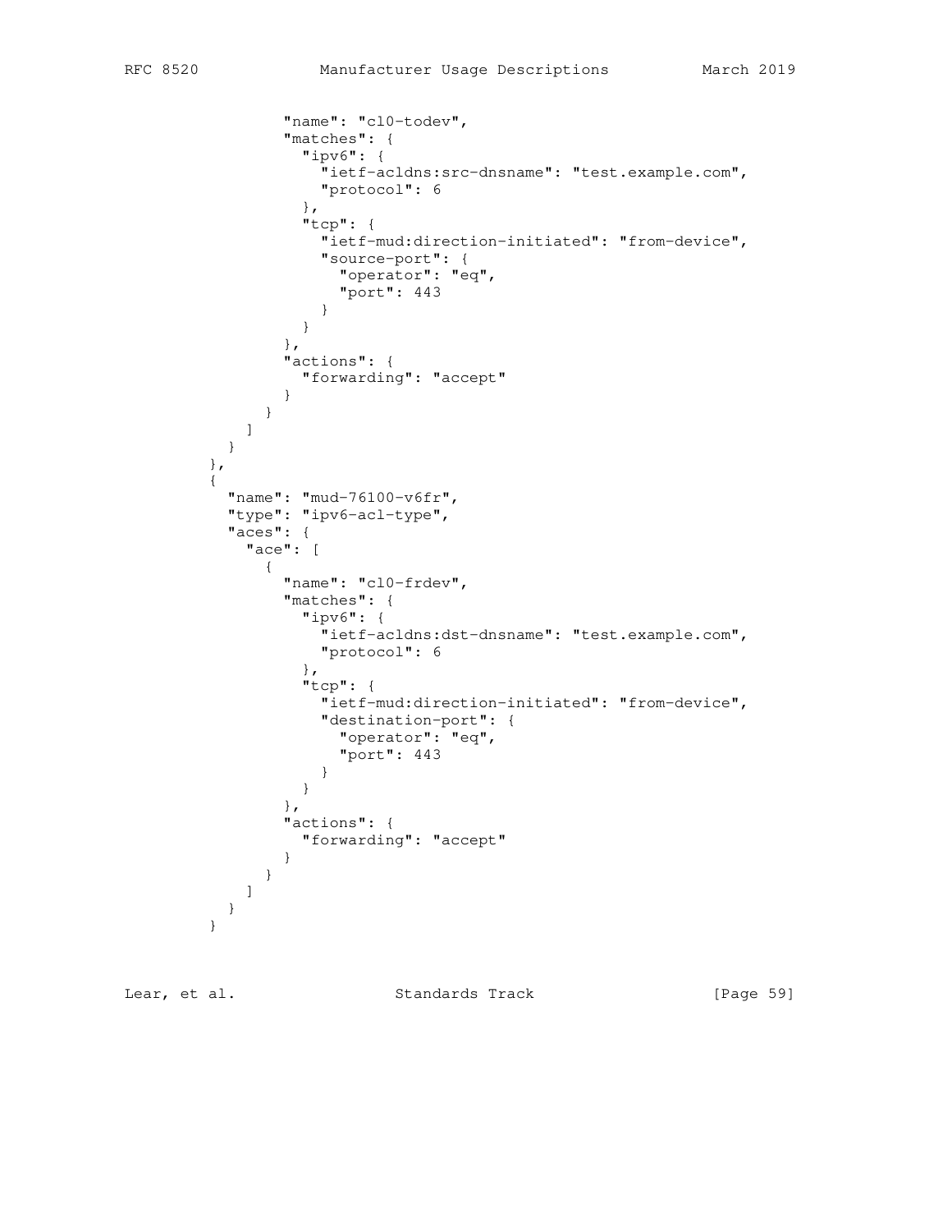```
              "name": "cl0-todev",
              "matches": {
                "ipv6": {
                  "ietf-acldns:src-dnsname": "test.example.com",
                  "protocol": 6
                },
                "tcp": {
                  "ietf-mud:direction-initiated": "from-device",
                  "source-port": {
                    "operator": "eq",
                    "port": 443
                  }
                }
              },
              "actions": {
                "forwarding": "accept"
              }
            }
          ]
        }
      },
      {
        "name": "mud-76100-v6fr",
        "type": "ipv6-acl-type",
        "aces": {
          "ace": [
            {
              "name": "cl0-frdev",
              "matches": {
                "ipv6": {
                  "ietf-acldns:dst-dnsname": "test.example.com",
                  "protocol": 6
                },
                "tcp": {
                  "ietf-mud:direction-initiated": "from-device",
                  "destination-port": {
                    "operator": "eq",
                    "port": 443
                  }
                }
              },
              "actions": {
                "forwarding": "accept"
              }
            }
          ]
        }
      }
```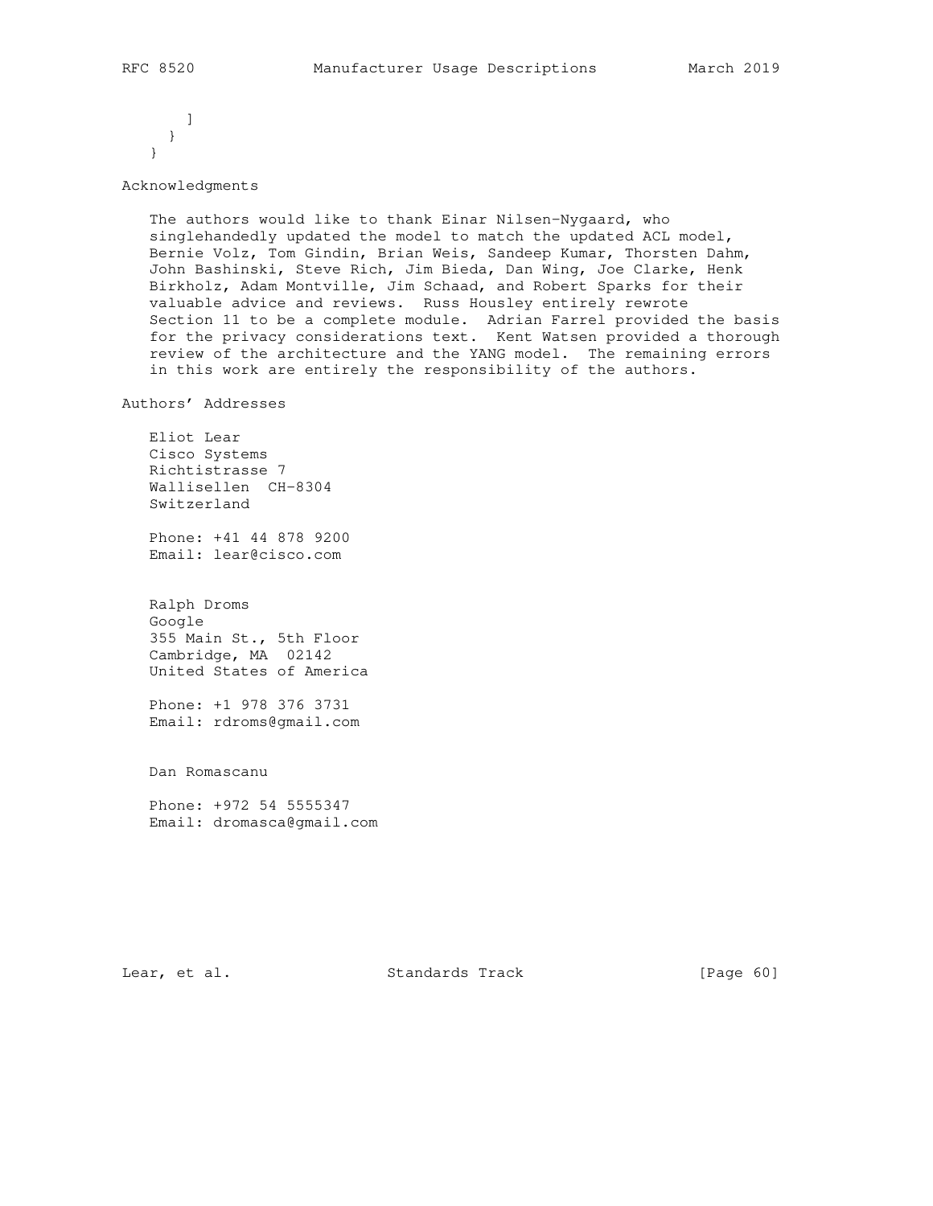```
      ]
    }
  }
```

## Acknowledgments

The authors would like to thank Einar Nilsen-Nygaard, who singlehandedly updated the model to match the updated ACL model, Bernie Volz, Tom Gindin, Brian Weis, Sandeep Kumar, Thorsten Dahm, John Bashinski, Steve Rich, Jim Bieda, Dan Wing, Joe Clarke, Henk Birkholz, Adam Montville, Jim Schaad, and Robert Sparks for their valuable advice and reviews. Russ Housley entirely rewrote Section 11 to be a complete module. Adrian Farrel provided the basis for the privacy considerations text. Kent Watsen provided a thorough review of the architecture and the YANG model. The remaining errors in this work are entirely the responsibility of the authors.

## Authors' Addresses

Eliot Lear
Cisco Systems
Richtistrasse 7
Wallisellen CH-8304
Switzerland

Phone: +41 44 878 9200
Email: lear@cisco.com

Ralph Droms
Google
355 Main St., 5th Floor
Cambridge, MA 02142
United States of America

Phone: +1 978 376 3731
Email: rdroms@gmail.com

Dan Romascanu

Phone: +972 54 5555347
Email: dromasca@gmail.com